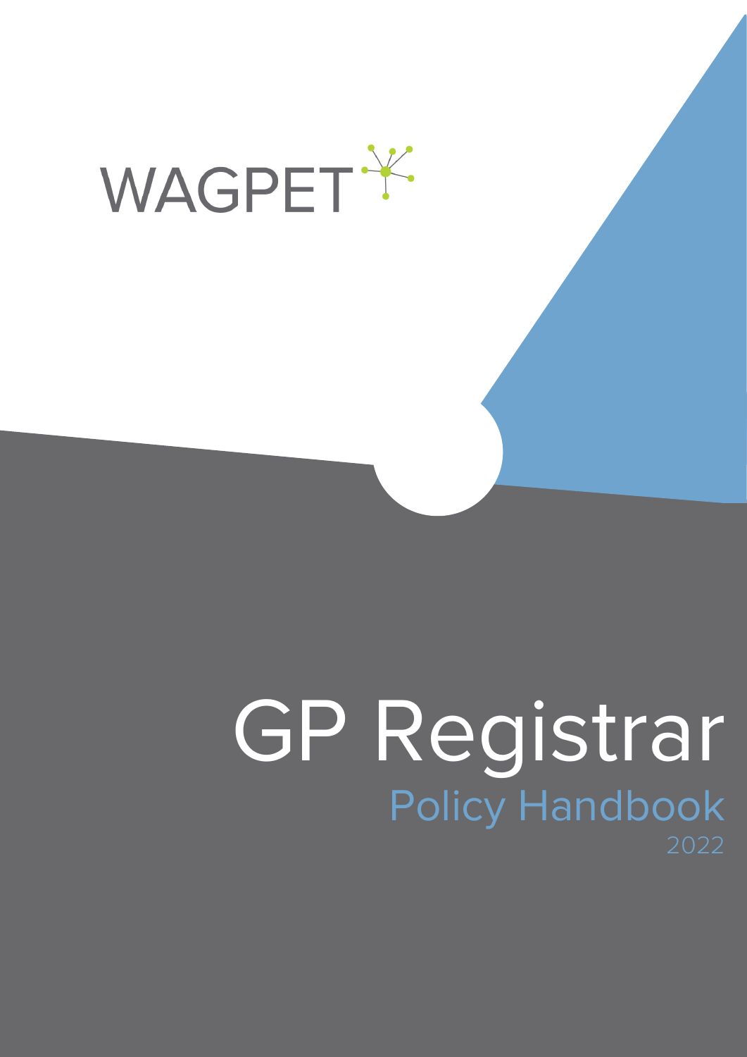WAGPET

# GP Registrar

## Policy Handbook

2022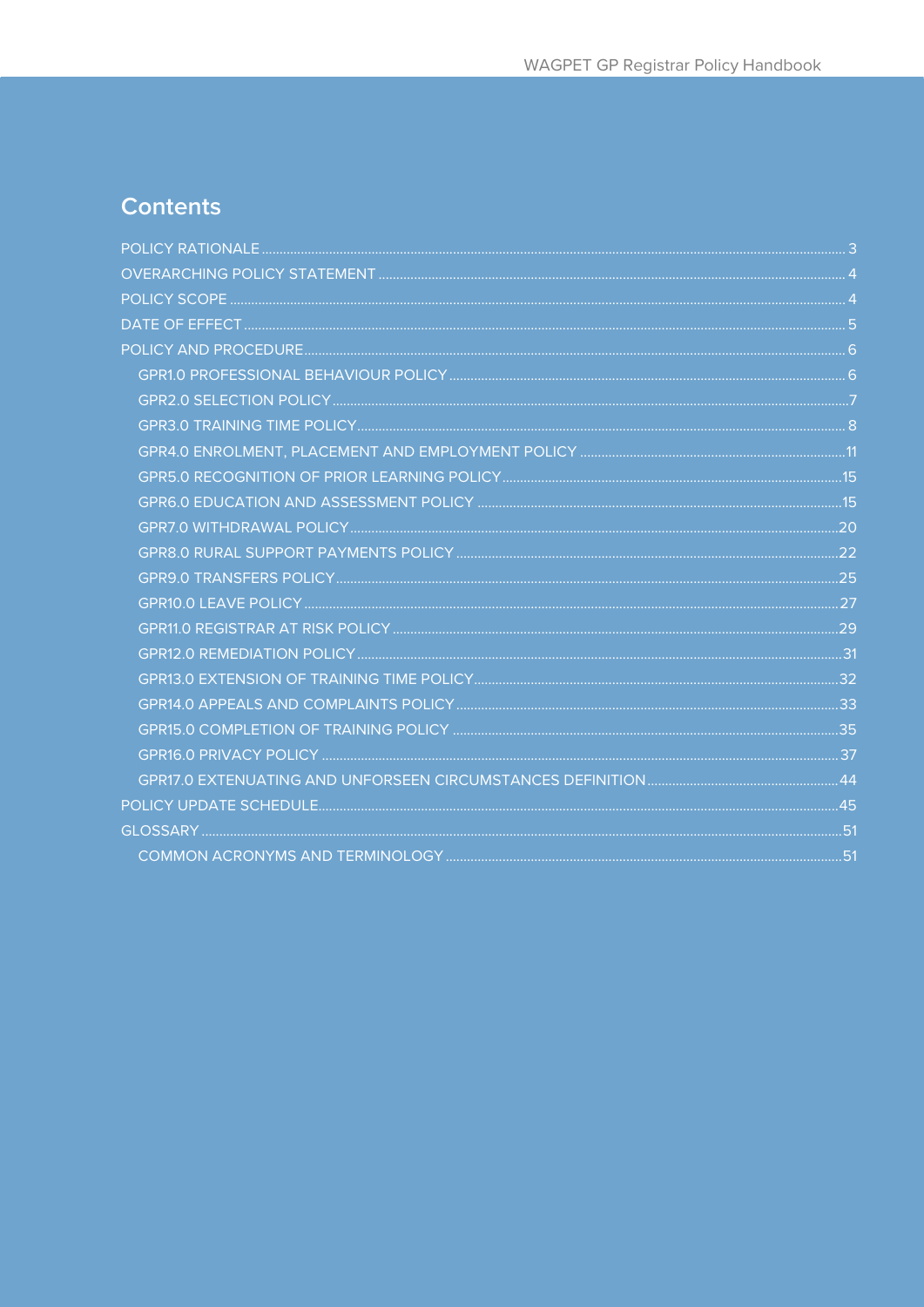## Contents

- POLICY RATIONALE ... 3
- OVERARCHING POLICY STATEMENT ... 4
- POLICY SCOPE ... 4
- DATE OF EFFECT ... 5
- POLICY AND PROCEDURE ... 6
  - GPR1.0 PROFESSIONAL BEHAVIOUR POLICY ... 6
  - GPR2.0 SELECTION POLICY ... 7
  - GPR3.0 TRAINING TIME POLICY ... 8
  - GPR4.0 ENROLMENT, PLACEMENT AND EMPLOYMENT POLICY ... 11
  - GPR5.0 RECOGNITION OF PRIOR LEARNING POLICY ... 15
  - GPR6.0 EDUCATION AND ASSESSMENT POLICY ... 15
  - GPR7.0 WITHDRAWAL POLICY ... 20
  - GPR8.0 RURAL SUPPORT PAYMENTS POLICY ... 22
  - GPR9.0 TRANSFERS POLICY ... 25
  - GPR10.0 LEAVE POLICY ... 27
  - GPR11.0 REGISTRAR AT RISK POLICY ... 29
  - GPR12.0 REMEDIATION POLICY ... 31
  - GPR13.0 EXTENSION OF TRAINING TIME POLICY ... 32
  - GPR14.0 APPEALS AND COMPLAINTS POLICY ... 33
  - GPR15.0 COMPLETION OF TRAINING POLICY ... 35
  - GPR16.0 PRIVACY POLICY ... 37
  - GPR17.0 EXTENUATING AND UNFORSEEN CIRCUMSTANCES DEFINITION ... 44
- POLICY UPDATE SCHEDULE ... 45
- GLOSSARY ... 51
  - COMMON ACRONYMS AND TERMINOLOGY ... 51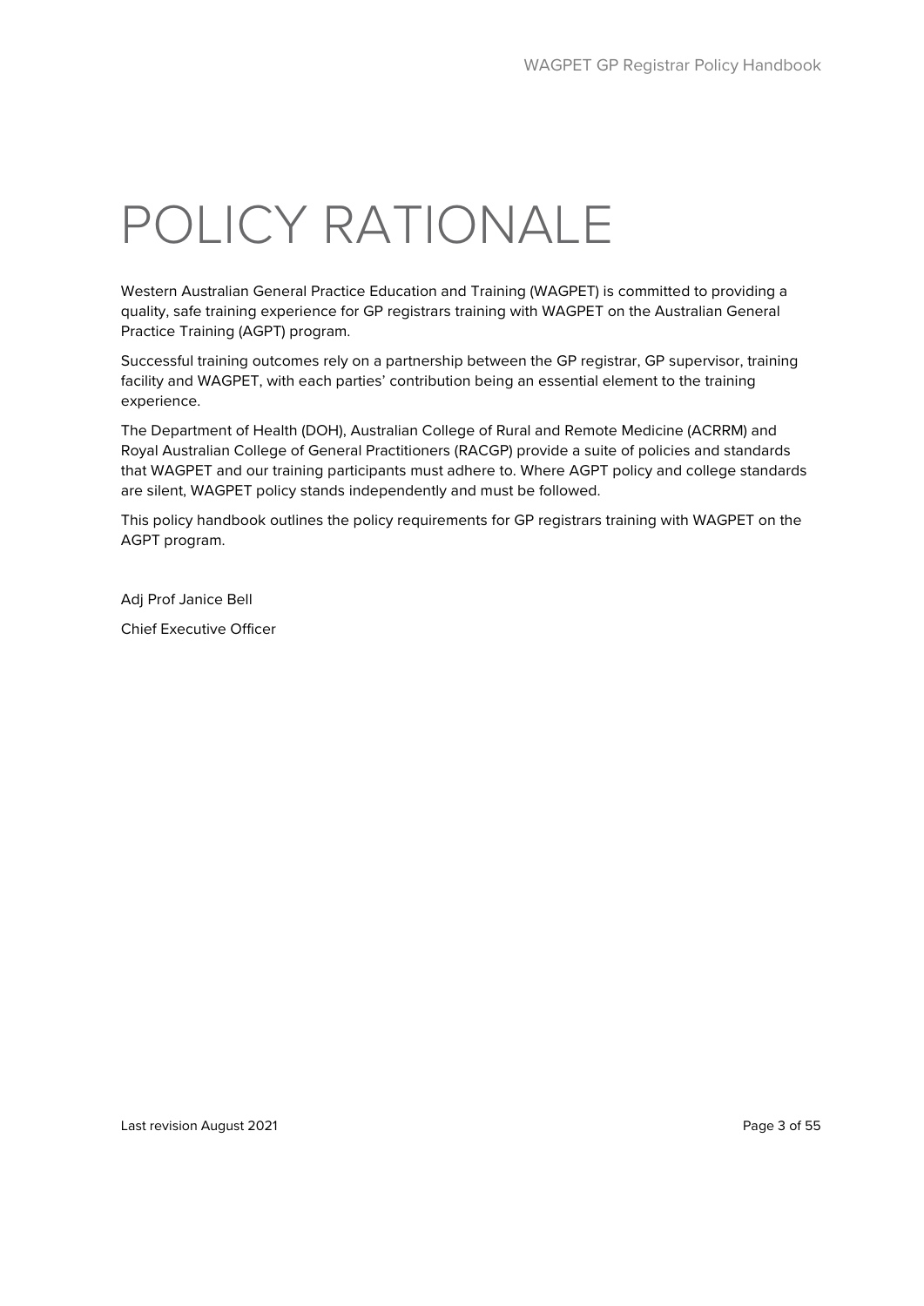# POLICY RATIONALE

Western Australian General Practice Education and Training (WAGPET) is committed to providing a quality, safe training experience for GP registrars training with WAGPET on the Australian General Practice Training (AGPT) program.

Successful training outcomes rely on a partnership between the GP registrar, GP supervisor, training facility and WAGPET, with each parties' contribution being an essential element to the training experience.

The Department of Health (DOH), Australian College of Rural and Remote Medicine (ACRRM) and Royal Australian College of General Practitioners (RACGP) provide a suite of policies and standards that WAGPET and our training participants must adhere to. Where AGPT policy and college standards are silent, WAGPET policy stands independently and must be followed.

This policy handbook outlines the policy requirements for GP registrars training with WAGPET on the AGPT program.

Adj Prof Janice Bell

Chief Executive Officer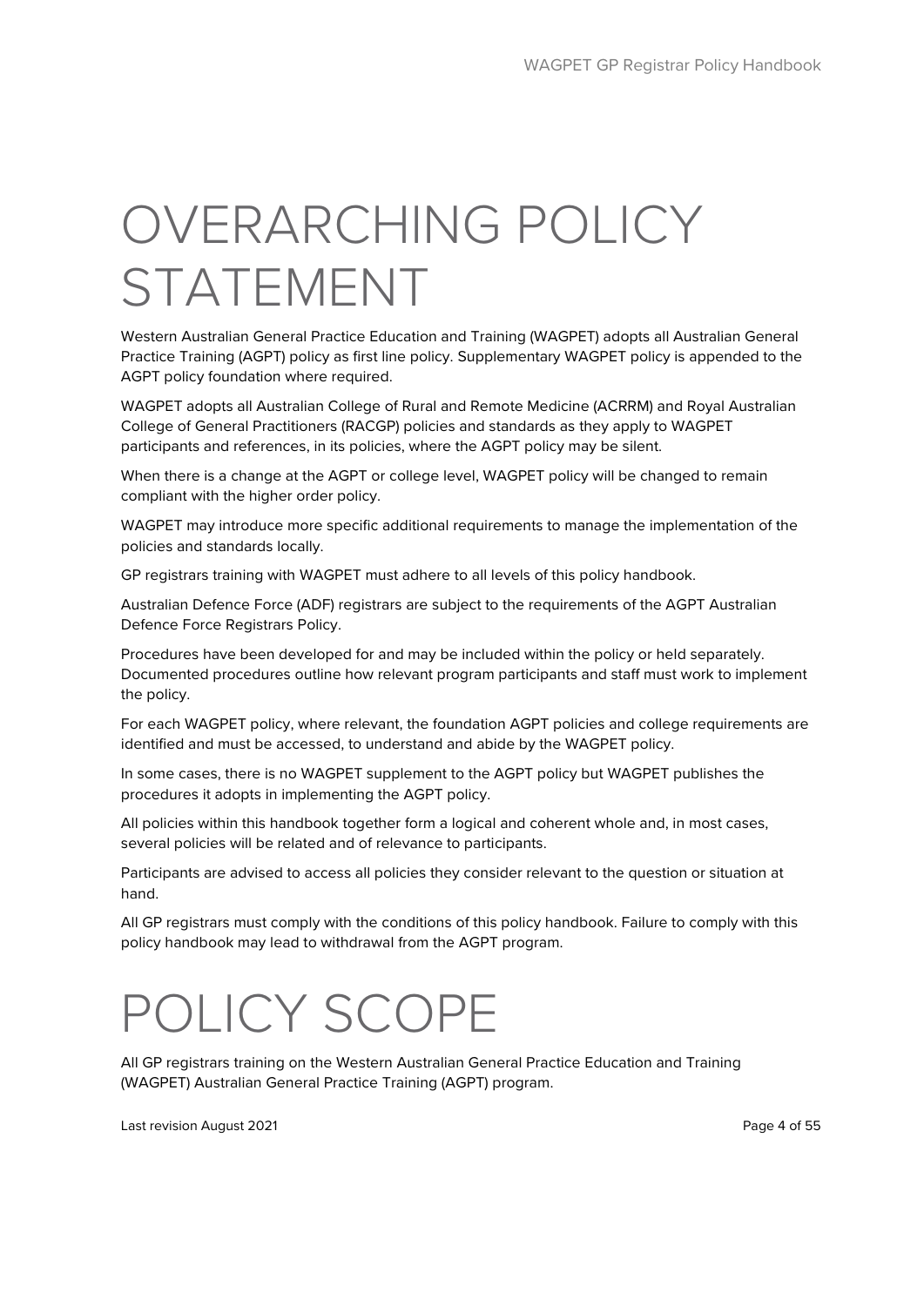# OVERARCHING POLICY STATEMENT

Western Australian General Practice Education and Training (WAGPET) adopts all Australian General Practice Training (AGPT) policy as first line policy. Supplementary WAGPET policy is appended to the AGPT policy foundation where required.

WAGPET adopts all Australian College of Rural and Remote Medicine (ACRRM) and Royal Australian College of General Practitioners (RACGP) policies and standards as they apply to WAGPET participants and references, in its policies, where the AGPT policy may be silent.

When there is a change at the AGPT or college level, WAGPET policy will be changed to remain compliant with the higher order policy.

WAGPET may introduce more specific additional requirements to manage the implementation of the policies and standards locally.

GP registrars training with WAGPET must adhere to all levels of this policy handbook.

Australian Defence Force (ADF) registrars are subject to the requirements of the AGPT Australian Defence Force Registrars Policy.

Procedures have been developed for and may be included within the policy or held separately. Documented procedures outline how relevant program participants and staff must work to implement the policy.

For each WAGPET policy, where relevant, the foundation AGPT policies and college requirements are identified and must be accessed, to understand and abide by the WAGPET policy.

In some cases, there is no WAGPET supplement to the AGPT policy but WAGPET publishes the procedures it adopts in implementing the AGPT policy.

All policies within this handbook together form a logical and coherent whole and, in most cases, several policies will be related and of relevance to participants.

Participants are advised to access all policies they consider relevant to the question or situation at hand.

All GP registrars must comply with the conditions of this policy handbook. Failure to comply with this policy handbook may lead to withdrawal from the AGPT program.

# POLICY SCOPE

All GP registrars training on the Western Australian General Practice Education and Training (WAGPET) Australian General Practice Training (AGPT) program.

Last revision August 2021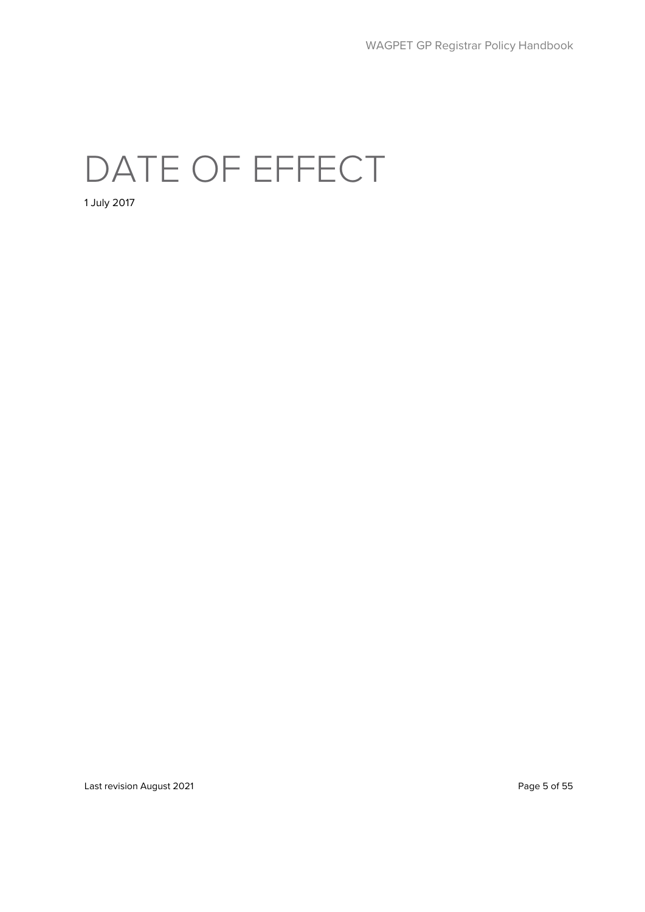# DATE OF EFFECT

1 July 2017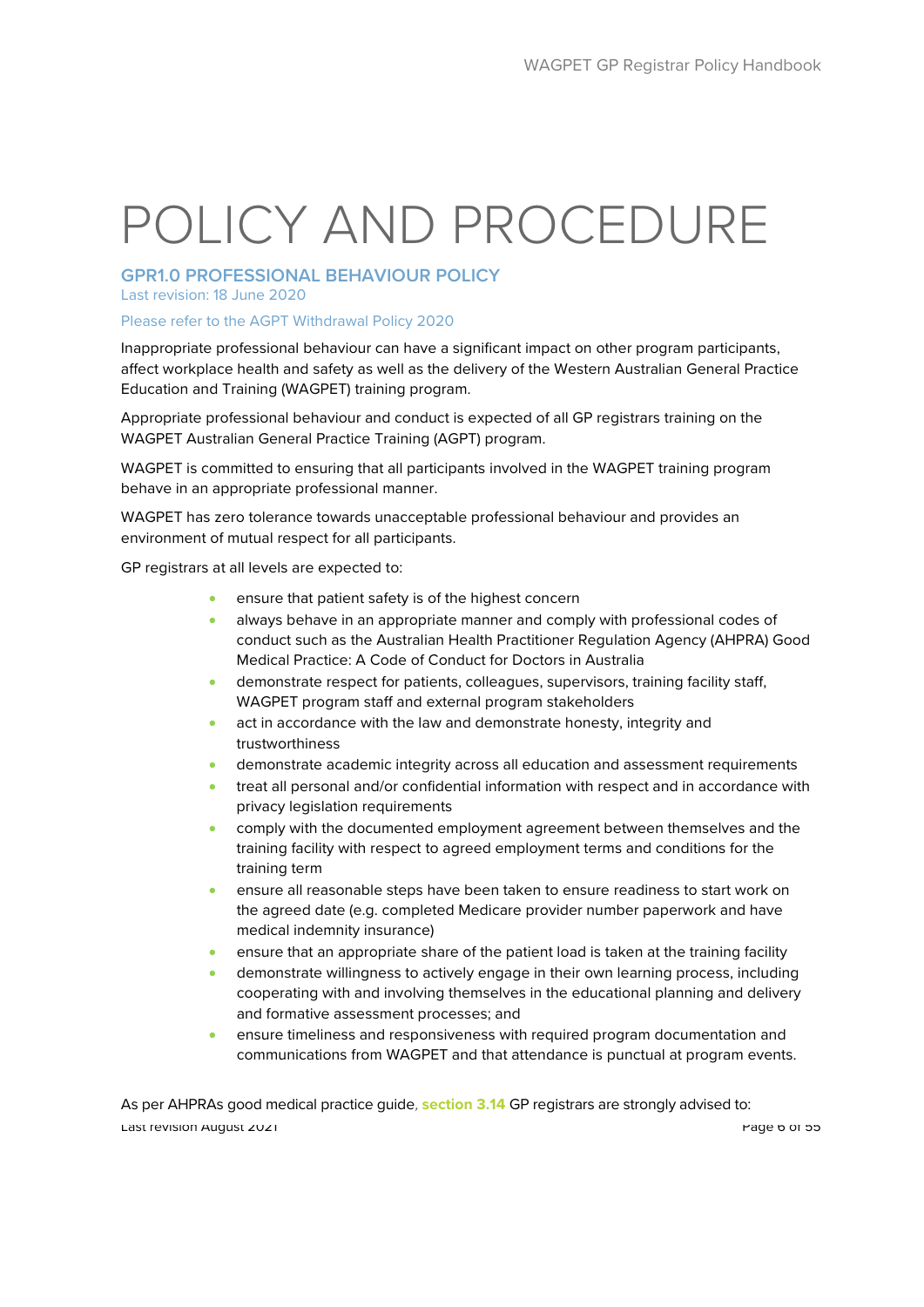# POLICY AND PROCEDURE

## GPR1.0 PROFESSIONAL BEHAVIOUR POLICY

Last revision: 18 June 2020

Please refer to the AGPT Withdrawal Policy 2020

Inappropriate professional behaviour can have a significant impact on other program participants, affect workplace health and safety as well as the delivery of the Western Australian General Practice Education and Training (WAGPET) training program.

Appropriate professional behaviour and conduct is expected of all GP registrars training on the WAGPET Australian General Practice Training (AGPT) program.

WAGPET is committed to ensuring that all participants involved in the WAGPET training program behave in an appropriate professional manner.

WAGPET has zero tolerance towards unacceptable professional behaviour and provides an environment of mutual respect for all participants.

GP registrars at all levels are expected to:

- ensure that patient safety is of the highest concern
- always behave in an appropriate manner and comply with professional codes of conduct such as the Australian Health Practitioner Regulation Agency (AHPRA) Good Medical Practice: A Code of Conduct for Doctors in Australia
- demonstrate respect for patients, colleagues, supervisors, training facility staff, WAGPET program staff and external program stakeholders
- act in accordance with the law and demonstrate honesty, integrity and trustworthiness
- demonstrate academic integrity across all education and assessment requirements
- treat all personal and/or confidential information with respect and in accordance with privacy legislation requirements
- comply with the documented employment agreement between themselves and the training facility with respect to agreed employment terms and conditions for the training term
- ensure all reasonable steps have been taken to ensure readiness to start work on the agreed date (e.g. completed Medicare provider number paperwork and have medical indemnity insurance)
- ensure that an appropriate share of the patient load is taken at the training facility
- demonstrate willingness to actively engage in their own learning process, including cooperating with and involving themselves in the educational planning and delivery and formative assessment processes; and
- ensure timeliness and responsiveness with required program documentation and communications from WAGPET and that attendance is punctual at program events.

As per AHPRAs good medical practice guide, **section 3.14** GP registrars are strongly advised to: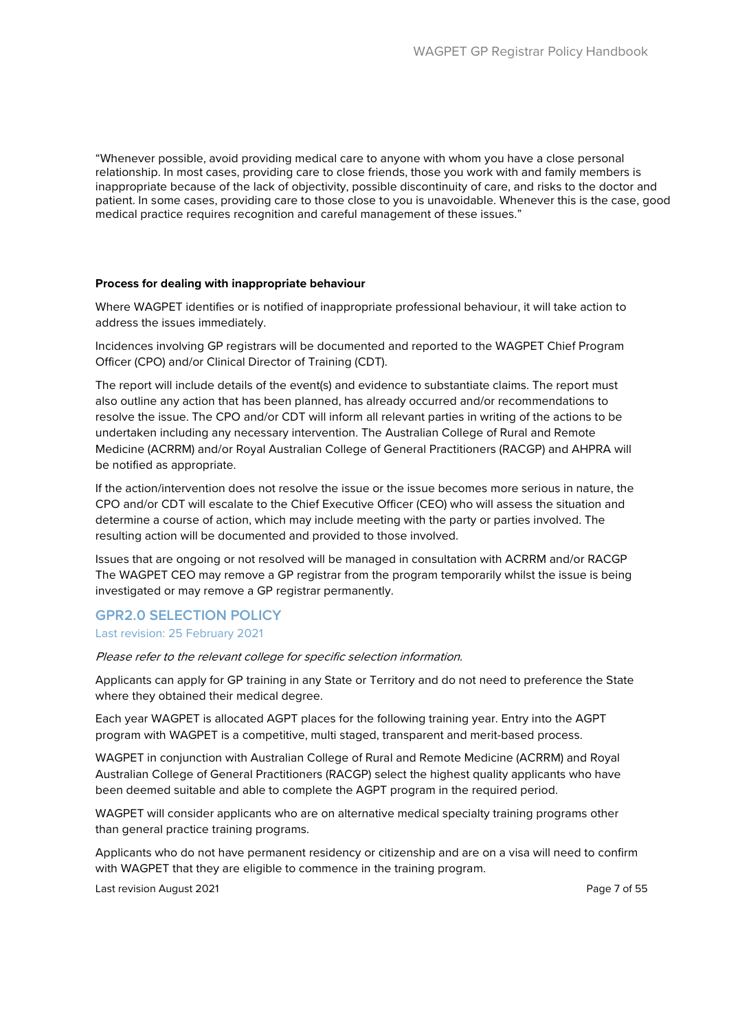"Whenever possible, avoid providing medical care to anyone with whom you have a close personal relationship. In most cases, providing care to close friends, those you work with and family members is inappropriate because of the lack of objectivity, possible discontinuity of care, and risks to the doctor and patient. In some cases, providing care to those close to you is unavoidable. Whenever this is the case, good medical practice requires recognition and careful management of these issues."

**Process for dealing with inappropriate behaviour**

Where WAGPET identifies or is notified of inappropriate professional behaviour, it will take action to address the issues immediately.

Incidences involving GP registrars will be documented and reported to the WAGPET Chief Program Officer (CPO) and/or Clinical Director of Training (CDT).

The report will include details of the event(s) and evidence to substantiate claims. The report must also outline any action that has been planned, has already occurred and/or recommendations to resolve the issue. The CPO and/or CDT will inform all relevant parties in writing of the actions to be undertaken including any necessary intervention. The Australian College of Rural and Remote Medicine (ACRRM) and/or Royal Australian College of General Practitioners (RACGP) and AHPRA will be notified as appropriate.

If the action/intervention does not resolve the issue or the issue becomes more serious in nature, the CPO and/or CDT will escalate to the Chief Executive Officer (CEO) who will assess the situation and determine a course of action, which may include meeting with the party or parties involved. The resulting action will be documented and provided to those involved.

Issues that are ongoing or not resolved will be managed in consultation with ACRRM and/or RACGP The WAGPET CEO may remove a GP registrar from the program temporarily whilst the issue is being investigated or may remove a GP registrar permanently.

## GPR2.0 SELECTION POLICY

Last revision: 25 February 2021

*Please refer to the relevant college for specific selection information.*

Applicants can apply for GP training in any State or Territory and do not need to preference the State where they obtained their medical degree.

Each year WAGPET is allocated AGPT places for the following training year. Entry into the AGPT program with WAGPET is a competitive, multi staged, transparent and merit-based process.

WAGPET in conjunction with Australian College of Rural and Remote Medicine (ACRRM) and Royal Australian College of General Practitioners (RACGP) select the highest quality applicants who have been deemed suitable and able to complete the AGPT program in the required period.

WAGPET will consider applicants who are on alternative medical specialty training programs other than general practice training programs.

Applicants who do not have permanent residency or citizenship and are on a visa will need to confirm with WAGPET that they are eligible to commence in the training program.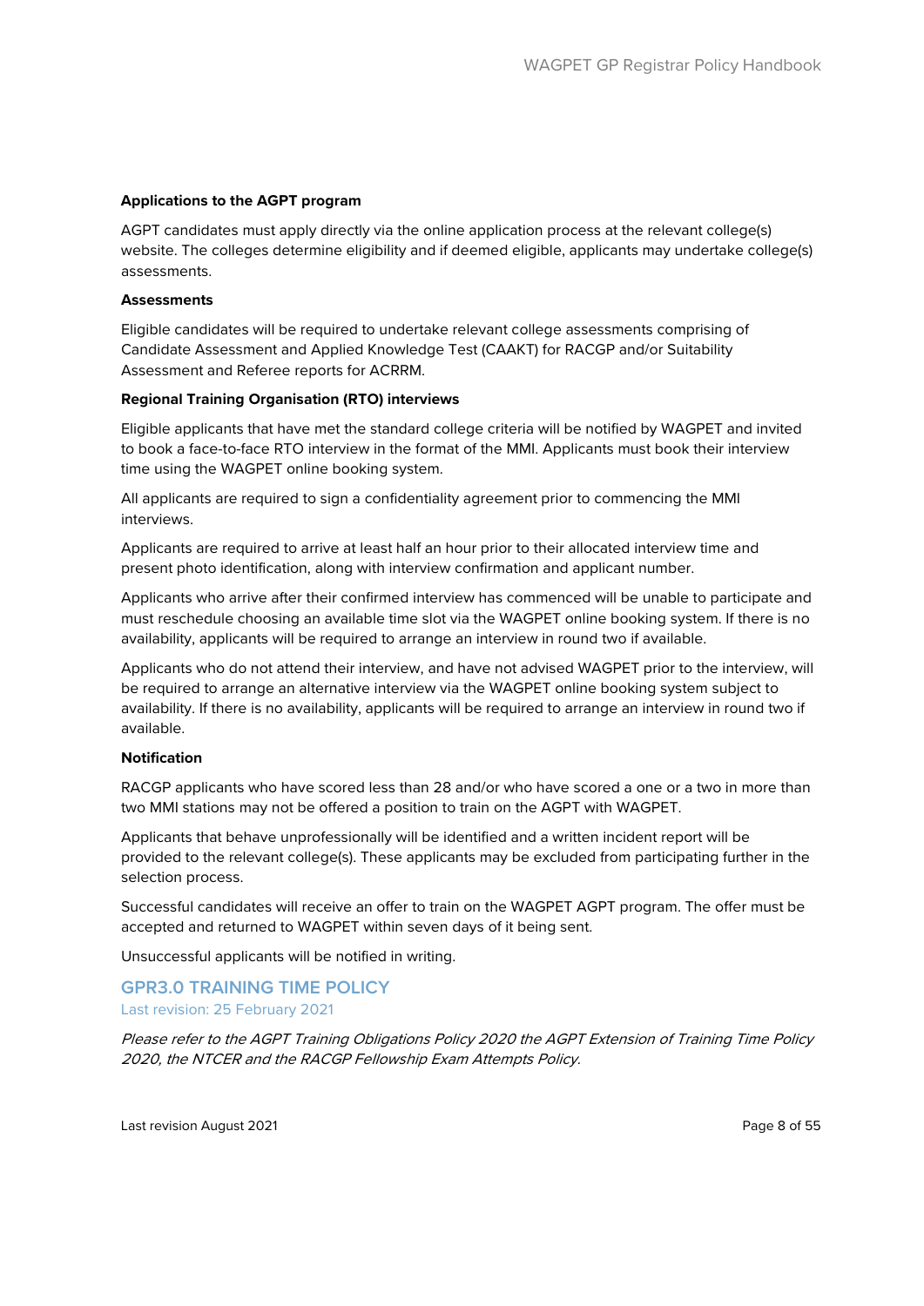**Applications to the AGPT program**

AGPT candidates must apply directly via the online application process at the relevant college(s) website. The colleges determine eligibility and if deemed eligible, applicants may undertake college(s) assessments.

**Assessments**

Eligible candidates will be required to undertake relevant college assessments comprising of Candidate Assessment and Applied Knowledge Test (CAAKT) for RACGP and/or Suitability Assessment and Referee reports for ACRRM.

**Regional Training Organisation (RTO) interviews**

Eligible applicants that have met the standard college criteria will be notified by WAGPET and invited to book a face-to-face RTO interview in the format of the MMI. Applicants must book their interview time using the WAGPET online booking system.

All applicants are required to sign a confidentiality agreement prior to commencing the MMI interviews.

Applicants are required to arrive at least half an hour prior to their allocated interview time and present photo identification, along with interview confirmation and applicant number.

Applicants who arrive after their confirmed interview has commenced will be unable to participate and must reschedule choosing an available time slot via the WAGPET online booking system. If there is no availability, applicants will be required to arrange an interview in round two if available.

Applicants who do not attend their interview, and have not advised WAGPET prior to the interview, will be required to arrange an alternative interview via the WAGPET online booking system subject to availability. If there is no availability, applicants will be required to arrange an interview in round two if available.

**Notification**

RACGP applicants who have scored less than 28 and/or who have scored a one or a two in more than two MMI stations may not be offered a position to train on the AGPT with WAGPET.

Applicants that behave unprofessionally will be identified and a written incident report will be provided to the relevant college(s). These applicants may be excluded from participating further in the selection process.

Successful candidates will receive an offer to train on the WAGPET AGPT program. The offer must be accepted and returned to WAGPET within seven days of it being sent.

Unsuccessful applicants will be notified in writing.

## GPR3.0 TRAINING TIME POLICY

Last revision: 25 February 2021

*Please refer to the AGPT Training Obligations Policy 2020 the AGPT Extension of Training Time Policy 2020, the NTCER and the RACGP Fellowship Exam Attempts Policy.*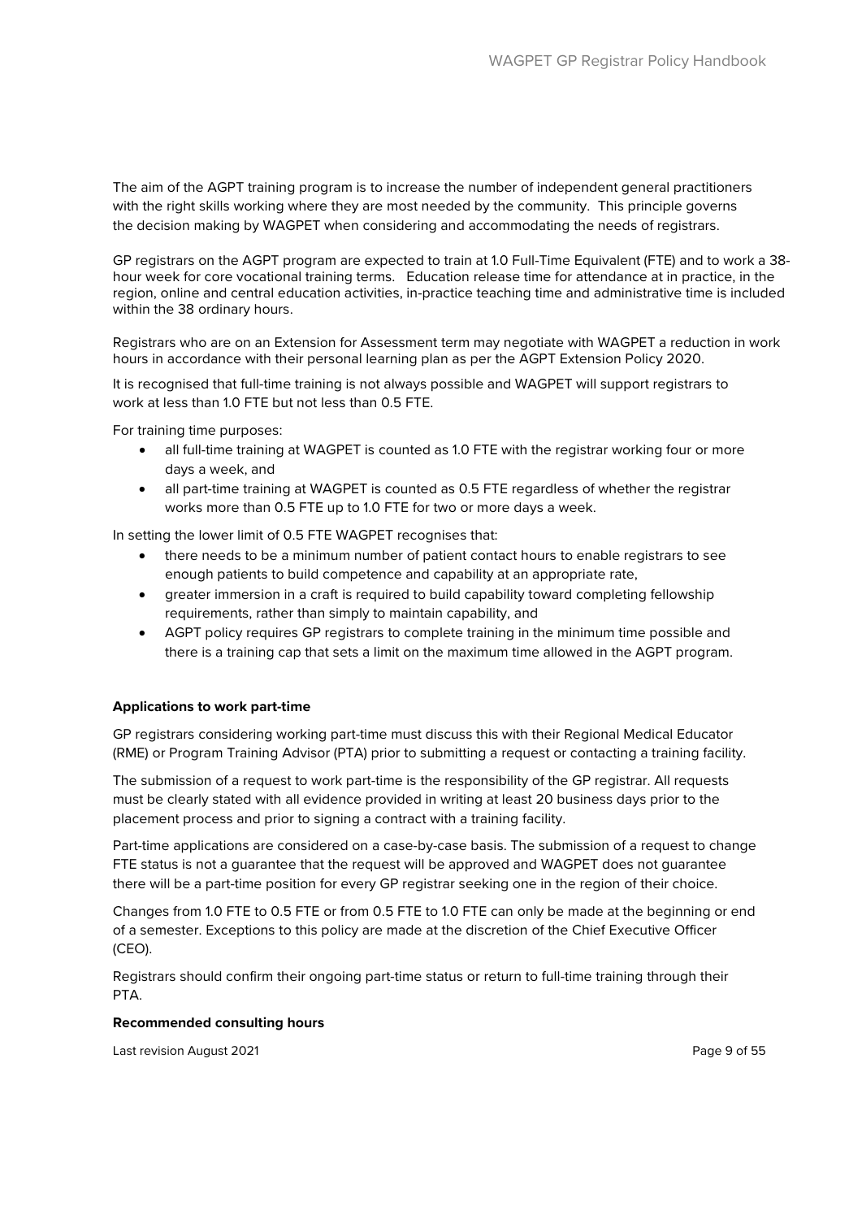The aim of the AGPT training program is to increase the number of independent general practitioners with the right skills working where they are most needed by the community. This principle governs the decision making by WAGPET when considering and accommodating the needs of registrars.

GP registrars on the AGPT program are expected to train at 1.0 Full-Time Equivalent (FTE) and to work a 38-hour week for core vocational training terms. Education release time for attendance at in practice, in the region, online and central education activities, in-practice teaching time and administrative time is included within the 38 ordinary hours.

Registrars who are on an Extension for Assessment term may negotiate with WAGPET a reduction in work hours in accordance with their personal learning plan as per the AGPT Extension Policy 2020.

It is recognised that full-time training is not always possible and WAGPET will support registrars to work at less than 1.0 FTE but not less than 0.5 FTE.

For training time purposes:

- all full-time training at WAGPET is counted as 1.0 FTE with the registrar working four or more days a week, and
- all part-time training at WAGPET is counted as 0.5 FTE regardless of whether the registrar works more than 0.5 FTE up to 1.0 FTE for two or more days a week.

In setting the lower limit of 0.5 FTE WAGPET recognises that:

- there needs to be a minimum number of patient contact hours to enable registrars to see enough patients to build competence and capability at an appropriate rate,
- greater immersion in a craft is required to build capability toward completing fellowship requirements, rather than simply to maintain capability, and
- AGPT policy requires GP registrars to complete training in the minimum time possible and there is a training cap that sets a limit on the maximum time allowed in the AGPT program.

**Applications to work part-time**

GP registrars considering working part-time must discuss this with their Regional Medical Educator (RME) or Program Training Advisor (PTA) prior to submitting a request or contacting a training facility.

The submission of a request to work part-time is the responsibility of the GP registrar. All requests must be clearly stated with all evidence provided in writing at least 20 business days prior to the placement process and prior to signing a contract with a training facility.

Part-time applications are considered on a case-by-case basis. The submission of a request to change FTE status is not a guarantee that the request will be approved and WAGPET does not guarantee there will be a part-time position for every GP registrar seeking one in the region of their choice.

Changes from 1.0 FTE to 0.5 FTE or from 0.5 FTE to 1.0 FTE can only be made at the beginning or end of a semester. Exceptions to this policy are made at the discretion of the Chief Executive Officer (CEO).

Registrars should confirm their ongoing part-time status or return to full-time training through their PTA.

**Recommended consulting hours**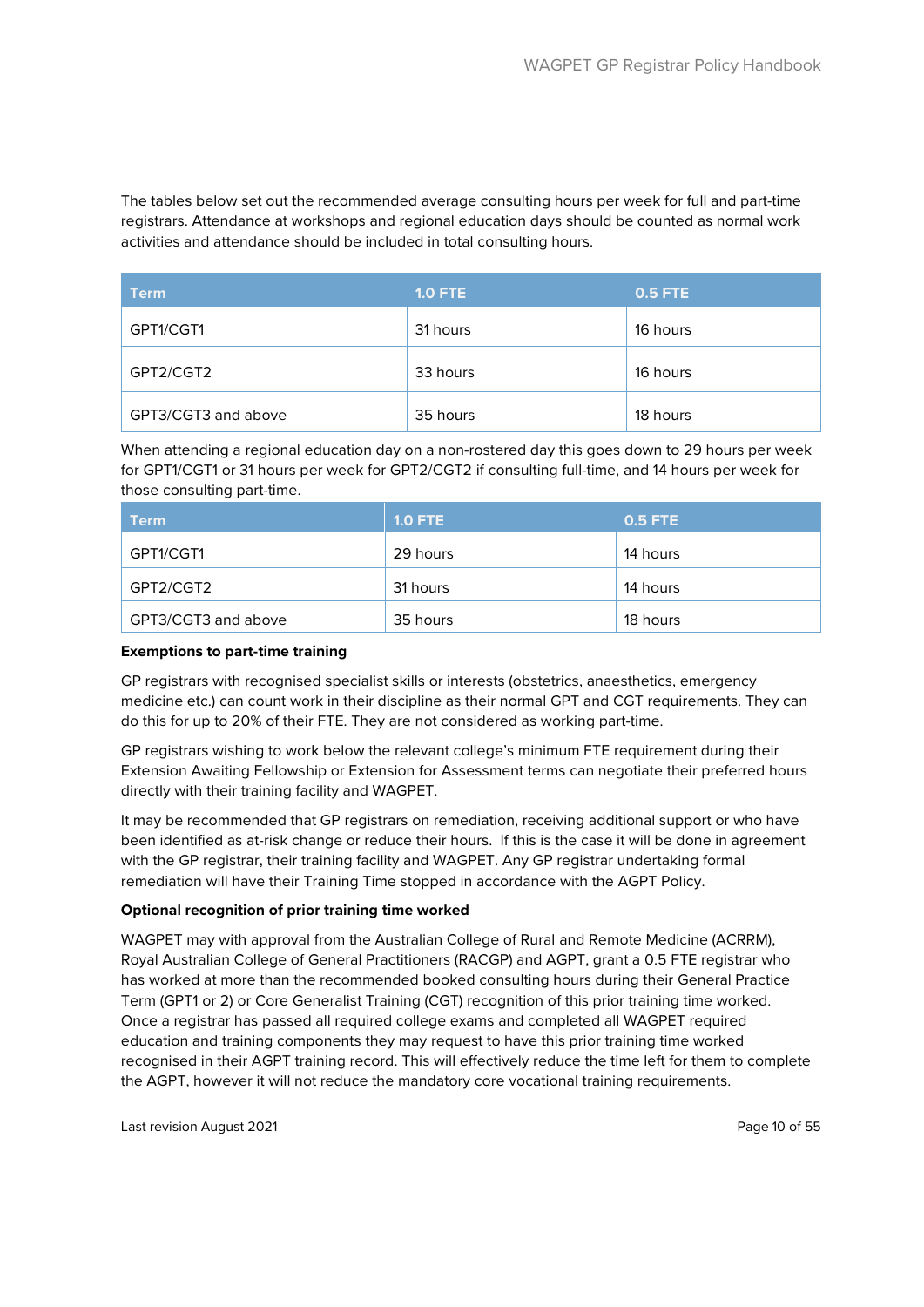The tables below set out the recommended average consulting hours per week for full and part-time registrars. Attendance at workshops and regional education days should be counted as normal work activities and attendance should be included in total consulting hours.

| Term | 1.0 FTE | 0.5 FTE |
| --- | --- | --- |
| GPT1/CGT1 | 31 hours | 16 hours |
| GPT2/CGT2 | 33 hours | 16 hours |
| GPT3/CGT3 and above | 35 hours | 18 hours |

When attending a regional education day on a non-rostered day this goes down to 29 hours per week for GPT1/CGT1 or 31 hours per week for GPT2/CGT2 if consulting full-time, and 14 hours per week for those consulting part-time.

| Term | 1.0 FTE | 0.5 FTE |
| --- | --- | --- |
| GPT1/CGT1 | 29 hours | 14 hours |
| GPT2/CGT2 | 31 hours | 14 hours |
| GPT3/CGT3 and above | 35 hours | 18 hours |

**Exemptions to part-time training**

GP registrars with recognised specialist skills or interests (obstetrics, anaesthetics, emergency medicine etc.) can count work in their discipline as their normal GPT and CGT requirements. They can do this for up to 20% of their FTE. They are not considered as working part-time.

GP registrars wishing to work below the relevant college's minimum FTE requirement during their Extension Awaiting Fellowship or Extension for Assessment terms can negotiate their preferred hours directly with their training facility and WAGPET.

It may be recommended that GP registrars on remediation, receiving additional support or who have been identified as at-risk change or reduce their hours. If this is the case it will be done in agreement with the GP registrar, their training facility and WAGPET. Any GP registrar undertaking formal remediation will have their Training Time stopped in accordance with the AGPT Policy.

**Optional recognition of prior training time worked**

WAGPET may with approval from the Australian College of Rural and Remote Medicine (ACRRM), Royal Australian College of General Practitioners (RACGP) and AGPT, grant a 0.5 FTE registrar who has worked at more than the recommended booked consulting hours during their General Practice Term (GPT1 or 2) or Core Generalist Training (CGT) recognition of this prior training time worked. Once a registrar has passed all required college exams and completed all WAGPET required education and training components they may request to have this prior training time worked recognised in their AGPT training record. This will effectively reduce the time left for them to complete the AGPT, however it will not reduce the mandatory core vocational training requirements.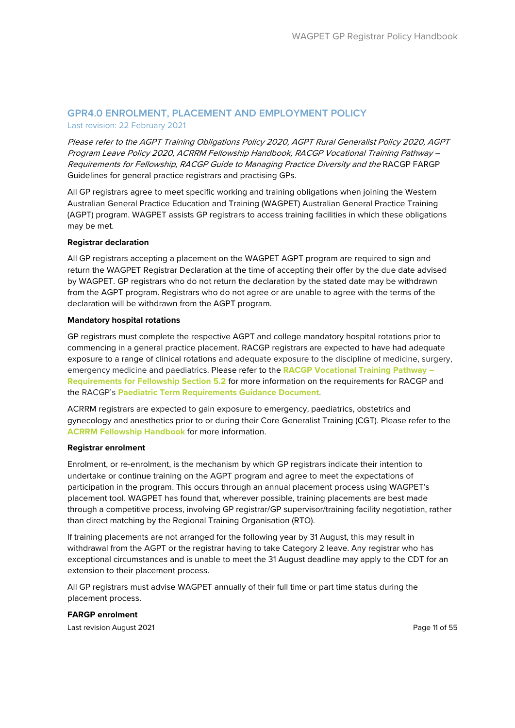## GPR4.0 ENROLMENT, PLACEMENT AND EMPLOYMENT POLICY

Last revision: 22 February 2021

*Please refer to the AGPT Training Obligations Policy 2020, AGPT Rural Generalist Policy 2020, AGPT Program Leave Policy 2020, ACRRM Fellowship Handbook, RACGP Vocational Training Pathway – Requirements for Fellowship, RACGP Guide to Managing Practice Diversity and the* RACGP FARGP Guidelines for general practice registrars and practising GPs.

All GP registrars agree to meet specific working and training obligations when joining the Western Australian General Practice Education and Training (WAGPET) Australian General Practice Training (AGPT) program. WAGPET assists GP registrars to access training facilities in which these obligations may be met.

**Registrar declaration**

All GP registrars accepting a placement on the WAGPET AGPT program are required to sign and return the WAGPET Registrar Declaration at the time of accepting their offer by the due date advised by WAGPET. GP registrars who do not return the declaration by the stated date may be withdrawn from the AGPT program. Registrars who do not agree or are unable to agree with the terms of the declaration will be withdrawn from the AGPT program.

**Mandatory hospital rotations**

GP registrars must complete the respective AGPT and college mandatory hospital rotations prior to commencing in a general practice placement. RACGP registrars are expected to have had adequate exposure to a range of clinical rotations and adequate exposure to the discipline of medicine, surgery, emergency medicine and paediatrics. Please refer to the **RACGP Vocational Training Pathway – Requirements for Fellowship Section 5.2** for more information on the requirements for RACGP and the RACGP's **Paediatric Term Requirements Guidance Document**.

ACRRM registrars are expected to gain exposure to emergency, paediatrics, obstetrics and gynecology and anesthetics prior to or during their Core Generalist Training (CGT). Please refer to the **ACRRM Fellowship Handbook** for more information.

**Registrar enrolment**

Enrolment, or re-enrolment, is the mechanism by which GP registrars indicate their intention to undertake or continue training on the AGPT program and agree to meet the expectations of participation in the program. This occurs through an annual placement process using WAGPET's placement tool. WAGPET has found that, wherever possible, training placements are best made through a competitive process, involving GP registrar/GP supervisor/training facility negotiation, rather than direct matching by the Regional Training Organisation (RTO).

If training placements are not arranged for the following year by 31 August, this may result in withdrawal from the AGPT or the registrar having to take Category 2 leave. Any registrar who has exceptional circumstances and is unable to meet the 31 August deadline may apply to the CDT for an extension to their placement process.

All GP registrars must advise WAGPET annually of their full time or part time status during the placement process.

**FARGP enrolment**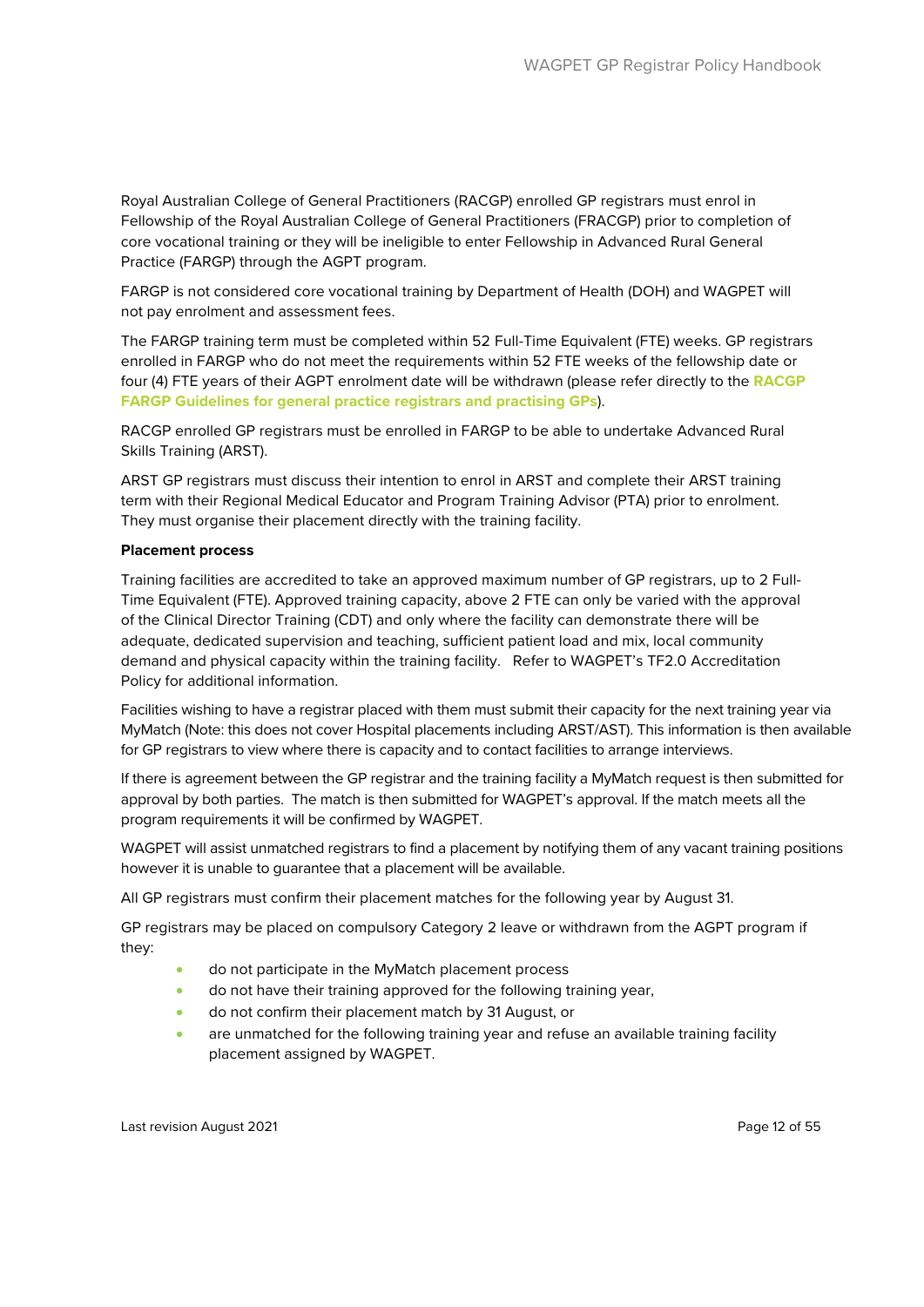Royal Australian College of General Practitioners (RACGP) enrolled GP registrars must enrol in Fellowship of the Royal Australian College of General Practitioners (FRACGP) prior to completion of core vocational training or they will be ineligible to enter Fellowship in Advanced Rural General Practice (FARGP) through the AGPT program.

FARGP is not considered core vocational training by Department of Health (DOH) and WAGPET will not pay enrolment and assessment fees.

The FARGP training term must be completed within 52 Full-Time Equivalent (FTE) weeks. GP registrars enrolled in FARGP who do not meet the requirements within 52 FTE weeks of the fellowship date or four (4) FTE years of their AGPT enrolment date will be withdrawn (please refer directly to the **RACGP FARGP Guidelines for general practice registrars and practising GPs**).

RACGP enrolled GP registrars must be enrolled in FARGP to be able to undertake Advanced Rural Skills Training (ARST).

ARST GP registrars must discuss their intention to enrol in ARST and complete their ARST training term with their Regional Medical Educator and Program Training Advisor (PTA) prior to enrolment. They must organise their placement directly with the training facility.

**Placement process**

Training facilities are accredited to take an approved maximum number of GP registrars, up to 2 Full-Time Equivalent (FTE). Approved training capacity, above 2 FTE can only be varied with the approval of the Clinical Director Training (CDT) and only where the facility can demonstrate there will be adequate, dedicated supervision and teaching, sufficient patient load and mix, local community demand and physical capacity within the training facility. Refer to WAGPET's TF2.0 Accreditation Policy for additional information.

Facilities wishing to have a registrar placed with them must submit their capacity for the next training year via MyMatch (Note: this does not cover Hospital placements including ARST/AST). This information is then available for GP registrars to view where there is capacity and to contact facilities to arrange interviews.

If there is agreement between the GP registrar and the training facility a MyMatch request is then submitted for approval by both parties. The match is then submitted for WAGPET's approval. If the match meets all the program requirements it will be confirmed by WAGPET.

WAGPET will assist unmatched registrars to find a placement by notifying them of any vacant training positions however it is unable to guarantee that a placement will be available.

All GP registrars must confirm their placement matches for the following year by August 31.

GP registrars may be placed on compulsory Category 2 leave or withdrawn from the AGPT program if they:

- do not participate in the MyMatch placement process
- do not have their training approved for the following training year,
- do not confirm their placement match by 31 August, or
- are unmatched for the following training year and refuse an available training facility placement assigned by WAGPET.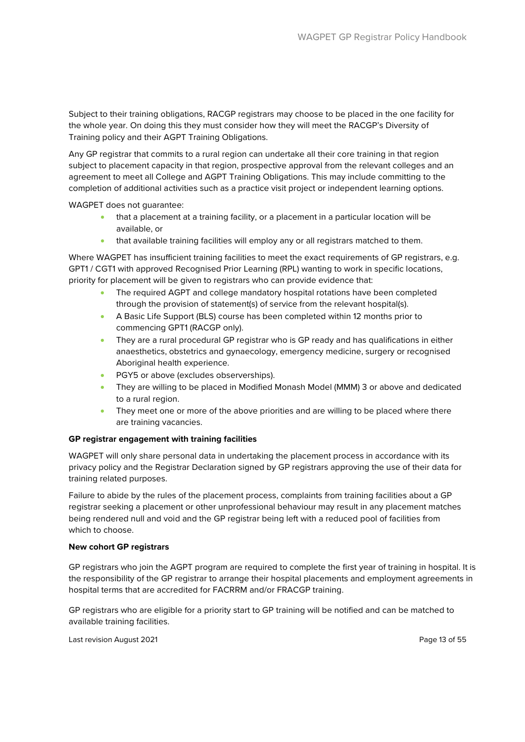Subject to their training obligations, RACGP registrars may choose to be placed in the one facility for the whole year. On doing this they must consider how they will meet the RACGP's Diversity of Training policy and their AGPT Training Obligations.

Any GP registrar that commits to a rural region can undertake all their core training in that region subject to placement capacity in that region, prospective approval from the relevant colleges and an agreement to meet all College and AGPT Training Obligations. This may include committing to the completion of additional activities such as a practice visit project or independent learning options.

WAGPET does not guarantee:

- that a placement at a training facility, or a placement in a particular location will be available, or
- that available training facilities will employ any or all registrars matched to them.

Where WAGPET has insufficient training facilities to meet the exact requirements of GP registrars, e.g. GPT1 / CGT1 with approved Recognised Prior Learning (RPL) wanting to work in specific locations, priority for placement will be given to registrars who can provide evidence that:

- The required AGPT and college mandatory hospital rotations have been completed through the provision of statement(s) of service from the relevant hospital(s).
- A Basic Life Support (BLS) course has been completed within 12 months prior to commencing GPT1 (RACGP only).
- They are a rural procedural GP registrar who is GP ready and has qualifications in either anaesthetics, obstetrics and gynaecology, emergency medicine, surgery or recognised Aboriginal health experience.
- PGY5 or above (excludes observerships).
- They are willing to be placed in Modified Monash Model (MMM) 3 or above and dedicated to a rural region.
- They meet one or more of the above priorities and are willing to be placed where there are training vacancies.

**GP registrar engagement with training facilities**

WAGPET will only share personal data in undertaking the placement process in accordance with its privacy policy and the Registrar Declaration signed by GP registrars approving the use of their data for training related purposes.

Failure to abide by the rules of the placement process, complaints from training facilities about a GP registrar seeking a placement or other unprofessional behaviour may result in any placement matches being rendered null and void and the GP registrar being left with a reduced pool of facilities from which to choose.

**New cohort GP registrars**

GP registrars who join the AGPT program are required to complete the first year of training in hospital. It is the responsibility of the GP registrar to arrange their hospital placements and employment agreements in hospital terms that are accredited for FACRRM and/or FRACGP training.

GP registrars who are eligible for a priority start to GP training will be notified and can be matched to available training facilities.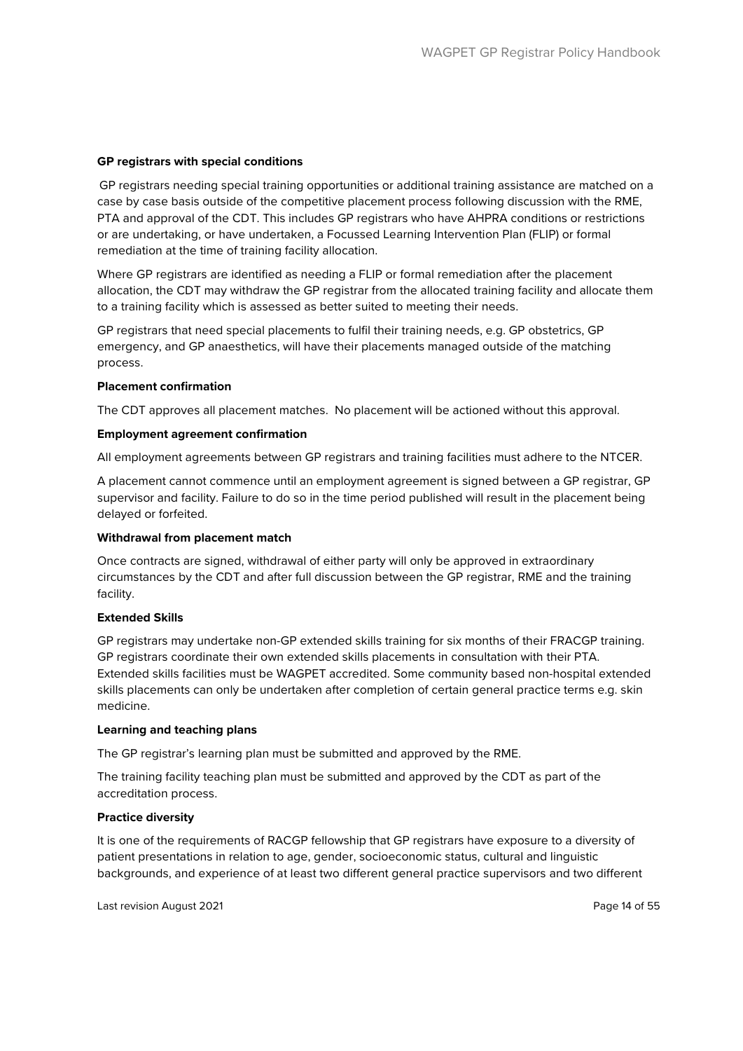**GP registrars with special conditions**

GP registrars needing special training opportunities or additional training assistance are matched on a case by case basis outside of the competitive placement process following discussion with the RME, PTA and approval of the CDT. This includes GP registrars who have AHPRA conditions or restrictions or are undertaking, or have undertaken, a Focussed Learning Intervention Plan (FLIP) or formal remediation at the time of training facility allocation.

Where GP registrars are identified as needing a FLIP or formal remediation after the placement allocation, the CDT may withdraw the GP registrar from the allocated training facility and allocate them to a training facility which is assessed as better suited to meeting their needs.

GP registrars that need special placements to fulfil their training needs, e.g. GP obstetrics, GP emergency, and GP anaesthetics, will have their placements managed outside of the matching process.

**Placement confirmation**

The CDT approves all placement matches. No placement will be actioned without this approval.

**Employment agreement confirmation**

All employment agreements between GP registrars and training facilities must adhere to the NTCER.

A placement cannot commence until an employment agreement is signed between a GP registrar, GP supervisor and facility. Failure to do so in the time period published will result in the placement being delayed or forfeited.

**Withdrawal from placement match**

Once contracts are signed, withdrawal of either party will only be approved in extraordinary circumstances by the CDT and after full discussion between the GP registrar, RME and the training facility.

**Extended Skills**

GP registrars may undertake non-GP extended skills training for six months of their FRACGP training. GP registrars coordinate their own extended skills placements in consultation with their PTA. Extended skills facilities must be WAGPET accredited. Some community based non-hospital extended skills placements can only be undertaken after completion of certain general practice terms e.g. skin medicine.

**Learning and teaching plans**

The GP registrar's learning plan must be submitted and approved by the RME.

The training facility teaching plan must be submitted and approved by the CDT as part of the accreditation process.

**Practice diversity**

It is one of the requirements of RACGP fellowship that GP registrars have exposure to a diversity of patient presentations in relation to age, gender, socioeconomic status, cultural and linguistic backgrounds, and experience of at least two different general practice supervisors and two different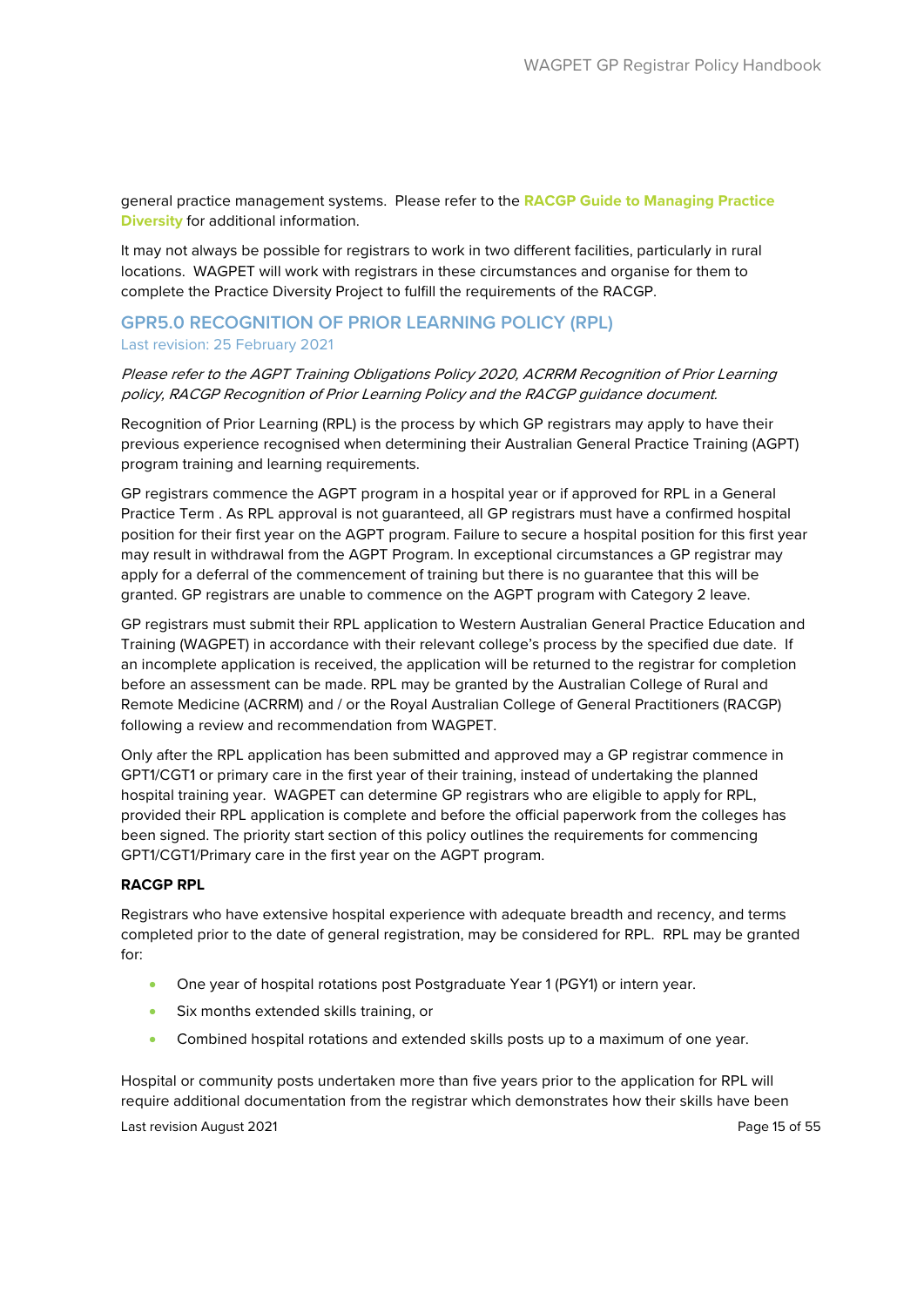general practice management systems. Please refer to the **RACGP Guide to Managing Practice Diversity** for additional information.

It may not always be possible for registrars to work in two different facilities, particularly in rural locations. WAGPET will work with registrars in these circumstances and organise for them to complete the Practice Diversity Project to fulfill the requirements of the RACGP.

## GPR5.0 RECOGNITION OF PRIOR LEARNING POLICY (RPL)

Last revision: 25 February 2021

*Please refer to the AGPT Training Obligations Policy 2020, ACRRM Recognition of Prior Learning policy, RACGP Recognition of Prior Learning Policy and the RACGP guidance document.*

Recognition of Prior Learning (RPL) is the process by which GP registrars may apply to have their previous experience recognised when determining their Australian General Practice Training (AGPT) program training and learning requirements.

GP registrars commence the AGPT program in a hospital year or if approved for RPL in a General Practice Term . As RPL approval is not guaranteed, all GP registrars must have a confirmed hospital position for their first year on the AGPT program. Failure to secure a hospital position for this first year may result in withdrawal from the AGPT Program. In exceptional circumstances a GP registrar may apply for a deferral of the commencement of training but there is no guarantee that this will be granted. GP registrars are unable to commence on the AGPT program with Category 2 leave.

GP registrars must submit their RPL application to Western Australian General Practice Education and Training (WAGPET) in accordance with their relevant college's process by the specified due date. If an incomplete application is received, the application will be returned to the registrar for completion before an assessment can be made. RPL may be granted by the Australian College of Rural and Remote Medicine (ACRRM) and / or the Royal Australian College of General Practitioners (RACGP) following a review and recommendation from WAGPET.

Only after the RPL application has been submitted and approved may a GP registrar commence in GPT1/CGT1 or primary care in the first year of their training, instead of undertaking the planned hospital training year. WAGPET can determine GP registrars who are eligible to apply for RPL, provided their RPL application is complete and before the official paperwork from the colleges has been signed. The priority start section of this policy outlines the requirements for commencing GPT1/CGT1/Primary care in the first year on the AGPT program.

**RACGP RPL**

Registrars who have extensive hospital experience with adequate breadth and recency, and terms completed prior to the date of general registration, may be considered for RPL. RPL may be granted for:

- One year of hospital rotations post Postgraduate Year 1 (PGY1) or intern year.
- Six months extended skills training, or
- Combined hospital rotations and extended skills posts up to a maximum of one year.

Hospital or community posts undertaken more than five years prior to the application for RPL will require additional documentation from the registrar which demonstrates how their skills have been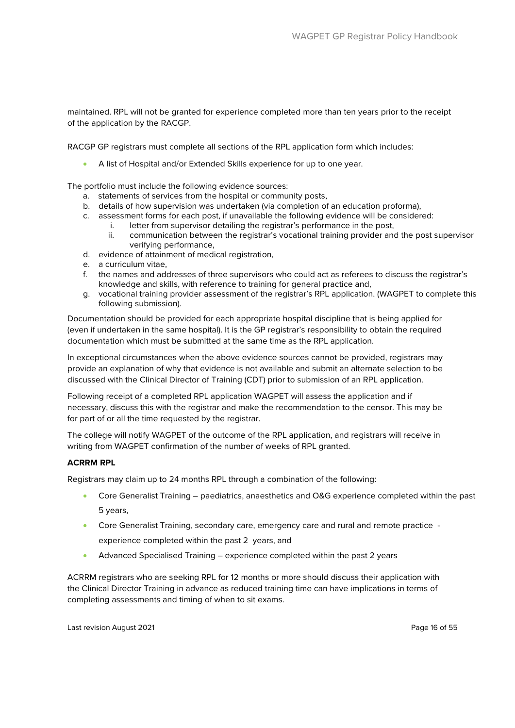maintained. RPL will not be granted for experience completed more than ten years prior to the receipt of the application by the RACGP.

RACGP GP registrars must complete all sections of the RPL application form which includes:

- A list of Hospital and/or Extended Skills experience for up to one year.

The portfolio must include the following evidence sources:

a. statements of services from the hospital or community posts,
b. details of how supervision was undertaken (via completion of an education proforma),
c. assessment forms for each post, if unavailable the following evidence will be considered:
   i. letter from supervisor detailing the registrar's performance in the post,
   ii. communication between the registrar's vocational training provider and the post supervisor verifying performance,
d. evidence of attainment of medical registration,
e. a curriculum vitae,
f. the names and addresses of three supervisors who could act as referees to discuss the registrar's knowledge and skills, with reference to training for general practice and,
g. vocational training provider assessment of the registrar's RPL application. (WAGPET to complete this following submission).

Documentation should be provided for each appropriate hospital discipline that is being applied for (even if undertaken in the same hospital). It is the GP registrar's responsibility to obtain the required documentation which must be submitted at the same time as the RPL application.

In exceptional circumstances when the above evidence sources cannot be provided, registrars may provide an explanation of why that evidence is not available and submit an alternate selection to be discussed with the Clinical Director of Training (CDT) prior to submission of an RPL application.

Following receipt of a completed RPL application WAGPET will assess the application and if necessary, discuss this with the registrar and make the recommendation to the censor. This may be for part of or all the time requested by the registrar.

The college will notify WAGPET of the outcome of the RPL application, and registrars will receive in writing from WAGPET confirmation of the number of weeks of RPL granted.

**ACRRM RPL**

Registrars may claim up to 24 months RPL through a combination of the following:

- Core Generalist Training – paediatrics, anaesthetics and O&G experience completed within the past 5 years,
- Core Generalist Training, secondary care, emergency care and rural and remote practice - experience completed within the past 2 years, and
- Advanced Specialised Training – experience completed within the past 2 years

ACRRM registrars who are seeking RPL for 12 months or more should discuss their application with the Clinical Director Training in advance as reduced training time can have implications in terms of completing assessments and timing of when to sit exams.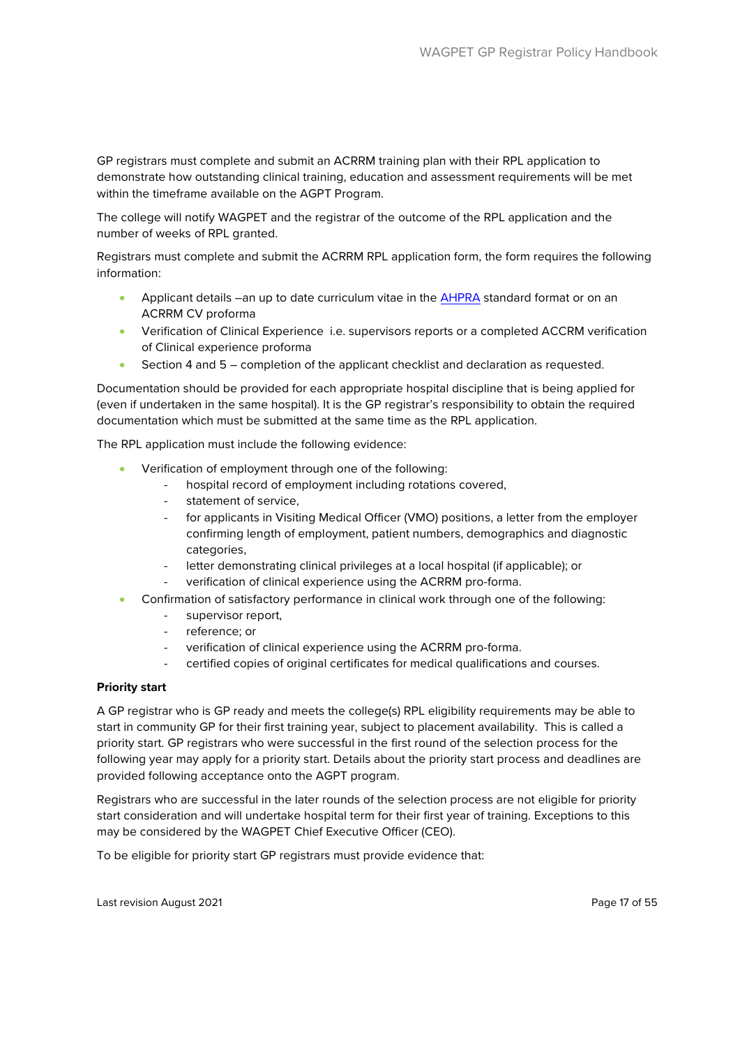GP registrars must complete and submit an ACRRM training plan with their RPL application to demonstrate how outstanding clinical training, education and assessment requirements will be met within the timeframe available on the AGPT Program.

The college will notify WAGPET and the registrar of the outcome of the RPL application and the number of weeks of RPL granted.

Registrars must complete and submit the ACRRM RPL application form, the form requires the following information:

- Applicant details –an up to date curriculum vitae in the [AHPRA](#) standard format or on an ACRRM CV proforma
- Verification of Clinical Experience i.e. supervisors reports or a completed ACCRM verification of Clinical experience proforma
- Section 4 and 5 – completion of the applicant checklist and declaration as requested.

Documentation should be provided for each appropriate hospital discipline that is being applied for (even if undertaken in the same hospital). It is the GP registrar's responsibility to obtain the required documentation which must be submitted at the same time as the RPL application.

The RPL application must include the following evidence:

- Verification of employment through one of the following:
  - hospital record of employment including rotations covered,
  - statement of service,
  - for applicants in Visiting Medical Officer (VMO) positions, a letter from the employer confirming length of employment, patient numbers, demographics and diagnostic categories,
  - letter demonstrating clinical privileges at a local hospital (if applicable); or
  - verification of clinical experience using the ACRRM pro-forma.
- Confirmation of satisfactory performance in clinical work through one of the following:
  - supervisor report,
  - reference; or
  - verification of clinical experience using the ACRRM pro-forma.
  - certified copies of original certificates for medical qualifications and courses.

**Priority start**

A GP registrar who is GP ready and meets the college(s) RPL eligibility requirements may be able to start in community GP for their first training year, subject to placement availability. This is called a priority start. GP registrars who were successful in the first round of the selection process for the following year may apply for a priority start. Details about the priority start process and deadlines are provided following acceptance onto the AGPT program.

Registrars who are successful in the later rounds of the selection process are not eligible for priority start consideration and will undertake hospital term for their first year of training. Exceptions to this may be considered by the WAGPET Chief Executive Officer (CEO).

To be eligible for priority start GP registrars must provide evidence that: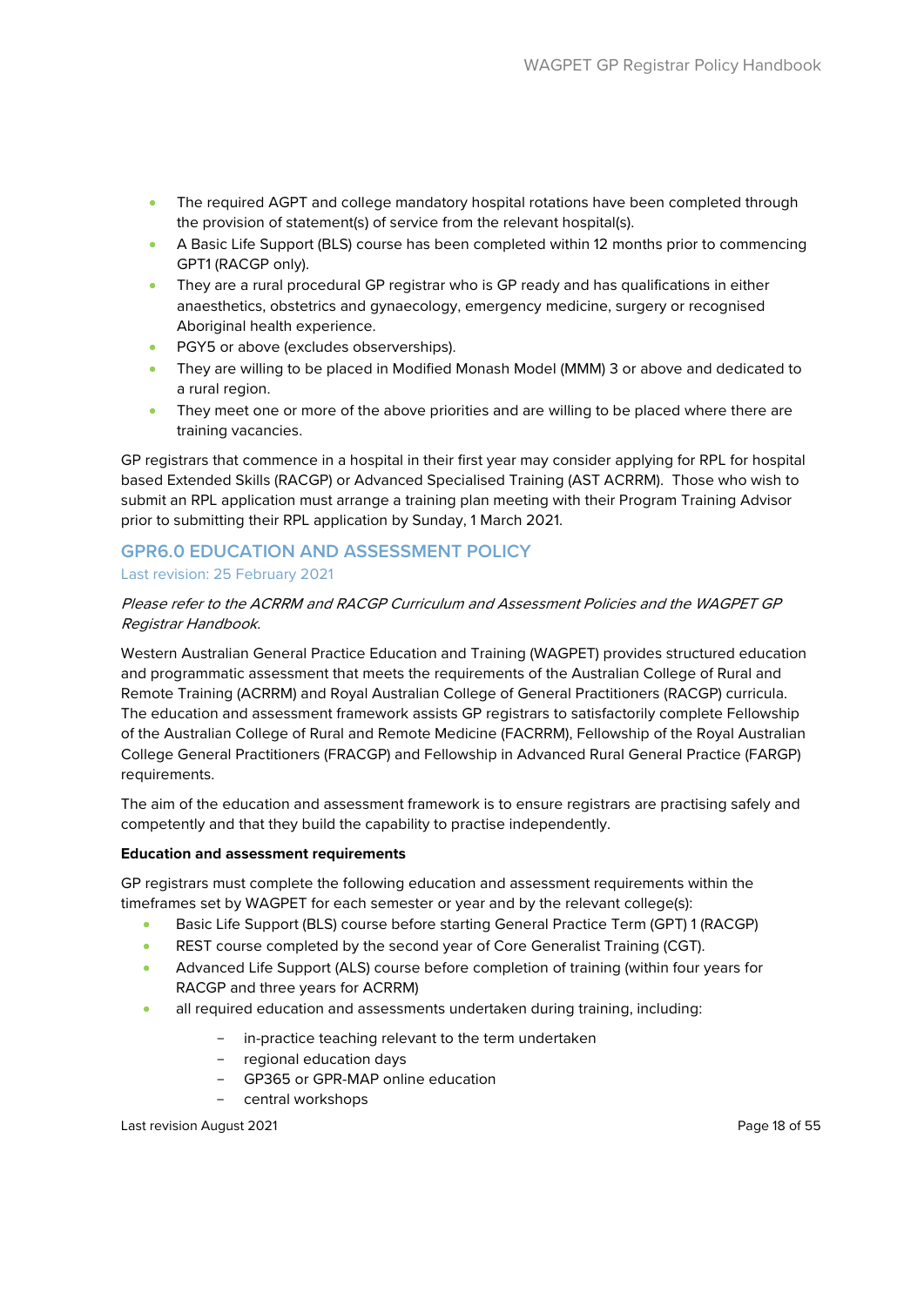- The required AGPT and college mandatory hospital rotations have been completed through the provision of statement(s) of service from the relevant hospital(s).
- A Basic Life Support (BLS) course has been completed within 12 months prior to commencing GPT1 (RACGP only).
- They are a rural procedural GP registrar who is GP ready and has qualifications in either anaesthetics, obstetrics and gynaecology, emergency medicine, surgery or recognised Aboriginal health experience.
- PGY5 or above (excludes observerships).
- They are willing to be placed in Modified Monash Model (MMM) 3 or above and dedicated to a rural region.
- They meet one or more of the above priorities and are willing to be placed where there are training vacancies.

GP registrars that commence in a hospital in their first year may consider applying for RPL for hospital based Extended Skills (RACGP) or Advanced Specialised Training (AST ACRRM). Those who wish to submit an RPL application must arrange a training plan meeting with their Program Training Advisor prior to submitting their RPL application by Sunday, 1 March 2021.

## GPR6.0 EDUCATION AND ASSESSMENT POLICY

Last revision: 25 February 2021

*Please refer to the ACRRM and RACGP Curriculum and Assessment Policies and the WAGPET GP Registrar Handbook.*

Western Australian General Practice Education and Training (WAGPET) provides structured education and programmatic assessment that meets the requirements of the Australian College of Rural and Remote Training (ACRRM) and Royal Australian College of General Practitioners (RACGP) curricula. The education and assessment framework assists GP registrars to satisfactorily complete Fellowship of the Australian College of Rural and Remote Medicine (FACRRM), Fellowship of the Royal Australian College General Practitioners (FRACGP) and Fellowship in Advanced Rural General Practice (FARGP) requirements.

The aim of the education and assessment framework is to ensure registrars are practising safely and competently and that they build the capability to practise independently.

**Education and assessment requirements**

GP registrars must complete the following education and assessment requirements within the timeframes set by WAGPET for each semester or year and by the relevant college(s):

- Basic Life Support (BLS) course before starting General Practice Term (GPT) 1 (RACGP)
- REST course completed by the second year of Core Generalist Training (CGT).
- Advanced Life Support (ALS) course before completion of training (within four years for RACGP and three years for ACRRM)
- all required education and assessments undertaken during training, including:
  - in-practice teaching relevant to the term undertaken
  - regional education days
  - GP365 or GPR-MAP online education
  - central workshops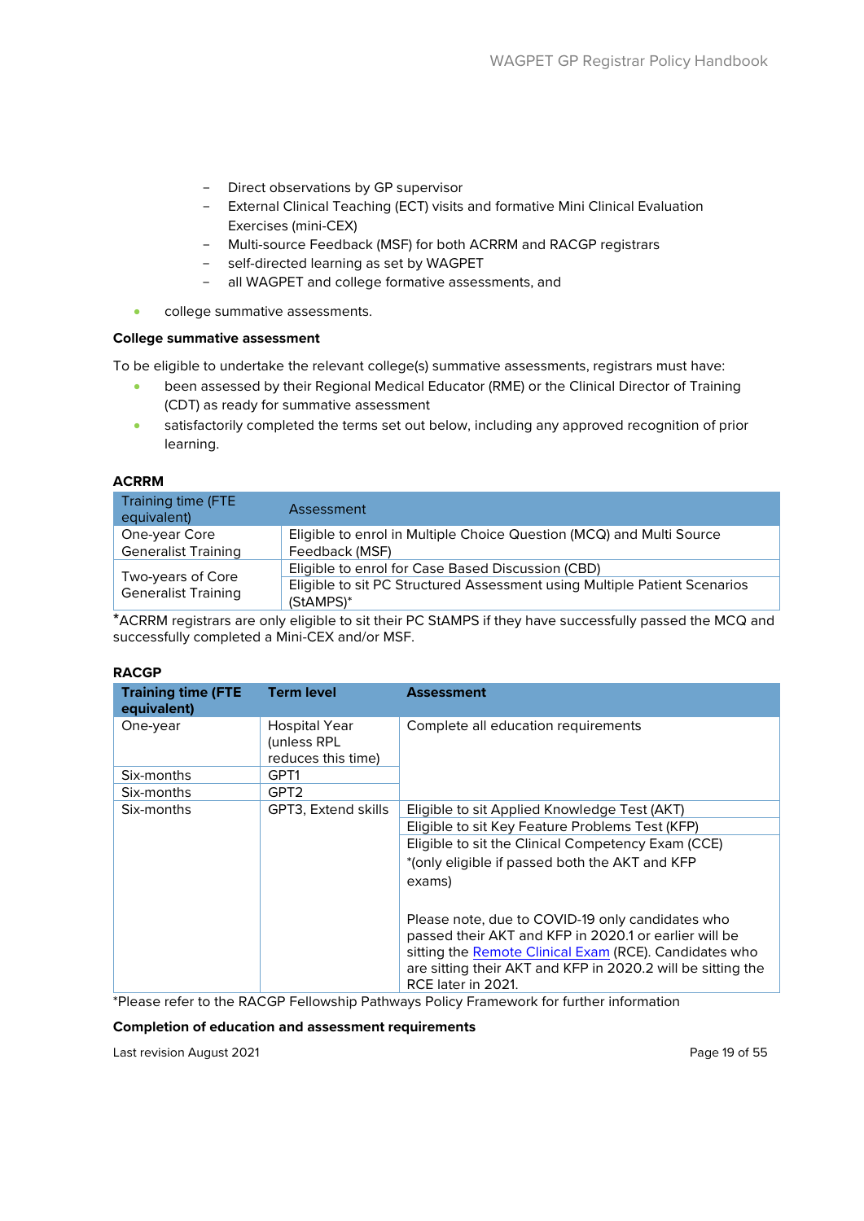- Direct observations by GP supervisor
- External Clinical Teaching (ECT) visits and formative Mini Clinical Evaluation Exercises (mini-CEX)
- Multi-source Feedback (MSF) for both ACRRM and RACGP registrars
- self-directed learning as set by WAGPET
- all WAGPET and college formative assessments, and

- college summative assessments.

**College summative assessment**

To be eligible to undertake the relevant college(s) summative assessments, registrars must have:

- been assessed by their Regional Medical Educator (RME) or the Clinical Director of Training (CDT) as ready for summative assessment
- satisfactorily completed the terms set out below, including any approved recognition of prior learning.

**ACRRM**

| Training time (FTE equivalent) | Assessment |
|---|---|
| One-year Core Generalist Training | Eligible to enrol in Multiple Choice Question (MCQ) and Multi Source Feedback (MSF) |
| Two-years of Core Generalist Training | Eligible to enrol for Case Based Discussion (CBD) |
| | Eligible to sit PC Structured Assessment using Multiple Patient Scenarios (StAMPS)* |

*ACRRM registrars are only eligible to sit their PC StAMPS if they have successfully passed the MCQ and successfully completed a Mini-CEX and/or MSF.

**RACGP**

| Training time (FTE equivalent) | Term level | Assessment |
|---|---|---|
| One-year | Hospital Year (unless RPL reduces this time) | Complete all education requirements |
| Six-months | GPT1 | |
| Six-months | GPT2 | |
| Six-months | GPT3, Extend skills | Eligible to sit Applied Knowledge Test (AKT) |
| | | Eligible to sit Key Feature Problems Test (KFP) |
| | | Eligible to sit the Clinical Competency Exam (CCE) *(only eligible if passed both the AKT and KFP exams)<br><br>Please note, due to COVID-19 only candidates who passed their AKT and KFP in 2020.1 or earlier will be sitting the [Remote Clinical Exam](#) (RCE). Candidates who are sitting their AKT and KFP in 2020.2 will be sitting the RCE later in 2021. |

*Please refer to the RACGP Fellowship Pathways Policy Framework for further information

**Completion of education and assessment requirements**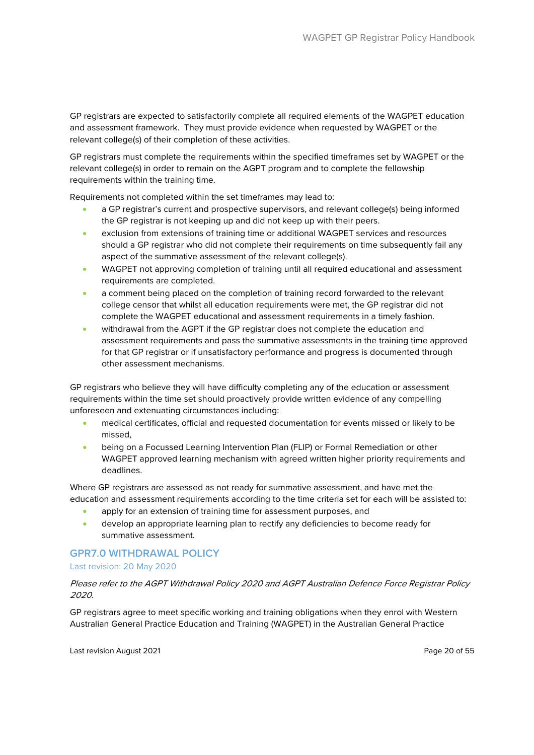GP registrars are expected to satisfactorily complete all required elements of the WAGPET education and assessment framework.  They must provide evidence when requested by WAGPET or the relevant college(s) of their completion of these activities.

GP registrars must complete the requirements within the specified timeframes set by WAGPET or the relevant college(s) in order to remain on the AGPT program and to complete the fellowship requirements within the training time.

Requirements not completed within the set timeframes may lead to:

- a GP registrar's current and prospective supervisors, and relevant college(s) being informed the GP registrar is not keeping up and did not keep up with their peers.
- exclusion from extensions of training time or additional WAGPET services and resources should a GP registrar who did not complete their requirements on time subsequently fail any aspect of the summative assessment of the relevant college(s).
- WAGPET not approving completion of training until all required educational and assessment requirements are completed.
- a comment being placed on the completion of training record forwarded to the relevant college censor that whilst all education requirements were met, the GP registrar did not complete the WAGPET educational and assessment requirements in a timely fashion.
- withdrawal from the AGPT if the GP registrar does not complete the education and assessment requirements and pass the summative assessments in the training time approved for that GP registrar or if unsatisfactory performance and progress is documented through other assessment mechanisms.

GP registrars who believe they will have difficulty completing any of the education or assessment requirements within the time set should proactively provide written evidence of any compelling unforeseen and extenuating circumstances including:

- medical certificates, official and requested documentation for events missed or likely to be missed,
- being on a Focussed Learning Intervention Plan (FLIP) or Formal Remediation or other WAGPET approved learning mechanism with agreed written higher priority requirements and deadlines.

Where GP registrars are assessed as not ready for summative assessment, and have met the education and assessment requirements according to the time criteria set for each will be assisted to:

- apply for an extension of training time for assessment purposes, and
- develop an appropriate learning plan to rectify any deficiencies to become ready for summative assessment.

## GPR7.0 WITHDRAWAL POLICY

Last revision: 20 May 2020

*Please refer to the AGPT Withdrawal Policy 2020 and AGPT Australian Defence Force Registrar Policy 2020.*

GP registrars agree to meet specific working and training obligations when they enrol with Western Australian General Practice Education and Training (WAGPET) in the Australian General Practice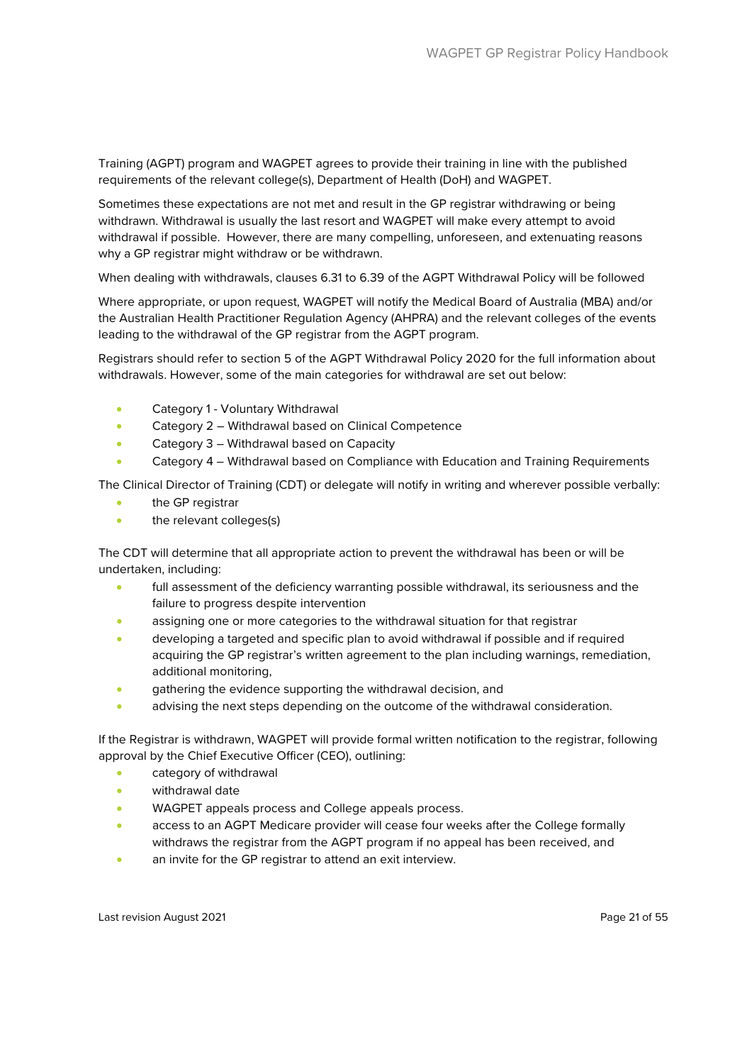Training (AGPT) program and WAGPET agrees to provide their training in line with the published requirements of the relevant college(s), Department of Health (DoH) and WAGPET.

Sometimes these expectations are not met and result in the GP registrar withdrawing or being withdrawn. Withdrawal is usually the last resort and WAGPET will make every attempt to avoid withdrawal if possible. However, there are many compelling, unforeseen, and extenuating reasons why a GP registrar might withdraw or be withdrawn.

When dealing with withdrawals, clauses 6.31 to 6.39 of the AGPT Withdrawal Policy will be followed

Where appropriate, or upon request, WAGPET will notify the Medical Board of Australia (MBA) and/or the Australian Health Practitioner Regulation Agency (AHPRA) and the relevant colleges of the events leading to the withdrawal of the GP registrar from the AGPT program.

Registrars should refer to section 5 of the AGPT Withdrawal Policy 2020 for the full information about withdrawals. However, some of the main categories for withdrawal are set out below:

- Category 1 - Voluntary Withdrawal
- Category 2 – Withdrawal based on Clinical Competence
- Category 3 – Withdrawal based on Capacity
- Category 4 – Withdrawal based on Compliance with Education and Training Requirements

The Clinical Director of Training (CDT) or delegate will notify in writing and wherever possible verbally:

- the GP registrar
- the relevant colleges(s)

The CDT will determine that all appropriate action to prevent the withdrawal has been or will be undertaken, including:

- full assessment of the deficiency warranting possible withdrawal, its seriousness and the failure to progress despite intervention
- assigning one or more categories to the withdrawal situation for that registrar
- developing a targeted and specific plan to avoid withdrawal if possible and if required acquiring the GP registrar's written agreement to the plan including warnings, remediation, additional monitoring,
- gathering the evidence supporting the withdrawal decision, and
- advising the next steps depending on the outcome of the withdrawal consideration.

If the Registrar is withdrawn, WAGPET will provide formal written notification to the registrar, following approval by the Chief Executive Officer (CEO), outlining:

- category of withdrawal
- withdrawal date
- WAGPET appeals process and College appeals process.
- access to an AGPT Medicare provider will cease four weeks after the College formally withdraws the registrar from the AGPT program if no appeal has been received, and
- an invite for the GP registrar to attend an exit interview.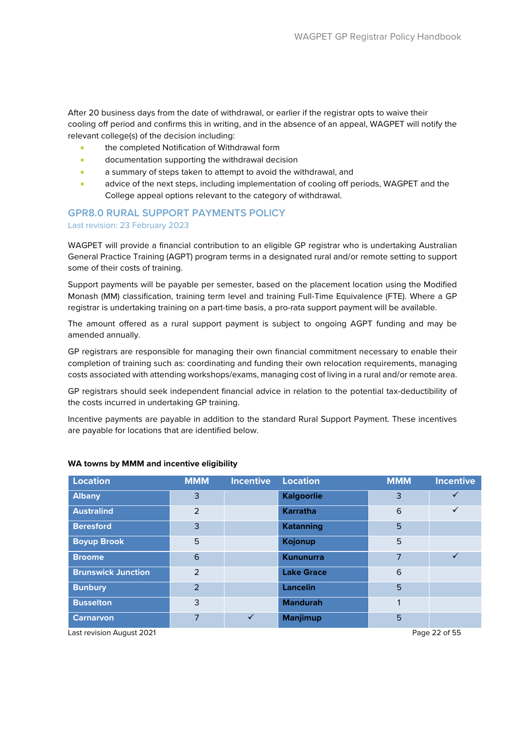After 20 business days from the date of withdrawal, or earlier if the registrar opts to waive their cooling off period and confirms this in writing, and in the absence of an appeal, WAGPET will notify the relevant college(s) of the decision including:

- the completed Notification of Withdrawal form
- documentation supporting the withdrawal decision
- a summary of steps taken to attempt to avoid the withdrawal, and
- advice of the next steps, including implementation of cooling off periods, WAGPET and the College appeal options relevant to the category of withdrawal.

## GPR8.0 RURAL SUPPORT PAYMENTS POLICY

Last revision: 23 February 2023

WAGPET will provide a financial contribution to an eligible GP registrar who is undertaking Australian General Practice Training (AGPT) program terms in a designated rural and/or remote setting to support some of their costs of training.

Support payments will be payable per semester, based on the placement location using the Modified Monash (MM) classification, training term level and training Full-Time Equivalence (FTE). Where a GP registrar is undertaking training on a part-time basis, a pro-rata support payment will be available.

The amount offered as a rural support payment is subject to ongoing AGPT funding and may be amended annually.

GP registrars are responsible for managing their own financial commitment necessary to enable their completion of training such as: coordinating and funding their own relocation requirements, managing costs associated with attending workshops/exams, managing cost of living in a rural and/or remote area.

GP registrars should seek independent financial advice in relation to the potential tax-deductibility of the costs incurred in undertaking GP training.

Incentive payments are payable in addition to the standard Rural Support Payment. These incentives are payable for locations that are identified below.

**WA towns by MMM and incentive eligibility**

| Location | MMM | Incentive | Location | MMM | Incentive |
|---|---|---|---|---|---|
| **Albany** | 3 | | **Kalgoorlie** | 3 | ✓ |
| **Australind** | 2 | | **Karratha** | 6 | ✓ |
| **Beresford** | 3 | | **Katanning** | 5 | |
| **Boyup Brook** | 5 | | **Kojonup** | 5 | |
| **Broome** | 6 | | **Kununurra** | 7 | ✓ |
| **Brunswick Junction** | 2 | | **Lake Grace** | 6 | |
| **Bunbury** | 2 | | **Lancelin** | 5 | |
| **Busselton** | 3 | | **Mandurah** | 1 | |
| **Carnarvon** | 7 | ✓ | **Manjimup** | 5 | |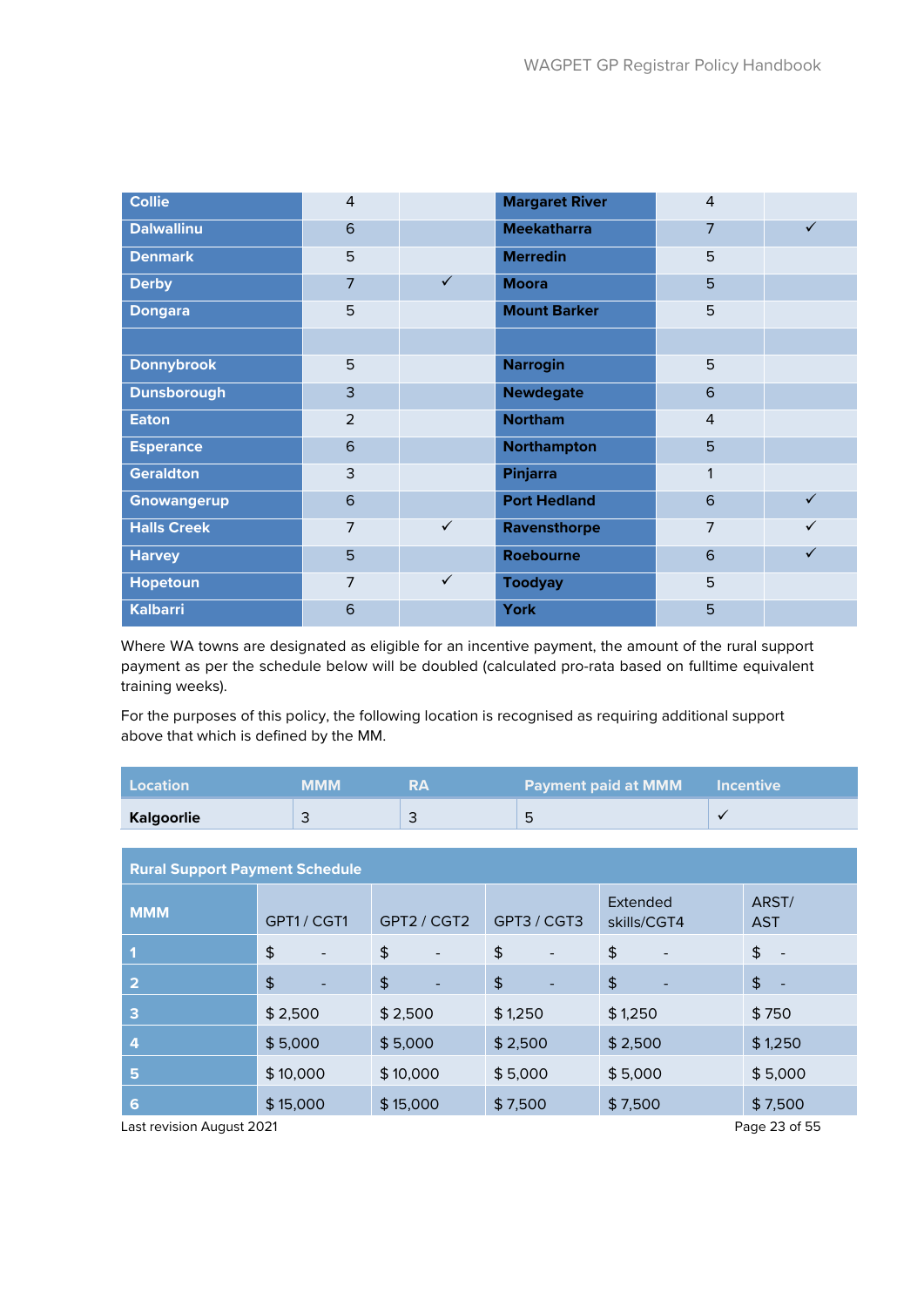| | | | | | |
|---|---|---|---|---|---|
| **Collie** | 4 | | **Margaret River** | 4 | |
| **Dalwallinu** | 6 | | **Meekatharra** | 7 | ✓ |
| **Denmark** | 5 | | **Merredin** | 5 | |
| **Derby** | 7 | ✓ | **Moora** | 5 | |
| **Dongara** | 5 | | **Mount Barker** | 5 | |
| | | | | | |
| **Donnybrook** | 5 | | **Narrogin** | 5 | |
| **Dunsborough** | 3 | | **Newdegate** | 6 | |
| **Eaton** | 2 | | **Northam** | 4 | |
| **Esperance** | 6 | | **Northampton** | 5 | |
| **Geraldton** | 3 | | **Pinjarra** | 1 | |
| **Gnowangerup** | 6 | | **Port Hedland** | 6 | ✓ |
| **Halls Creek** | 7 | ✓ | **Ravensthorpe** | 7 | ✓ |
| **Harvey** | 5 | | **Roebourne** | 6 | ✓ |
| **Hopetoun** | 7 | ✓ | **Toodyay** | 5 | |
| **Kalbarri** | 6 | | **York** | 5 | |

Where WA towns are designated as eligible for an incentive payment, the amount of the rural support payment as per the schedule below will be doubled (calculated pro-rata based on fulltime equivalent training weeks).

For the purposes of this policy, the following location is recognised as requiring additional support above that which is defined by the MM.

| Location | MMM | RA | Payment paid at MMM | Incentive |
|---|---|---|---|---|
| **Kalgoorlie** | 3 | 3 | 5 | ✓ |

| Rural Support Payment Schedule | | | | | |
|---|---|---|---|---|---|
| **MMM** | GPT1 / CGT1 | GPT2 / CGT2 | GPT3 / CGT3 | Extended skills/CGT4 | ARST/ AST |
| **1** | $ - | $ - | $ - | $ - | $ - |
| **2** | $ - | $ - | $ - | $ - | $ - |
| **3** | $ 2,500 | $ 2,500 | $ 1,250 | $ 1,250 | $ 750 |
| **4** | $ 5,000 | $ 5,000 | $ 2,500 | $ 2,500 | $ 1,250 |
| **5** | $ 10,000 | $ 10,000 | $ 5,000 | $ 5,000 | $ 5,000 |
| **6** | $ 15,000 | $ 15,000 | $ 7,500 | $ 7,500 | $ 7,500 |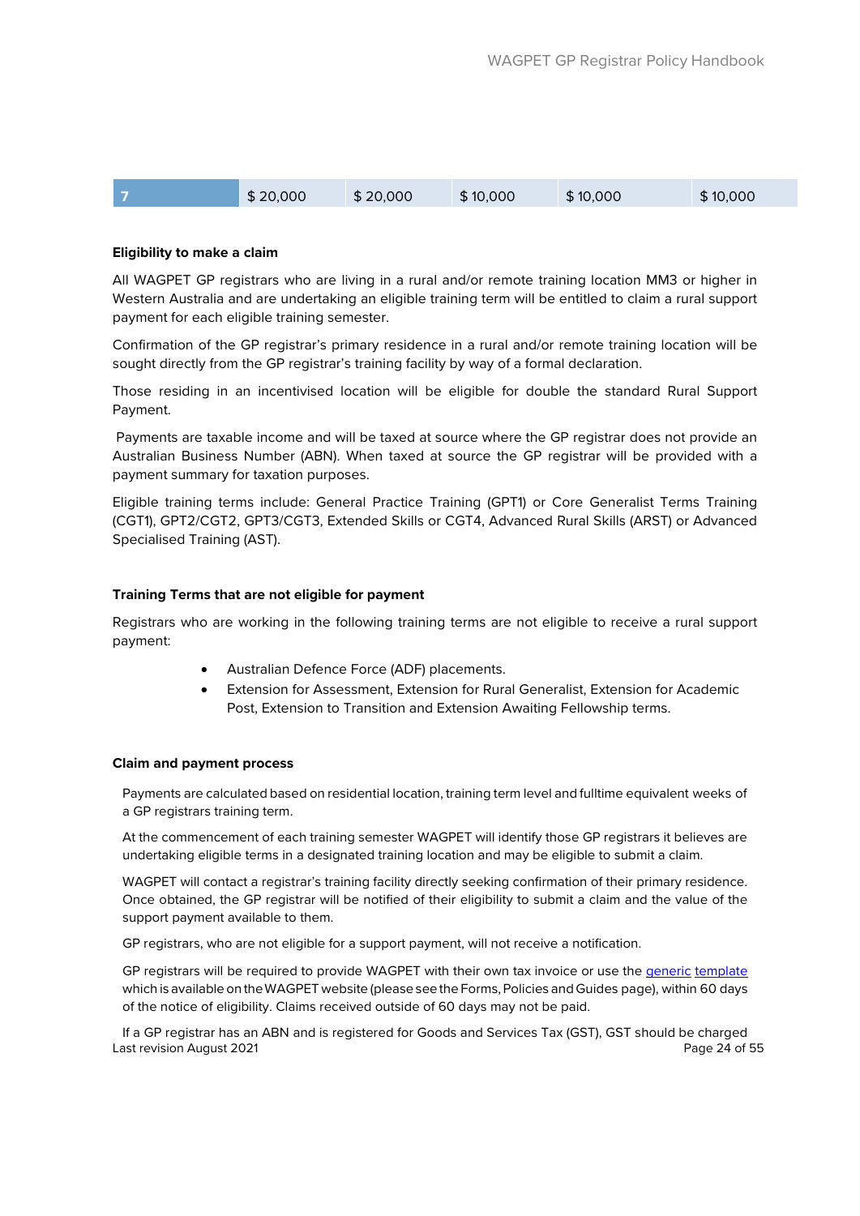| 7 | $ 20,000 | $ 20,000 | $ 10,000 | $ 10,000 | $ 10,000 |
|---|---|---|---|---|---|

**Eligibility to make a claim**

All WAGPET GP registrars who are living in a rural and/or remote training location MM3 or higher in Western Australia and are undertaking an eligible training term will be entitled to claim a rural support payment for each eligible training semester.

Confirmation of the GP registrar's primary residence in a rural and/or remote training location will be sought directly from the GP registrar's training facility by way of a formal declaration.

Those residing in an incentivised location will be eligible for double the standard Rural Support Payment.

Payments are taxable income and will be taxed at source where the GP registrar does not provide an Australian Business Number (ABN). When taxed at source the GP registrar will be provided with a payment summary for taxation purposes.

Eligible training terms include: General Practice Training (GPT1) or Core Generalist Terms Training (CGT1), GPT2/CGT2, GPT3/CGT3, Extended Skills or CGT4, Advanced Rural Skills (ARST) or Advanced Specialised Training (AST).

**Training Terms that are not eligible for payment**

Registrars who are working in the following training terms are not eligible to receive a rural support payment:

- Australian Defence Force (ADF) placements.
- Extension for Assessment, Extension for Rural Generalist, Extension for Academic Post, Extension to Transition and Extension Awaiting Fellowship terms.

**Claim and payment process**

Payments are calculated based on residential location, training term level and fulltime equivalent weeks of a GP registrars training term.

At the commencement of each training semester WAGPET will identify those GP registrars it believes are undertaking eligible terms in a designated training location and may be eligible to submit a claim.

WAGPET will contact a registrar's training facility directly seeking confirmation of their primary residence. Once obtained, the GP registrar will be notified of their eligibility to submit a claim and the value of the support payment available to them.

GP registrars, who are not eligible for a support payment, will not receive a notification.

GP registrars will be required to provide WAGPET with their own tax invoice or use the generic template which is available on the WAGPET website (please see the Forms, Policies and Guides page), within 60 days of the notice of eligibility. Claims received outside of 60 days may not be paid.

If a GP registrar has an ABN and is registered for Goods and Services Tax (GST), GST should be charged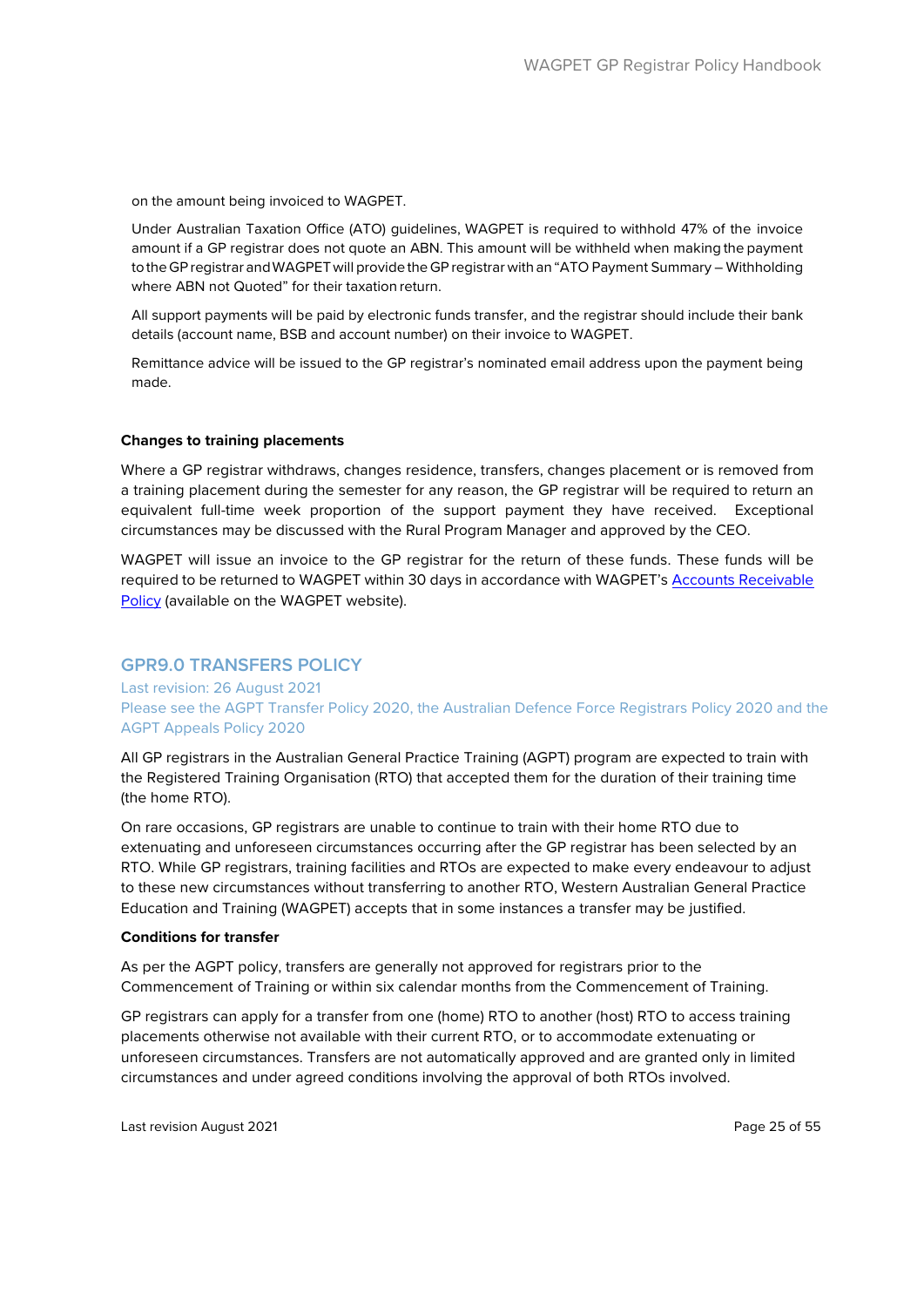on the amount being invoiced to WAGPET.

Under Australian Taxation Office (ATO) guidelines, WAGPET is required to withhold 47% of the invoice amount if a GP registrar does not quote an ABN. This amount will be withheld when making the payment to the GP registrar and WAGPET will provide the GP registrar with an "ATO Payment Summary – Withholding where ABN not Quoted" for their taxation return.

All support payments will be paid by electronic funds transfer, and the registrar should include their bank details (account name, BSB and account number) on their invoice to WAGPET.

Remittance advice will be issued to the GP registrar's nominated email address upon the payment being made.

**Changes to training placements**

Where a GP registrar withdraws, changes residence, transfers, changes placement or is removed from a training placement during the semester for any reason, the GP registrar will be required to return an equivalent full-time week proportion of the support payment they have received. Exceptional circumstances may be discussed with the Rural Program Manager and approved by the CEO.

WAGPET will issue an invoice to the GP registrar for the return of these funds. These funds will be required to be returned to WAGPET within 30 days in accordance with WAGPET's Accounts Receivable Policy (available on the WAGPET website).

## GPR9.0 TRANSFERS POLICY

Last revision: 26 August 2021

Please see the AGPT Transfer Policy 2020, the Australian Defence Force Registrars Policy 2020 and the AGPT Appeals Policy 2020

All GP registrars in the Australian General Practice Training (AGPT) program are expected to train with the Registered Training Organisation (RTO) that accepted them for the duration of their training time (the home RTO).

On rare occasions, GP registrars are unable to continue to train with their home RTO due to extenuating and unforeseen circumstances occurring after the GP registrar has been selected by an RTO. While GP registrars, training facilities and RTOs are expected to make every endeavour to adjust to these new circumstances without transferring to another RTO, Western Australian General Practice Education and Training (WAGPET) accepts that in some instances a transfer may be justified.

**Conditions for transfer**

As per the AGPT policy, transfers are generally not approved for registrars prior to the Commencement of Training or within six calendar months from the Commencement of Training.

GP registrars can apply for a transfer from one (home) RTO to another (host) RTO to access training placements otherwise not available with their current RTO, or to accommodate extenuating or unforeseen circumstances. Transfers are not automatically approved and are granted only in limited circumstances and under agreed conditions involving the approval of both RTOs involved.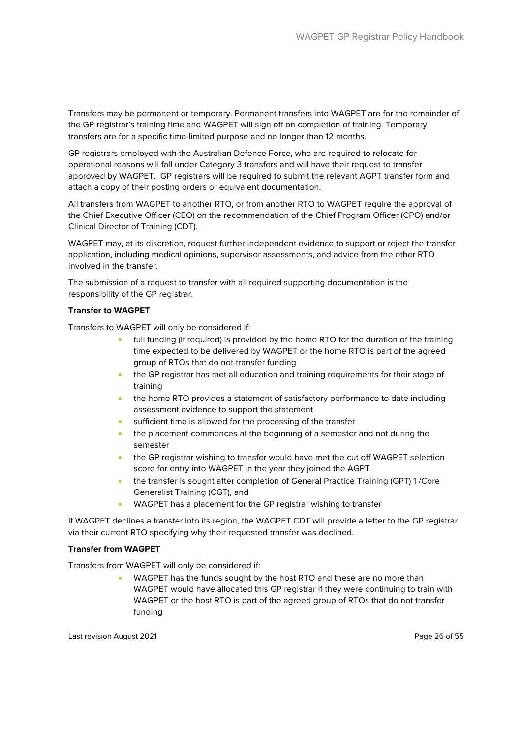Transfers may be permanent or temporary. Permanent transfers into WAGPET are for the remainder of the GP registrar's training time and WAGPET will sign off on completion of training. Temporary transfers are for a specific time-limited purpose and no longer than 12 months.

GP registrars employed with the Australian Defence Force, who are required to relocate for operational reasons will fall under Category 3 transfers and will have their request to transfer approved by WAGPET. GP registrars will be required to submit the relevant AGPT transfer form and attach a copy of their posting orders or equivalent documentation.

All transfers from WAGPET to another RTO, or from another RTO to WAGPET require the approval of the Chief Executive Officer (CEO) on the recommendation of the Chief Program Officer (CPO) and/or Clinical Director of Training (CDT).

WAGPET may, at its discretion, request further independent evidence to support or reject the transfer application, including medical opinions, supervisor assessments, and advice from the other RTO involved in the transfer.

The submission of a request to transfer with all required supporting documentation is the responsibility of the GP registrar.

**Transfer to WAGPET**

Transfers to WAGPET will only be considered if:

- full funding (if required) is provided by the home RTO for the duration of the training time expected to be delivered by WAGPET or the home RTO is part of the agreed group of RTOs that do not transfer funding
- the GP registrar has met all education and training requirements for their stage of training
- the home RTO provides a statement of satisfactory performance to date including assessment evidence to support the statement
- sufficient time is allowed for the processing of the transfer
- the placement commences at the beginning of a semester and not during the semester
- the GP registrar wishing to transfer would have met the cut off WAGPET selection score for entry into WAGPET in the year they joined the AGPT
- the transfer is sought after completion of General Practice Training (GPT) 1 /Core Generalist Training (CGT), and
- WAGPET has a placement for the GP registrar wishing to transfer

If WAGPET declines a transfer into its region, the WAGPET CDT will provide a letter to the GP registrar via their current RTO specifying why their requested transfer was declined.

**Transfer from WAGPET**

Transfers from WAGPET will only be considered if:

- WAGPET has the funds sought by the host RTO and these are no more than WAGPET would have allocated this GP registrar if they were continuing to train with WAGPET or the host RTO is part of the agreed group of RTOs that do not transfer funding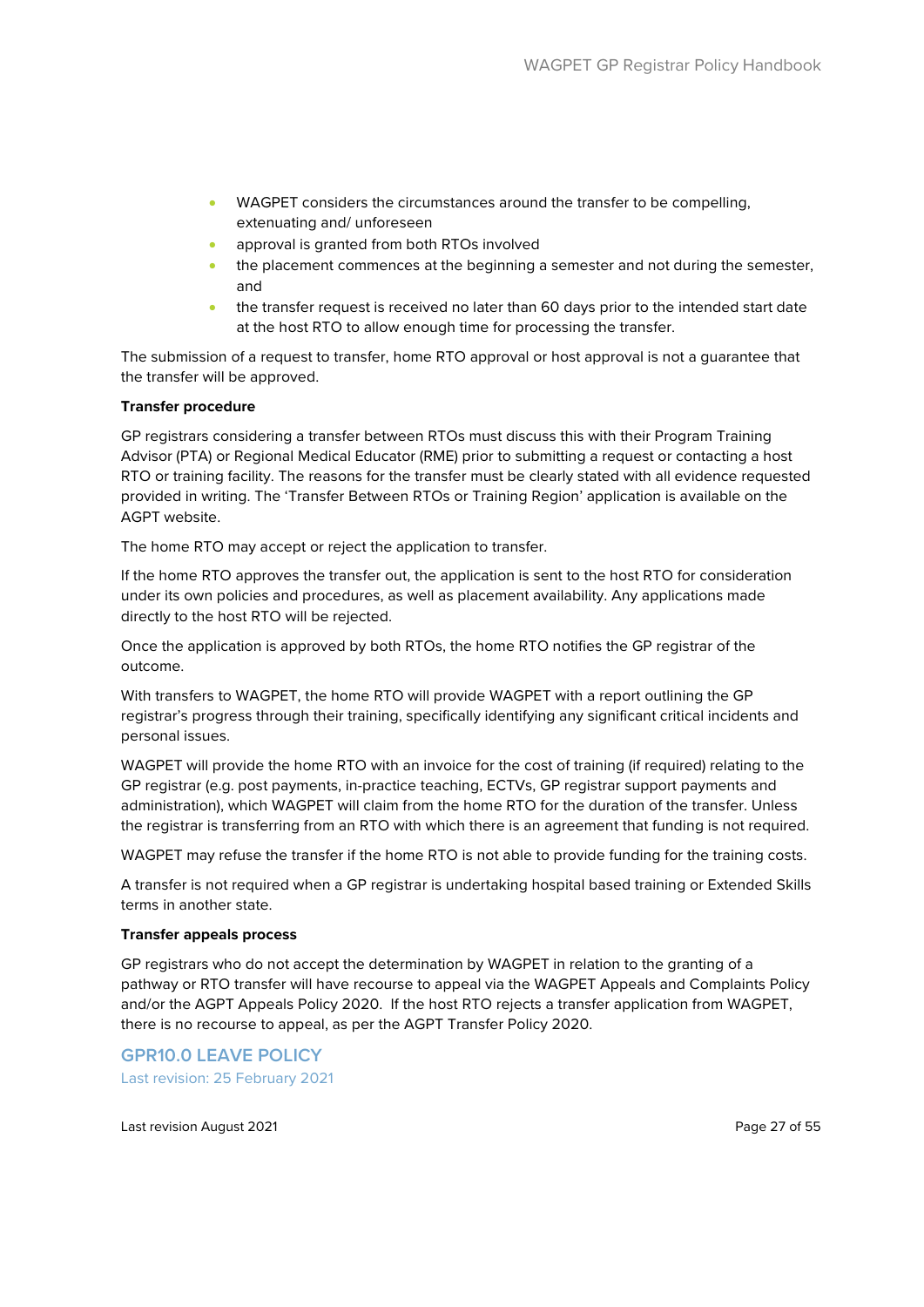- WAGPET considers the circumstances around the transfer to be compelling, extenuating and/ unforeseen
- approval is granted from both RTOs involved
- the placement commences at the beginning a semester and not during the semester, and
- the transfer request is received no later than 60 days prior to the intended start date at the host RTO to allow enough time for processing the transfer.

The submission of a request to transfer, home RTO approval or host approval is not a guarantee that the transfer will be approved.

**Transfer procedure**

GP registrars considering a transfer between RTOs must discuss this with their Program Training Advisor (PTA) or Regional Medical Educator (RME) prior to submitting a request or contacting a host RTO or training facility. The reasons for the transfer must be clearly stated with all evidence requested provided in writing. The 'Transfer Between RTOs or Training Region' application is available on the AGPT website.

The home RTO may accept or reject the application to transfer.

If the home RTO approves the transfer out, the application is sent to the host RTO for consideration under its own policies and procedures, as well as placement availability. Any applications made directly to the host RTO will be rejected.

Once the application is approved by both RTOs, the home RTO notifies the GP registrar of the outcome.

With transfers to WAGPET, the home RTO will provide WAGPET with a report outlining the GP registrar's progress through their training, specifically identifying any significant critical incidents and personal issues.

WAGPET will provide the home RTO with an invoice for the cost of training (if required) relating to the GP registrar (e.g. post payments, in-practice teaching, ECTVs, GP registrar support payments and administration), which WAGPET will claim from the home RTO for the duration of the transfer. Unless the registrar is transferring from an RTO with which there is an agreement that funding is not required.

WAGPET may refuse the transfer if the home RTO is not able to provide funding for the training costs.

A transfer is not required when a GP registrar is undertaking hospital based training or Extended Skills terms in another state.

**Transfer appeals process**

GP registrars who do not accept the determination by WAGPET in relation to the granting of a pathway or RTO transfer will have recourse to appeal via the WAGPET Appeals and Complaints Policy and/or the AGPT Appeals Policy 2020. If the host RTO rejects a transfer application from WAGPET, there is no recourse to appeal, as per the AGPT Transfer Policy 2020.

## GPR10.0 LEAVE POLICY

Last revision: 25 February 2021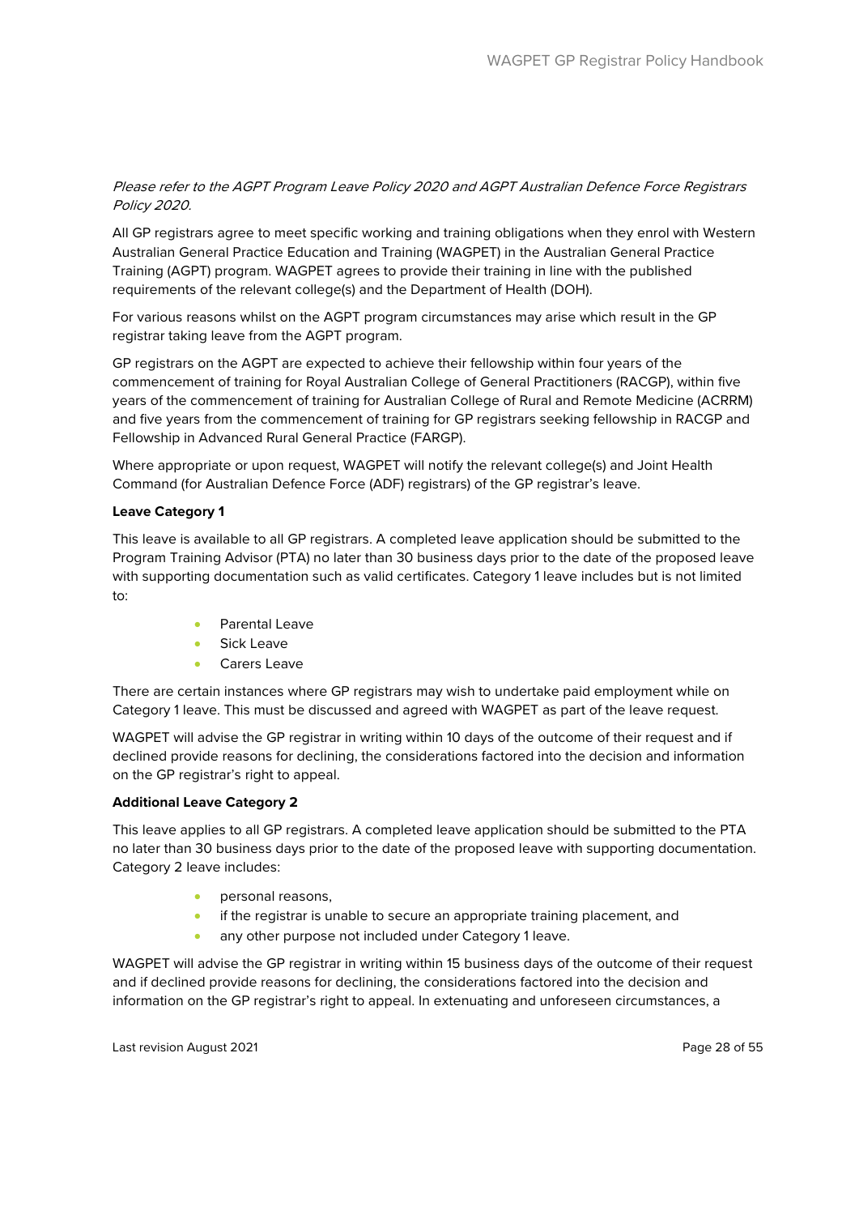*Please refer to the AGPT Program Leave Policy 2020 and AGPT Australian Defence Force Registrars Policy 2020.*

All GP registrars agree to meet specific working and training obligations when they enrol with Western Australian General Practice Education and Training (WAGPET) in the Australian General Practice Training (AGPT) program. WAGPET agrees to provide their training in line with the published requirements of the relevant college(s) and the Department of Health (DOH).

For various reasons whilst on the AGPT program circumstances may arise which result in the GP registrar taking leave from the AGPT program.

GP registrars on the AGPT are expected to achieve their fellowship within four years of the commencement of training for Royal Australian College of General Practitioners (RACGP), within five years of the commencement of training for Australian College of Rural and Remote Medicine (ACRRM) and five years from the commencement of training for GP registrars seeking fellowship in RACGP and Fellowship in Advanced Rural General Practice (FARGP).

Where appropriate or upon request, WAGPET will notify the relevant college(s) and Joint Health Command (for Australian Defence Force (ADF) registrars) of the GP registrar's leave.

**Leave Category 1**

This leave is available to all GP registrars. A completed leave application should be submitted to the Program Training Advisor (PTA) no later than 30 business days prior to the date of the proposed leave with supporting documentation such as valid certificates. Category 1 leave includes but is not limited to:

- Parental Leave
- Sick Leave
- Carers Leave

There are certain instances where GP registrars may wish to undertake paid employment while on Category 1 leave. This must be discussed and agreed with WAGPET as part of the leave request.

WAGPET will advise the GP registrar in writing within 10 days of the outcome of their request and if declined provide reasons for declining, the considerations factored into the decision and information on the GP registrar's right to appeal.

**Additional Leave Category 2**

This leave applies to all GP registrars. A completed leave application should be submitted to the PTA no later than 30 business days prior to the date of the proposed leave with supporting documentation. Category 2 leave includes:

- personal reasons,
- if the registrar is unable to secure an appropriate training placement, and
- any other purpose not included under Category 1 leave.

WAGPET will advise the GP registrar in writing within 15 business days of the outcome of their request and if declined provide reasons for declining, the considerations factored into the decision and information on the GP registrar's right to appeal. In extenuating and unforeseen circumstances, a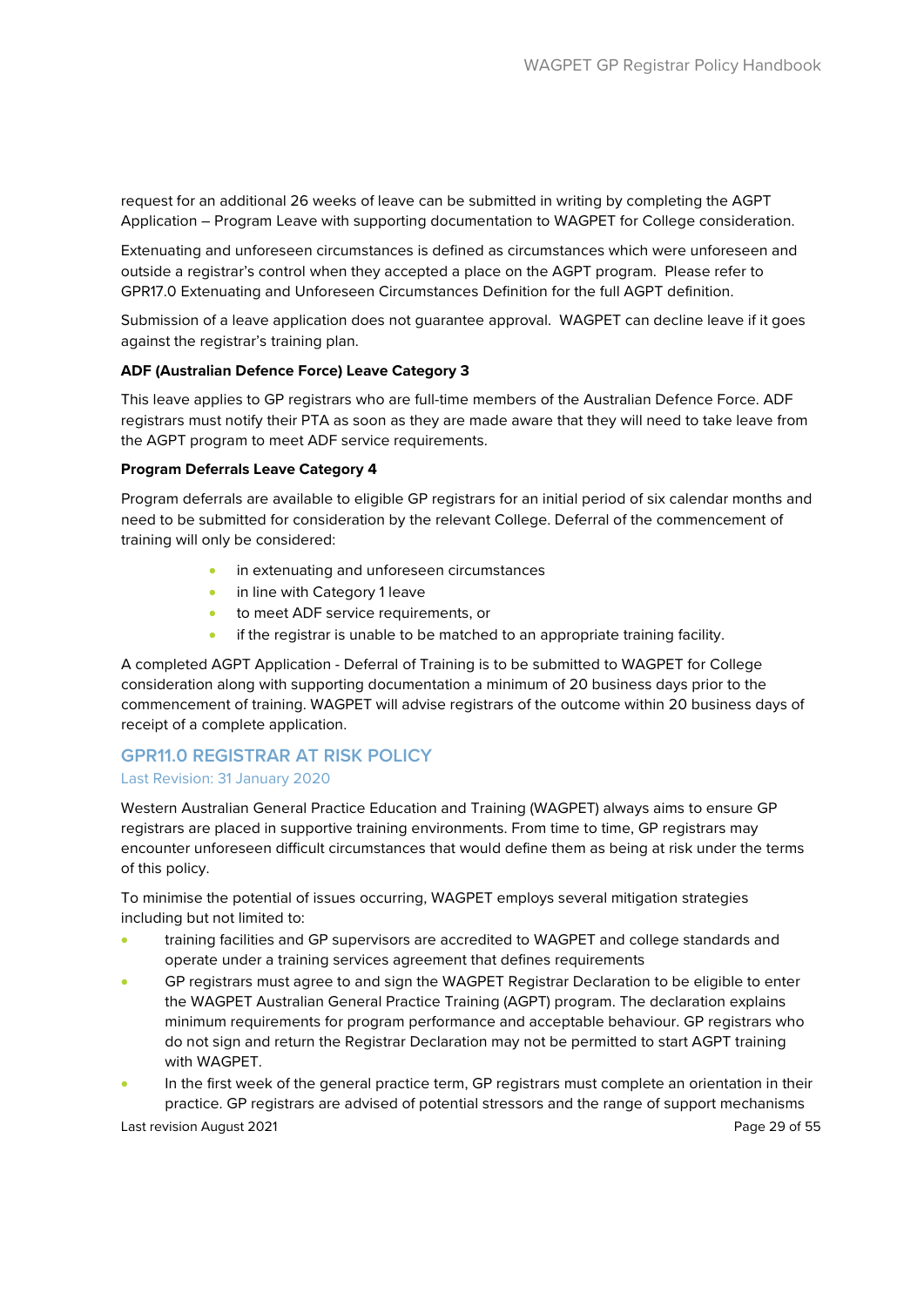request for an additional 26 weeks of leave can be submitted in writing by completing the AGPT Application – Program Leave with supporting documentation to WAGPET for College consideration.

Extenuating and unforeseen circumstances is defined as circumstances which were unforeseen and outside a registrar's control when they accepted a place on the AGPT program. Please refer to GPR17.0 Extenuating and Unforeseen Circumstances Definition for the full AGPT definition.

Submission of a leave application does not guarantee approval. WAGPET can decline leave if it goes against the registrar's training plan.

**ADF (Australian Defence Force) Leave Category 3**

This leave applies to GP registrars who are full-time members of the Australian Defence Force. ADF registrars must notify their PTA as soon as they are made aware that they will need to take leave from the AGPT program to meet ADF service requirements.

**Program Deferrals Leave Category 4**

Program deferrals are available to eligible GP registrars for an initial period of six calendar months and need to be submitted for consideration by the relevant College. Deferral of the commencement of training will only be considered:

- in extenuating and unforeseen circumstances
- in line with Category 1 leave
- to meet ADF service requirements, or
- if the registrar is unable to be matched to an appropriate training facility.

A completed AGPT Application - Deferral of Training is to be submitted to WAGPET for College consideration along with supporting documentation a minimum of 20 business days prior to the commencement of training. WAGPET will advise registrars of the outcome within 20 business days of receipt of a complete application.

## GPR11.0 REGISTRAR AT RISK POLICY

Last Revision: 31 January 2020

Western Australian General Practice Education and Training (WAGPET) always aims to ensure GP registrars are placed in supportive training environments. From time to time, GP registrars may encounter unforeseen difficult circumstances that would define them as being at risk under the terms of this policy.

To minimise the potential of issues occurring, WAGPET employs several mitigation strategies including but not limited to:

- training facilities and GP supervisors are accredited to WAGPET and college standards and operate under a training services agreement that defines requirements
- GP registrars must agree to and sign the WAGPET Registrar Declaration to be eligible to enter the WAGPET Australian General Practice Training (AGPT) program. The declaration explains minimum requirements for program performance and acceptable behaviour. GP registrars who do not sign and return the Registrar Declaration may not be permitted to start AGPT training with WAGPET.
- In the first week of the general practice term, GP registrars must complete an orientation in their practice. GP registrars are advised of potential stressors and the range of support mechanisms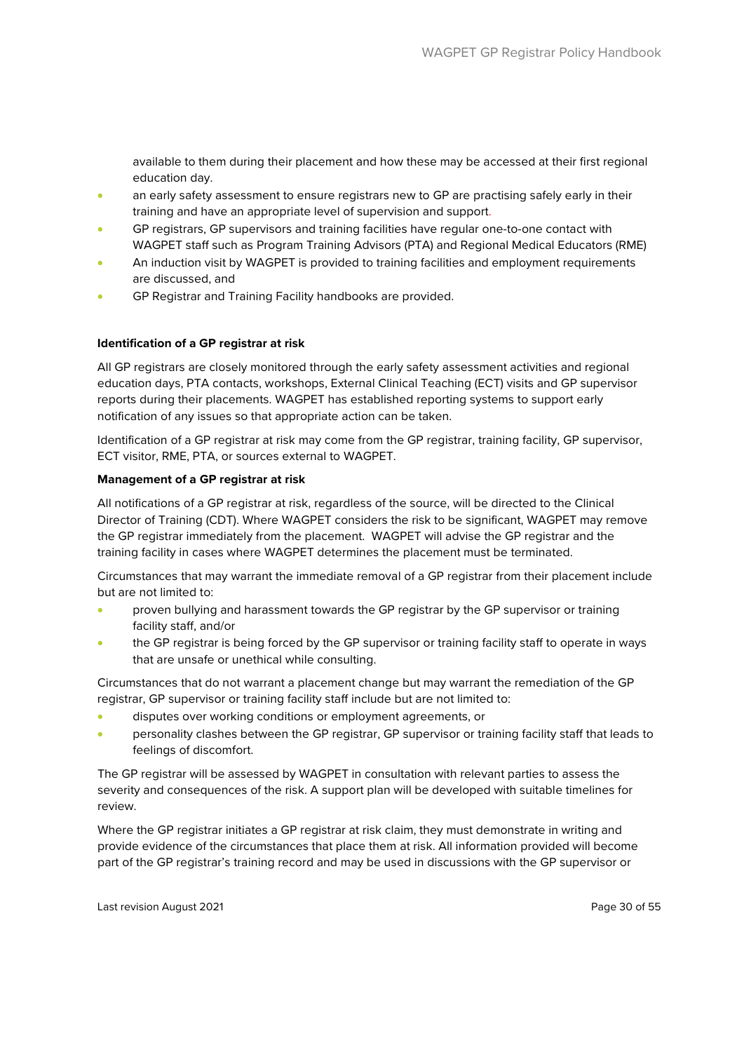available to them during their placement and how these may be accessed at their first regional education day.

- an early safety assessment to ensure registrars new to GP are practising safely early in their training and have an appropriate level of supervision and support.
- GP registrars, GP supervisors and training facilities have regular one-to-one contact with WAGPET staff such as Program Training Advisors (PTA) and Regional Medical Educators (RME)
- An induction visit by WAGPET is provided to training facilities and employment requirements are discussed, and
- GP Registrar and Training Facility handbooks are provided.

**Identification of a GP registrar at risk**

All GP registrars are closely monitored through the early safety assessment activities and regional education days, PTA contacts, workshops, External Clinical Teaching (ECT) visits and GP supervisor reports during their placements. WAGPET has established reporting systems to support early notification of any issues so that appropriate action can be taken.

Identification of a GP registrar at risk may come from the GP registrar, training facility, GP supervisor, ECT visitor, RME, PTA, or sources external to WAGPET.

**Management of a GP registrar at risk**

All notifications of a GP registrar at risk, regardless of the source, will be directed to the Clinical Director of Training (CDT). Where WAGPET considers the risk to be significant, WAGPET may remove the GP registrar immediately from the placement. WAGPET will advise the GP registrar and the training facility in cases where WAGPET determines the placement must be terminated.

Circumstances that may warrant the immediate removal of a GP registrar from their placement include but are not limited to:

- proven bullying and harassment towards the GP registrar by the GP supervisor or training facility staff, and/or
- the GP registrar is being forced by the GP supervisor or training facility staff to operate in ways that are unsafe or unethical while consulting.

Circumstances that do not warrant a placement change but may warrant the remediation of the GP registrar, GP supervisor or training facility staff include but are not limited to:

- disputes over working conditions or employment agreements, or
- personality clashes between the GP registrar, GP supervisor or training facility staff that leads to feelings of discomfort.

The GP registrar will be assessed by WAGPET in consultation with relevant parties to assess the severity and consequences of the risk. A support plan will be developed with suitable timelines for review.

Where the GP registrar initiates a GP registrar at risk claim, they must demonstrate in writing and provide evidence of the circumstances that place them at risk. All information provided will become part of the GP registrar's training record and may be used in discussions with the GP supervisor or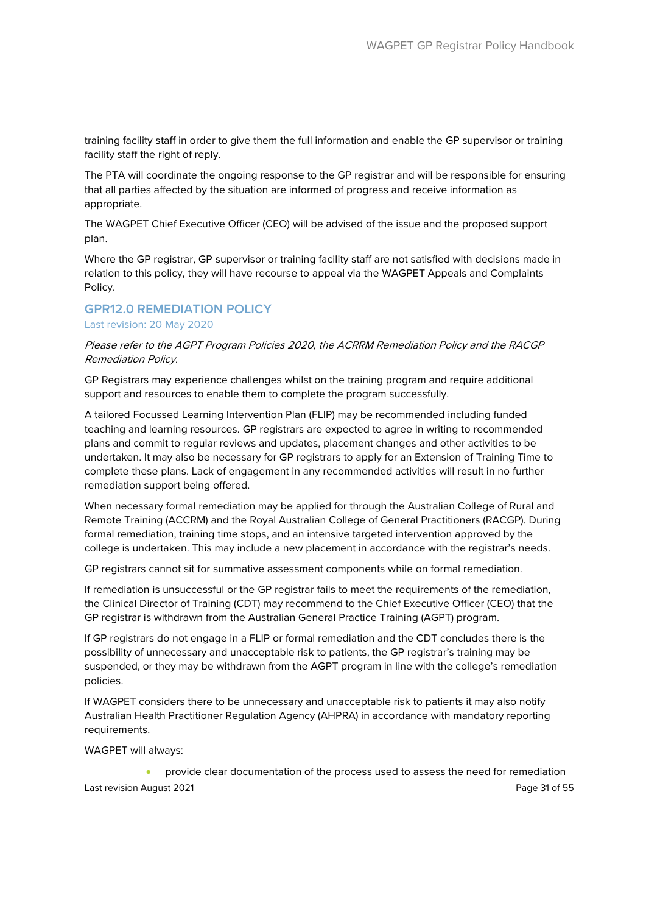training facility staff in order to give them the full information and enable the GP supervisor or training facility staff the right of reply.

The PTA will coordinate the ongoing response to the GP registrar and will be responsible for ensuring that all parties affected by the situation are informed of progress and receive information as appropriate.

The WAGPET Chief Executive Officer (CEO) will be advised of the issue and the proposed support plan.

Where the GP registrar, GP supervisor or training facility staff are not satisfied with decisions made in relation to this policy, they will have recourse to appeal via the WAGPET Appeals and Complaints Policy.

## GPR12.0 REMEDIATION POLICY

Last revision: 20 May 2020

*Please refer to the AGPT Program Policies 2020, the ACRRM Remediation Policy and the RACGP Remediation Policy.*

GP Registrars may experience challenges whilst on the training program and require additional support and resources to enable them to complete the program successfully.

A tailored Focussed Learning Intervention Plan (FLIP) may be recommended including funded teaching and learning resources. GP registrars are expected to agree in writing to recommended plans and commit to regular reviews and updates, placement changes and other activities to be undertaken. It may also be necessary for GP registrars to apply for an Extension of Training Time to complete these plans. Lack of engagement in any recommended activities will result in no further remediation support being offered.

When necessary formal remediation may be applied for through the Australian College of Rural and Remote Training (ACCRM) and the Royal Australian College of General Practitioners (RACGP). During formal remediation, training time stops, and an intensive targeted intervention approved by the college is undertaken. This may include a new placement in accordance with the registrar's needs.

GP registrars cannot sit for summative assessment components while on formal remediation.

If remediation is unsuccessful or the GP registrar fails to meet the requirements of the remediation, the Clinical Director of Training (CDT) may recommend to the Chief Executive Officer (CEO) that the GP registrar is withdrawn from the Australian General Practice Training (AGPT) program.

If GP registrars do not engage in a FLIP or formal remediation and the CDT concludes there is the possibility of unnecessary and unacceptable risk to patients, the GP registrar's training may be suspended, or they may be withdrawn from the AGPT program in line with the college's remediation policies.

If WAGPET considers there to be unnecessary and unacceptable risk to patients it may also notify Australian Health Practitioner Regulation Agency (AHPRA) in accordance with mandatory reporting requirements.

WAGPET will always:

- provide clear documentation of the process used to assess the need for remediation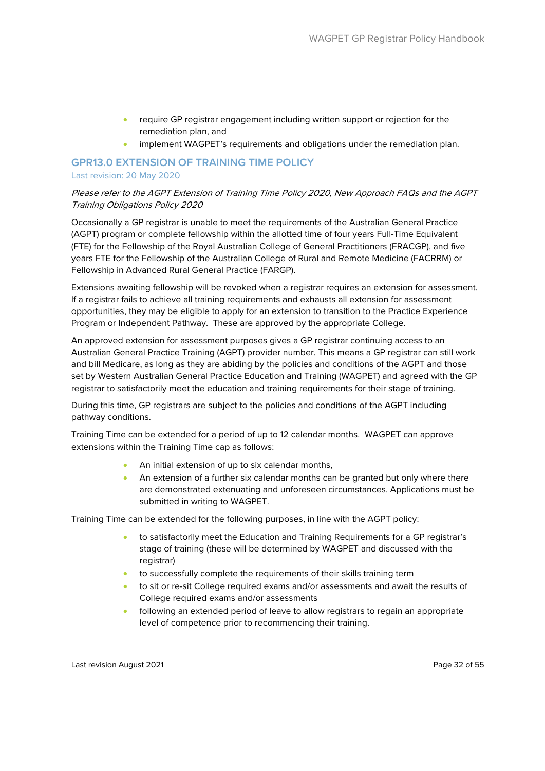- require GP registrar engagement including written support or rejection for the remediation plan, and
- implement WAGPET's requirements and obligations under the remediation plan.

## GPR13.0 EXTENSION OF TRAINING TIME POLICY

Last revision: 20 May 2020

*Please refer to the AGPT Extension of Training Time Policy 2020, New Approach FAQs and the AGPT Training Obligations Policy 2020*

Occasionally a GP registrar is unable to meet the requirements of the Australian General Practice (AGPT) program or complete fellowship within the allotted time of four years Full-Time Equivalent (FTE) for the Fellowship of the Royal Australian College of General Practitioners (FRACGP), and five years FTE for the Fellowship of the Australian College of Rural and Remote Medicine (FACRRM) or Fellowship in Advanced Rural General Practice (FARGP).

Extensions awaiting fellowship will be revoked when a registrar requires an extension for assessment. If a registrar fails to achieve all training requirements and exhausts all extension for assessment opportunities, they may be eligible to apply for an extension to transition to the Practice Experience Program or Independent Pathway. These are approved by the appropriate College.

An approved extension for assessment purposes gives a GP registrar continuing access to an Australian General Practice Training (AGPT) provider number. This means a GP registrar can still work and bill Medicare, as long as they are abiding by the policies and conditions of the AGPT and those set by Western Australian General Practice Education and Training (WAGPET) and agreed with the GP registrar to satisfactorily meet the education and training requirements for their stage of training.

During this time, GP registrars are subject to the policies and conditions of the AGPT including pathway conditions.

Training Time can be extended for a period of up to 12 calendar months. WAGPET can approve extensions within the Training Time cap as follows:

- An initial extension of up to six calendar months,
- An extension of a further six calendar months can be granted but only where there are demonstrated extenuating and unforeseen circumstances. Applications must be submitted in writing to WAGPET.

Training Time can be extended for the following purposes, in line with the AGPT policy:

- to satisfactorily meet the Education and Training Requirements for a GP registrar's stage of training (these will be determined by WAGPET and discussed with the registrar)
- to successfully complete the requirements of their skills training term
- to sit or re-sit College required exams and/or assessments and await the results of College required exams and/or assessments
- following an extended period of leave to allow registrars to regain an appropriate level of competence prior to recommencing their training.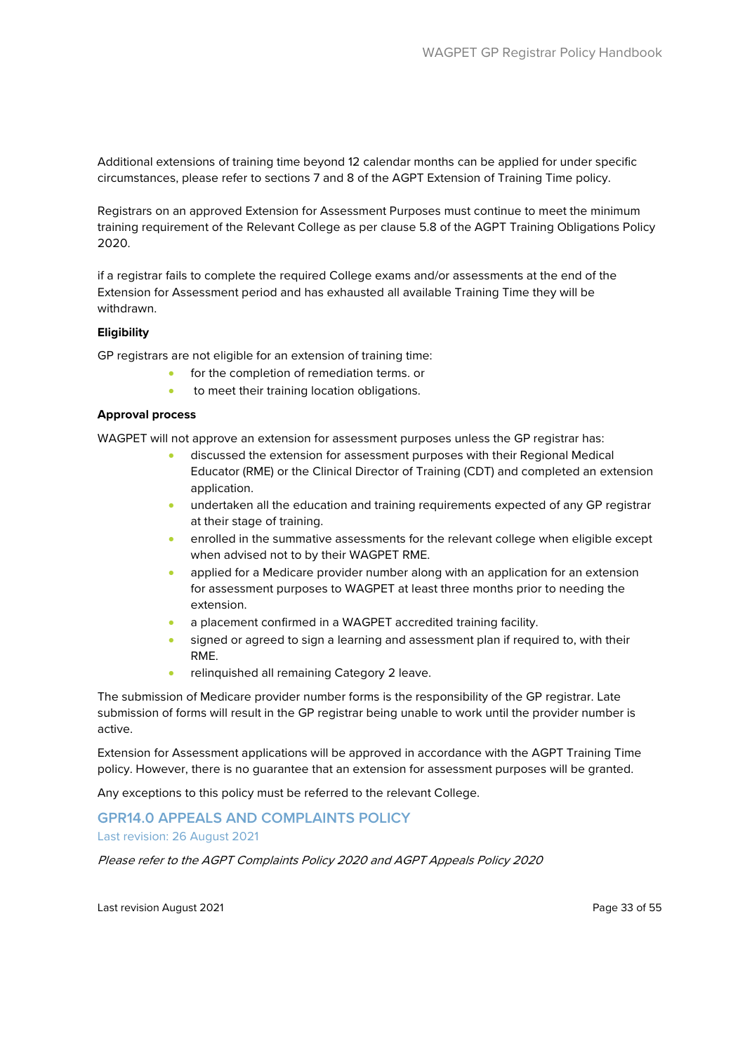Additional extensions of training time beyond 12 calendar months can be applied for under specific circumstances, please refer to sections 7 and 8 of the AGPT Extension of Training Time policy.

Registrars on an approved Extension for Assessment Purposes must continue to meet the minimum training requirement of the Relevant College as per clause 5.8 of the AGPT Training Obligations Policy 2020.

if a registrar fails to complete the required College exams and/or assessments at the end of the Extension for Assessment period and has exhausted all available Training Time they will be withdrawn.

**Eligibility**

GP registrars are not eligible for an extension of training time:

- for the completion of remediation terms. or
- to meet their training location obligations.

**Approval process**

WAGPET will not approve an extension for assessment purposes unless the GP registrar has:

- discussed the extension for assessment purposes with their Regional Medical Educator (RME) or the Clinical Director of Training (CDT) and completed an extension application.
- undertaken all the education and training requirements expected of any GP registrar at their stage of training.
- enrolled in the summative assessments for the relevant college when eligible except when advised not to by their WAGPET RME.
- applied for a Medicare provider number along with an application for an extension for assessment purposes to WAGPET at least three months prior to needing the extension.
- a placement confirmed in a WAGPET accredited training facility.
- signed or agreed to sign a learning and assessment plan if required to, with their RME.
- relinquished all remaining Category 2 leave.

The submission of Medicare provider number forms is the responsibility of the GP registrar. Late submission of forms will result in the GP registrar being unable to work until the provider number is active.

Extension for Assessment applications will be approved in accordance with the AGPT Training Time policy. However, there is no guarantee that an extension for assessment purposes will be granted.

Any exceptions to this policy must be referred to the relevant College.

## GPR14.0 APPEALS AND COMPLAINTS POLICY

Last revision: 26 August 2021

*Please refer to the AGPT Complaints Policy 2020 and AGPT Appeals Policy 2020*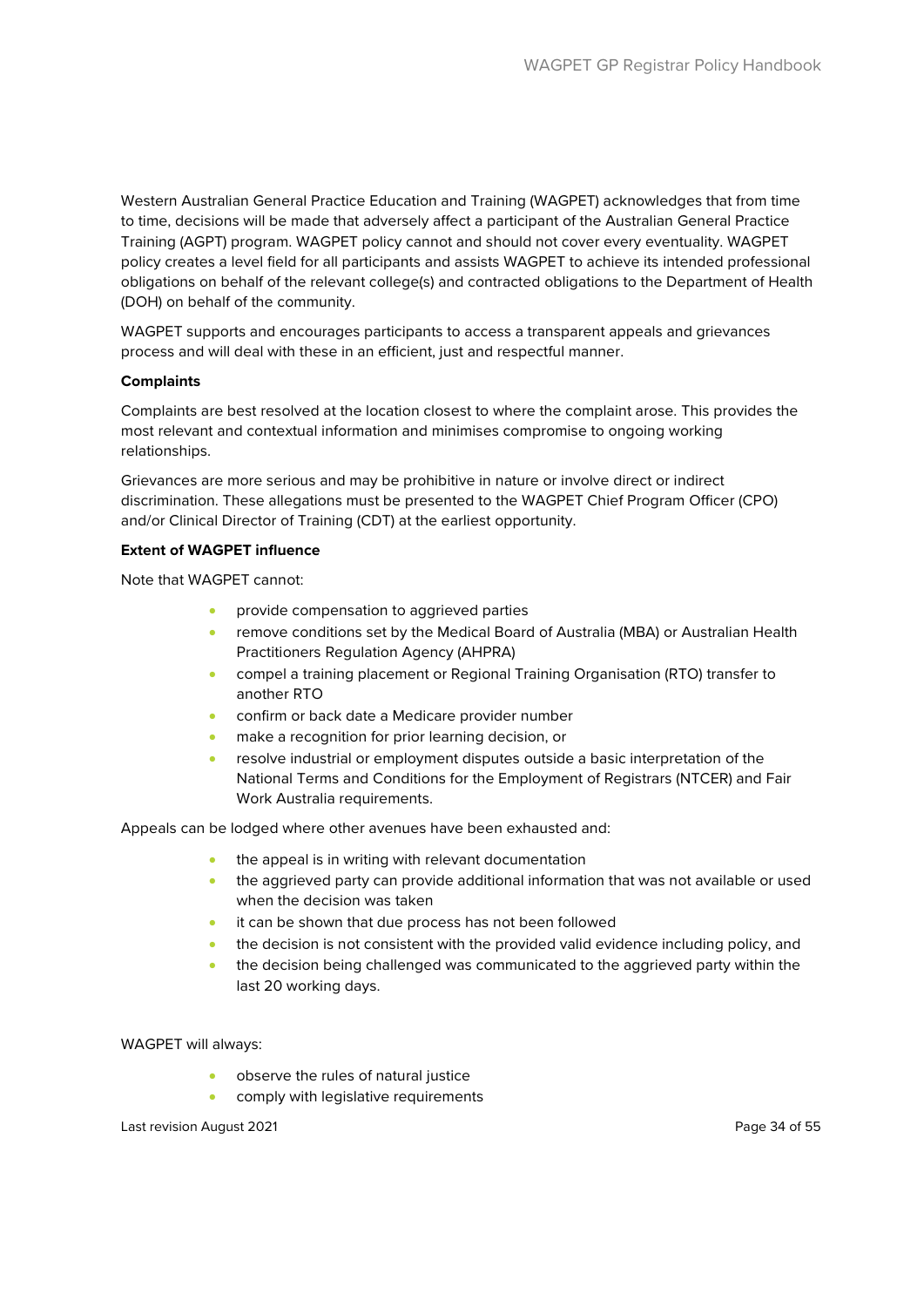Western Australian General Practice Education and Training (WAGPET) acknowledges that from time to time, decisions will be made that adversely affect a participant of the Australian General Practice Training (AGPT) program. WAGPET policy cannot and should not cover every eventuality. WAGPET policy creates a level field for all participants and assists WAGPET to achieve its intended professional obligations on behalf of the relevant college(s) and contracted obligations to the Department of Health (DOH) on behalf of the community.

WAGPET supports and encourages participants to access a transparent appeals and grievances process and will deal with these in an efficient, just and respectful manner.

**Complaints**

Complaints are best resolved at the location closest to where the complaint arose. This provides the most relevant and contextual information and minimises compromise to ongoing working relationships.

Grievances are more serious and may be prohibitive in nature or involve direct or indirect discrimination. These allegations must be presented to the WAGPET Chief Program Officer (CPO) and/or Clinical Director of Training (CDT) at the earliest opportunity.

**Extent of WAGPET influence**

Note that WAGPET cannot:

- provide compensation to aggrieved parties
- remove conditions set by the Medical Board of Australia (MBA) or Australian Health Practitioners Regulation Agency (AHPRA)
- compel a training placement or Regional Training Organisation (RTO) transfer to another RTO
- confirm or back date a Medicare provider number
- make a recognition for prior learning decision, or
- resolve industrial or employment disputes outside a basic interpretation of the National Terms and Conditions for the Employment of Registrars (NTCER) and Fair Work Australia requirements.

Appeals can be lodged where other avenues have been exhausted and:

- the appeal is in writing with relevant documentation
- the aggrieved party can provide additional information that was not available or used when the decision was taken
- it can be shown that due process has not been followed
- the decision is not consistent with the provided valid evidence including policy, and
- the decision being challenged was communicated to the aggrieved party within the last 20 working days.

WAGPET will always:

- observe the rules of natural justice
- comply with legislative requirements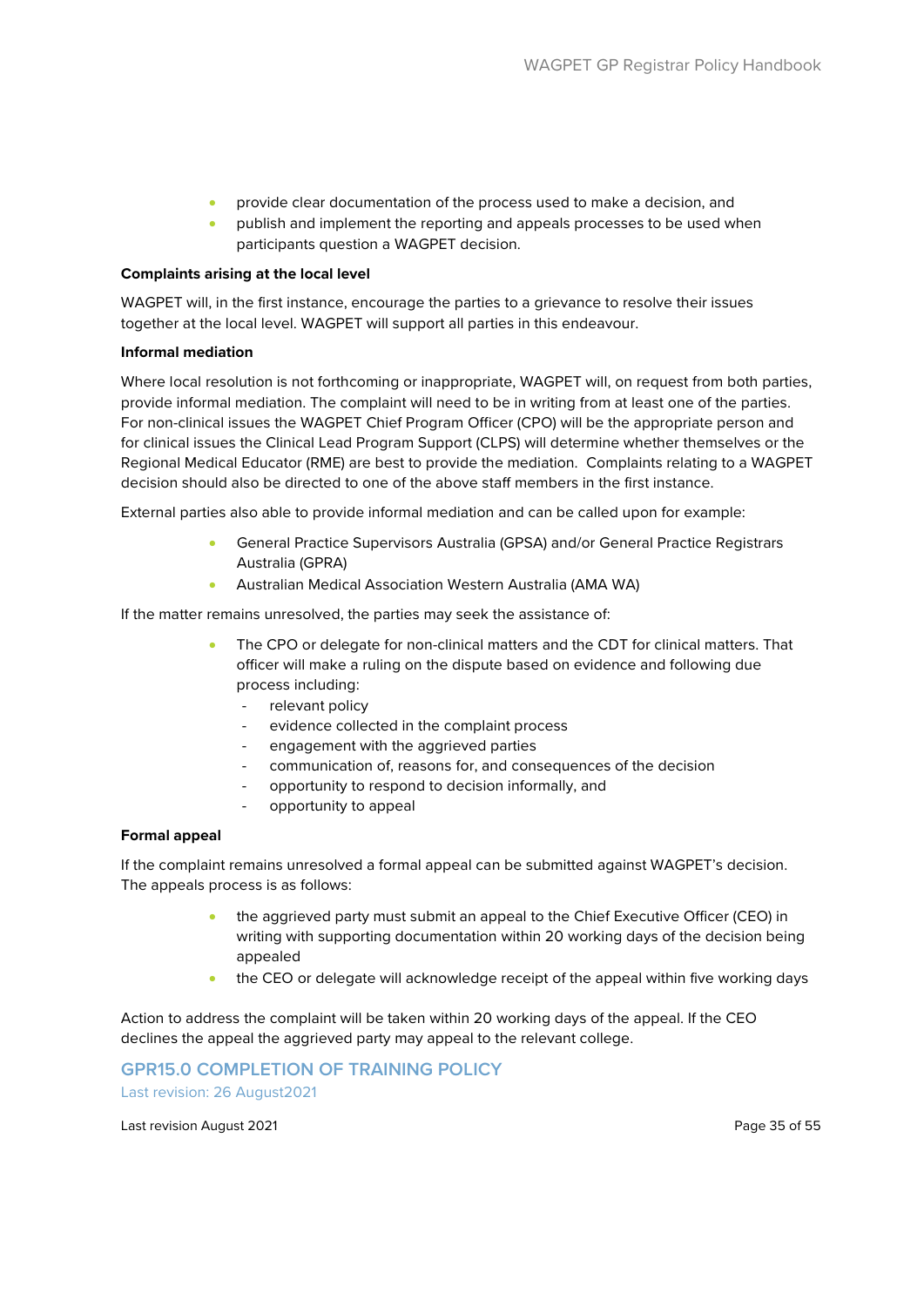- provide clear documentation of the process used to make a decision, and
- publish and implement the reporting and appeals processes to be used when participants question a WAGPET decision.

**Complaints arising at the local level**

WAGPET will, in the first instance, encourage the parties to a grievance to resolve their issues together at the local level. WAGPET will support all parties in this endeavour.

**Informal mediation**

Where local resolution is not forthcoming or inappropriate, WAGPET will, on request from both parties, provide informal mediation. The complaint will need to be in writing from at least one of the parties. For non-clinical issues the WAGPET Chief Program Officer (CPO) will be the appropriate person and for clinical issues the Clinical Lead Program Support (CLPS) will determine whether themselves or the Regional Medical Educator (RME) are best to provide the mediation. Complaints relating to a WAGPET decision should also be directed to one of the above staff members in the first instance.

External parties also able to provide informal mediation and can be called upon for example:

- General Practice Supervisors Australia (GPSA) and/or General Practice Registrars Australia (GPRA)
- Australian Medical Association Western Australia (AMA WA)

If the matter remains unresolved, the parties may seek the assistance of:

- The CPO or delegate for non-clinical matters and the CDT for clinical matters. That officer will make a ruling on the dispute based on evidence and following due process including:
  - relevant policy
  - evidence collected in the complaint process
  - engagement with the aggrieved parties
  - communication of, reasons for, and consequences of the decision
  - opportunity to respond to decision informally, and
  - opportunity to appeal

**Formal appeal**

If the complaint remains unresolved a formal appeal can be submitted against WAGPET's decision. The appeals process is as follows:

- the aggrieved party must submit an appeal to the Chief Executive Officer (CEO) in writing with supporting documentation within 20 working days of the decision being appealed
- the CEO or delegate will acknowledge receipt of the appeal within five working days

Action to address the complaint will be taken within 20 working days of the appeal. If the CEO declines the appeal the aggrieved party may appeal to the relevant college.

## GPR15.0 COMPLETION OF TRAINING POLICY

Last revision: 26 August2021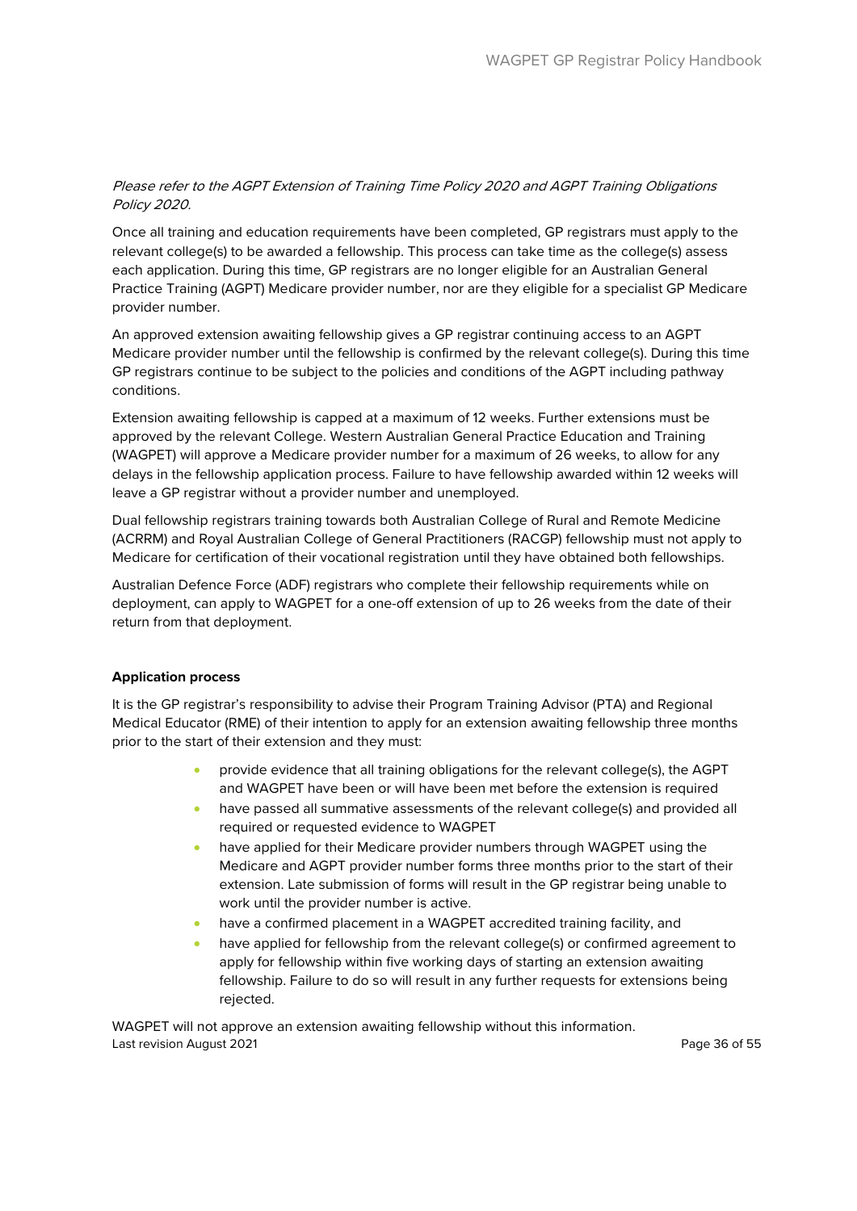*Please refer to the AGPT Extension of Training Time Policy 2020 and AGPT Training Obligations Policy 2020.*

Once all training and education requirements have been completed, GP registrars must apply to the relevant college(s) to be awarded a fellowship. This process can take time as the college(s) assess each application. During this time, GP registrars are no longer eligible for an Australian General Practice Training (AGPT) Medicare provider number, nor are they eligible for a specialist GP Medicare provider number.

An approved extension awaiting fellowship gives a GP registrar continuing access to an AGPT Medicare provider number until the fellowship is confirmed by the relevant college(s). During this time GP registrars continue to be subject to the policies and conditions of the AGPT including pathway conditions.

Extension awaiting fellowship is capped at a maximum of 12 weeks. Further extensions must be approved by the relevant College. Western Australian General Practice Education and Training (WAGPET) will approve a Medicare provider number for a maximum of 26 weeks, to allow for any delays in the fellowship application process. Failure to have fellowship awarded within 12 weeks will leave a GP registrar without a provider number and unemployed.

Dual fellowship registrars training towards both Australian College of Rural and Remote Medicine (ACRRM) and Royal Australian College of General Practitioners (RACGP) fellowship must not apply to Medicare for certification of their vocational registration until they have obtained both fellowships.

Australian Defence Force (ADF) registrars who complete their fellowship requirements while on deployment, can apply to WAGPET for a one-off extension of up to 26 weeks from the date of their return from that deployment.

**Application process**

It is the GP registrar's responsibility to advise their Program Training Advisor (PTA) and Regional Medical Educator (RME) of their intention to apply for an extension awaiting fellowship three months prior to the start of their extension and they must:

- provide evidence that all training obligations for the relevant college(s), the AGPT and WAGPET have been or will have been met before the extension is required
- have passed all summative assessments of the relevant college(s) and provided all required or requested evidence to WAGPET
- have applied for their Medicare provider numbers through WAGPET using the Medicare and AGPT provider number forms three months prior to the start of their extension. Late submission of forms will result in the GP registrar being unable to work until the provider number is active.
- have a confirmed placement in a WAGPET accredited training facility, and
- have applied for fellowship from the relevant college(s) or confirmed agreement to apply for fellowship within five working days of starting an extension awaiting fellowship. Failure to do so will result in any further requests for extensions being rejected.

WAGPET will not approve an extension awaiting fellowship without this information.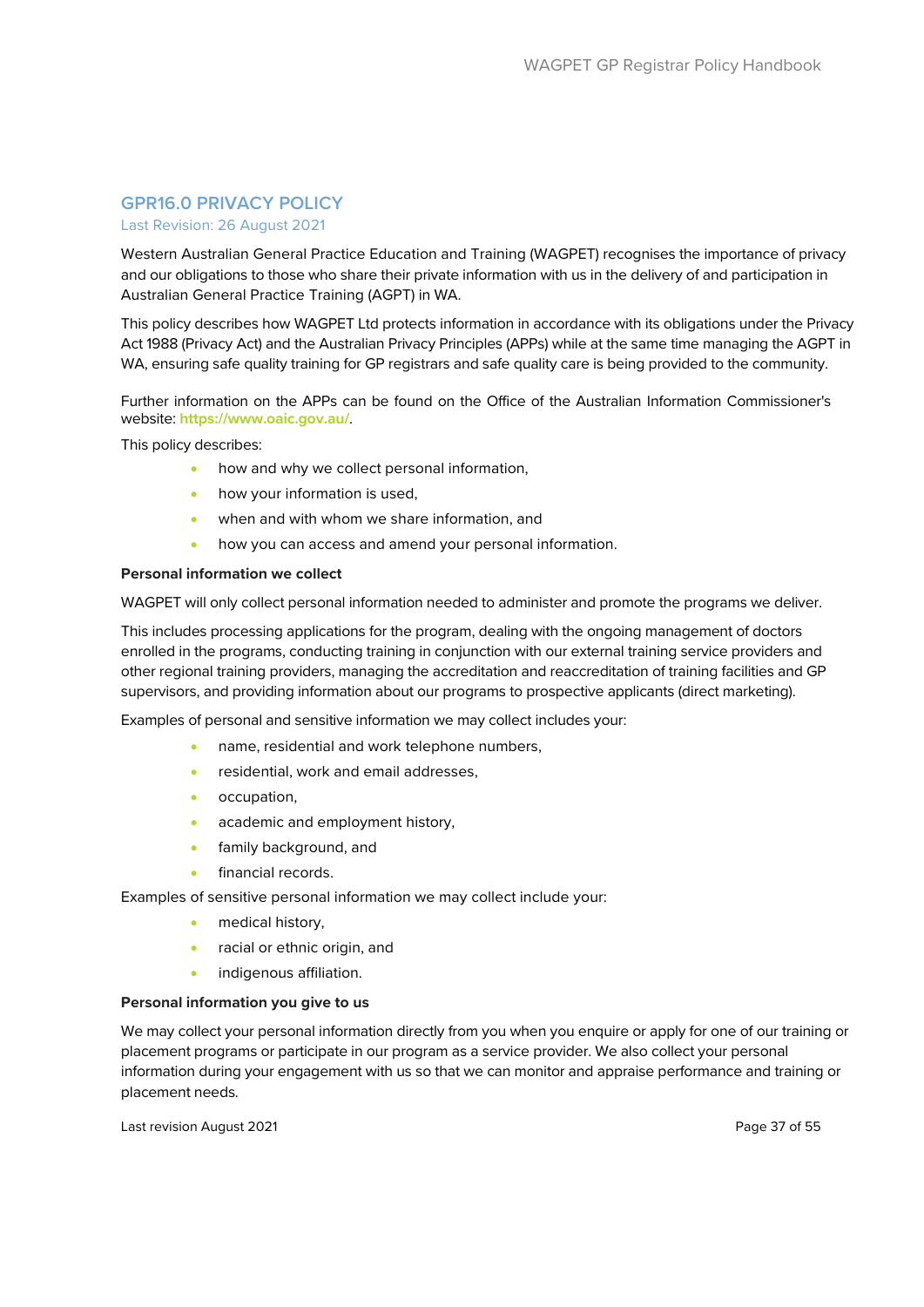## GPR16.0 PRIVACY POLICY

Last Revision: 26 August 2021

Western Australian General Practice Education and Training (WAGPET) recognises the importance of privacy and our obligations to those who share their private information with us in the delivery of and participation in Australian General Practice Training (AGPT) in WA.

This policy describes how WAGPET Ltd protects information in accordance with its obligations under the Privacy Act 1988 (Privacy Act) and the Australian Privacy Principles (APPs) while at the same time managing the AGPT in WA, ensuring safe quality training for GP registrars and safe quality care is being provided to the community.

Further information on the APPs can be found on the Office of the Australian Information Commissioner's website: **https://www.oaic.gov.au/**.

This policy describes:

- how and why we collect personal information,
- how your information is used,
- when and with whom we share information, and
- how you can access and amend your personal information.

**Personal information we collect**

WAGPET will only collect personal information needed to administer and promote the programs we deliver.

This includes processing applications for the program, dealing with the ongoing management of doctors enrolled in the programs, conducting training in conjunction with our external training service providers and other regional training providers, managing the accreditation and reaccreditation of training facilities and GP supervisors, and providing information about our programs to prospective applicants (direct marketing).

Examples of personal and sensitive information we may collect includes your:

- name, residential and work telephone numbers,
- residential, work and email addresses,
- occupation,
- academic and employment history,
- family background, and
- financial records.

Examples of sensitive personal information we may collect include your:

- medical history,
- racial or ethnic origin, and
- indigenous affiliation.

**Personal information you give to us**

We may collect your personal information directly from you when you enquire or apply for one of our training or placement programs or participate in our program as a service provider. We also collect your personal information during your engagement with us so that we can monitor and appraise performance and training or placement needs.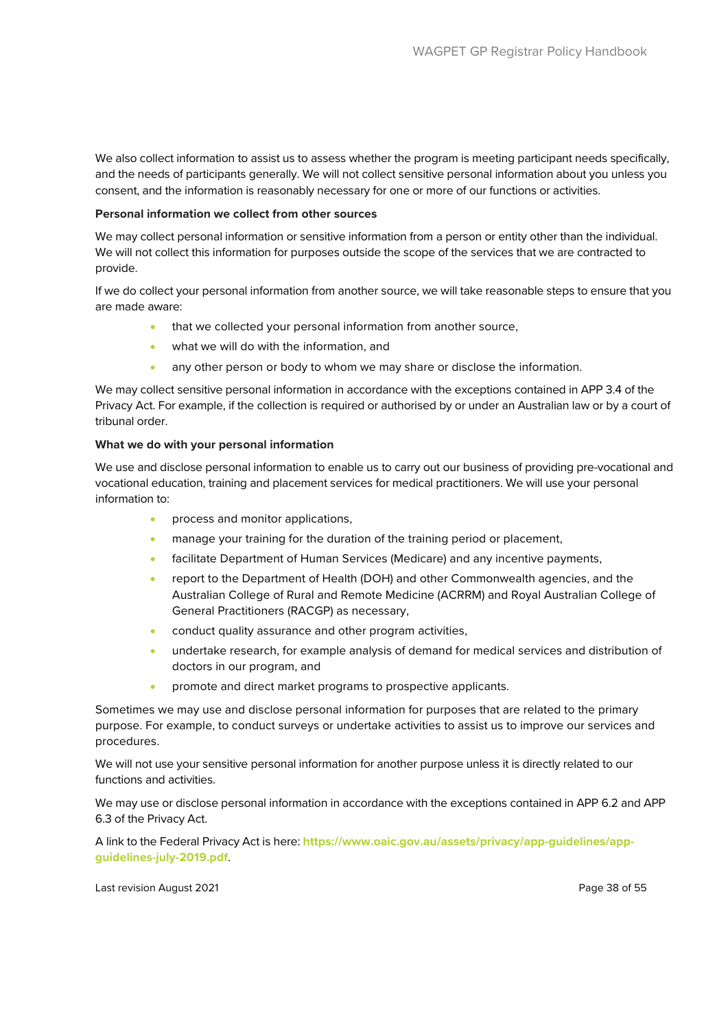We also collect information to assist us to assess whether the program is meeting participant needs specifically, and the needs of participants generally. We will not collect sensitive personal information about you unless you consent, and the information is reasonably necessary for one or more of our functions or activities.

**Personal information we collect from other sources**

We may collect personal information or sensitive information from a person or entity other than the individual. We will not collect this information for purposes outside the scope of the services that we are contracted to provide.

If we do collect your personal information from another source, we will take reasonable steps to ensure that you are made aware:

- that we collected your personal information from another source,
- what we will do with the information, and
- any other person or body to whom we may share or disclose the information.

We may collect sensitive personal information in accordance with the exceptions contained in APP 3.4 of the Privacy Act. For example, if the collection is required or authorised by or under an Australian law or by a court of tribunal order.

**What we do with your personal information**

We use and disclose personal information to enable us to carry out our business of providing pre-vocational and vocational education, training and placement services for medical practitioners. We will use your personal information to:

- process and monitor applications,
- manage your training for the duration of the training period or placement,
- facilitate Department of Human Services (Medicare) and any incentive payments,
- report to the Department of Health (DOH) and other Commonwealth agencies, and the Australian College of Rural and Remote Medicine (ACRRM) and Royal Australian College of General Practitioners (RACGP) as necessary,
- conduct quality assurance and other program activities,
- undertake research, for example analysis of demand for medical services and distribution of doctors in our program, and
- promote and direct market programs to prospective applicants.

Sometimes we may use and disclose personal information for purposes that are related to the primary purpose. For example, to conduct surveys or undertake activities to assist us to improve our services and procedures.

We will not use your sensitive personal information for another purpose unless it is directly related to our functions and activities.

We may use or disclose personal information in accordance with the exceptions contained in APP 6.2 and APP 6.3 of the Privacy Act.

A link to the Federal Privacy Act is here: **https://www.oaic.gov.au/assets/privacy/app-guidelines/app-guidelines-july-2019.pdf**.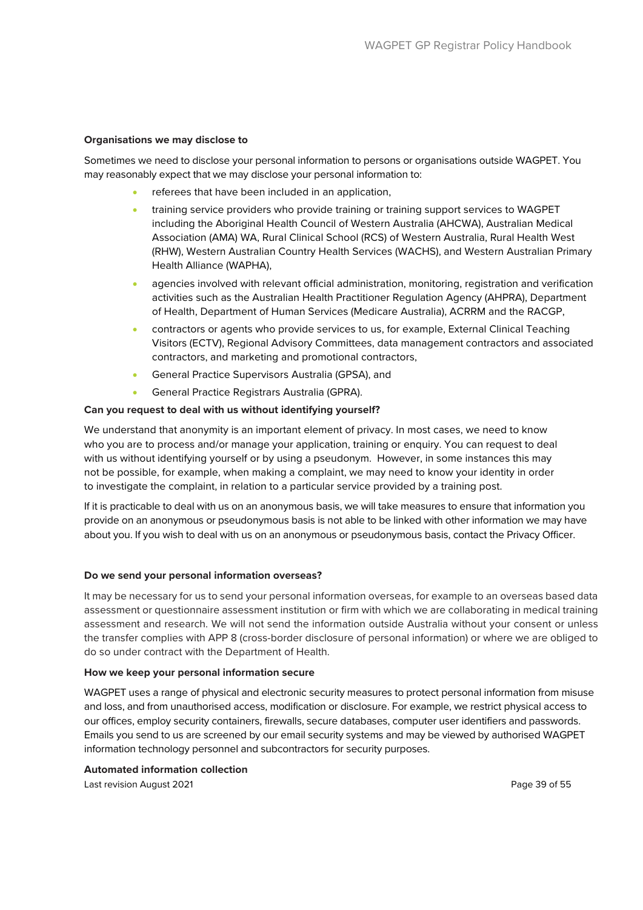**Organisations we may disclose to**

Sometimes we need to disclose your personal information to persons or organisations outside WAGPET. You may reasonably expect that we may disclose your personal information to:

- referees that have been included in an application,
- training service providers who provide training or training support services to WAGPET including the Aboriginal Health Council of Western Australia (AHCWA), Australian Medical Association (AMA) WA, Rural Clinical School (RCS) of Western Australia, Rural Health West (RHW), Western Australian Country Health Services (WACHS), and Western Australian Primary Health Alliance (WAPHA),
- agencies involved with relevant official administration, monitoring, registration and verification activities such as the Australian Health Practitioner Regulation Agency (AHPRA), Department of Health, Department of Human Services (Medicare Australia), ACRRM and the RACGP,
- contractors or agents who provide services to us, for example, External Clinical Teaching Visitors (ECTV), Regional Advisory Committees, data management contractors and associated contractors, and marketing and promotional contractors,
- General Practice Supervisors Australia (GPSA), and
- General Practice Registrars Australia (GPRA).

**Can you request to deal with us without identifying yourself?**

We understand that anonymity is an important element of privacy. In most cases, we need to know who you are to process and/or manage your application, training or enquiry. You can request to deal with us without identifying yourself or by using a pseudonym. However, in some instances this may not be possible, for example, when making a complaint, we may need to know your identity in order to investigate the complaint, in relation to a particular service provided by a training post.

If it is practicable to deal with us on an anonymous basis, we will take measures to ensure that information you provide on an anonymous or pseudonymous basis is not able to be linked with other information we may have about you. If you wish to deal with us on an anonymous or pseudonymous basis, contact the Privacy Officer.

**Do we send your personal information overseas?**

It may be necessary for us to send your personal information overseas, for example to an overseas based data assessment or questionnaire assessment institution or firm with which we are collaborating in medical training assessment and research. We will not send the information outside Australia without your consent or unless the transfer complies with APP 8 (cross-border disclosure of personal information) or where we are obliged to do so under contract with the Department of Health.

**How we keep your personal information secure**

WAGPET uses a range of physical and electronic security measures to protect personal information from misuse and loss, and from unauthorised access, modification or disclosure. For example, we restrict physical access to our offices, employ security containers, firewalls, secure databases, computer user identifiers and passwords. Emails you send to us are screened by our email security systems and may be viewed by authorised WAGPET information technology personnel and subcontractors for security purposes.

**Automated information collection**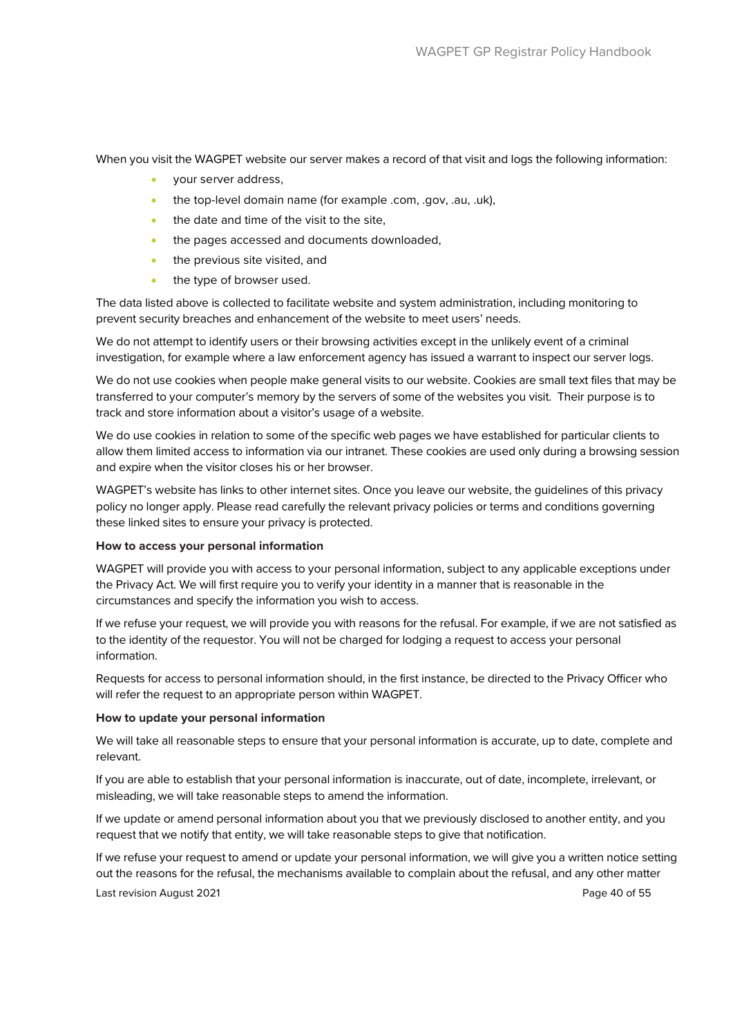When you visit the WAGPET website our server makes a record of that visit and logs the following information:

- your server address,
- the top-level domain name (for example .com, .gov, .au, .uk),
- the date and time of the visit to the site,
- the pages accessed and documents downloaded,
- the previous site visited, and
- the type of browser used.

The data listed above is collected to facilitate website and system administration, including monitoring to prevent security breaches and enhancement of the website to meet users' needs.

We do not attempt to identify users or their browsing activities except in the unlikely event of a criminal investigation, for example where a law enforcement agency has issued a warrant to inspect our server logs.

We do not use cookies when people make general visits to our website. Cookies are small text files that may be transferred to your computer's memory by the servers of some of the websites you visit. Their purpose is to track and store information about a visitor's usage of a website.

We do use cookies in relation to some of the specific web pages we have established for particular clients to allow them limited access to information via our intranet. These cookies are used only during a browsing session and expire when the visitor closes his or her browser.

WAGPET's website has links to other internet sites. Once you leave our website, the guidelines of this privacy policy no longer apply. Please read carefully the relevant privacy policies or terms and conditions governing these linked sites to ensure your privacy is protected.

**How to access your personal information**

WAGPET will provide you with access to your personal information, subject to any applicable exceptions under the Privacy Act. We will first require you to verify your identity in a manner that is reasonable in the circumstances and specify the information you wish to access.

If we refuse your request, we will provide you with reasons for the refusal. For example, if we are not satisfied as to the identity of the requestor. You will not be charged for lodging a request to access your personal information.

Requests for access to personal information should, in the first instance, be directed to the Privacy Officer who will refer the request to an appropriate person within WAGPET.

**How to update your personal information**

We will take all reasonable steps to ensure that your personal information is accurate, up to date, complete and relevant.

If you are able to establish that your personal information is inaccurate, out of date, incomplete, irrelevant, or misleading, we will take reasonable steps to amend the information.

If we update or amend personal information about you that we previously disclosed to another entity, and you request that we notify that entity, we will take reasonable steps to give that notification.

If we refuse your request to amend or update your personal information, we will give you a written notice setting out the reasons for the refusal, the mechanisms available to complain about the refusal, and any other matter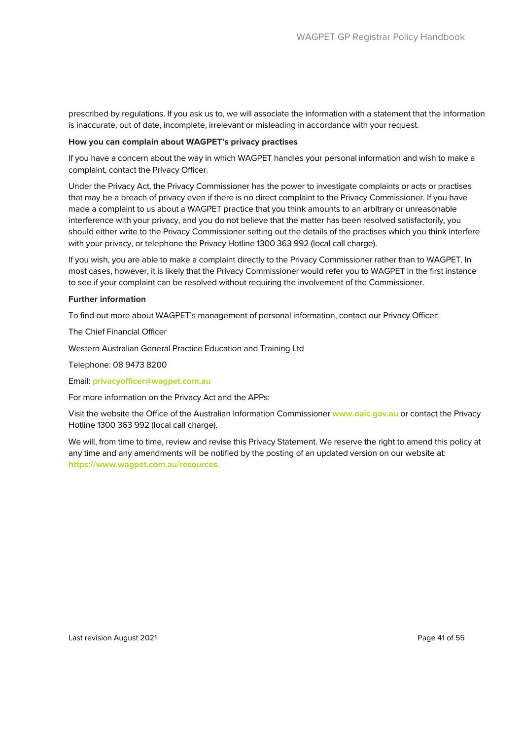prescribed by regulations. If you ask us to, we will associate the information with a statement that the information is inaccurate, out of date, incomplete, irrelevant or misleading in accordance with your request.

**How you can complain about WAGPET's privacy practises**

If you have a concern about the way in which WAGPET handles your personal information and wish to make a complaint, contact the Privacy Officer.

Under the Privacy Act, the Privacy Commissioner has the power to investigate complaints or acts or practises that may be a breach of privacy even if there is no direct complaint to the Privacy Commissioner. If you have made a complaint to us about a WAGPET practice that you think amounts to an arbitrary or unreasonable interference with your privacy, and you do not believe that the matter has been resolved satisfactorily, you should either write to the Privacy Commissioner setting out the details of the practises which you think interfere with your privacy, or telephone the Privacy Hotline 1300 363 992 (local call charge).

If you wish, you are able to make a complaint directly to the Privacy Commissioner rather than to WAGPET. In most cases, however, it is likely that the Privacy Commissioner would refer you to WAGPET in the first instance to see if your complaint can be resolved without requiring the involvement of the Commissioner.

**Further information**

To find out more about WAGPET's management of personal information, contact our Privacy Officer:

The Chief Financial Officer

Western Australian General Practice Education and Training Ltd

Telephone: 08 9473 8200

Email: **privacyofficer@wagpet.com.au**

For more information on the Privacy Act and the APPs:

Visit the website the Office of the Australian Information Commissioner **www.oaic.gov.au** or contact the Privacy Hotline 1300 363 992 (local call charge).

We will, from time to time, review and revise this Privacy Statement. We reserve the right to amend this policy at any time and any amendments will be notified by the posting of an updated version on our website at: **https://www.wagpet.com.au/resources.**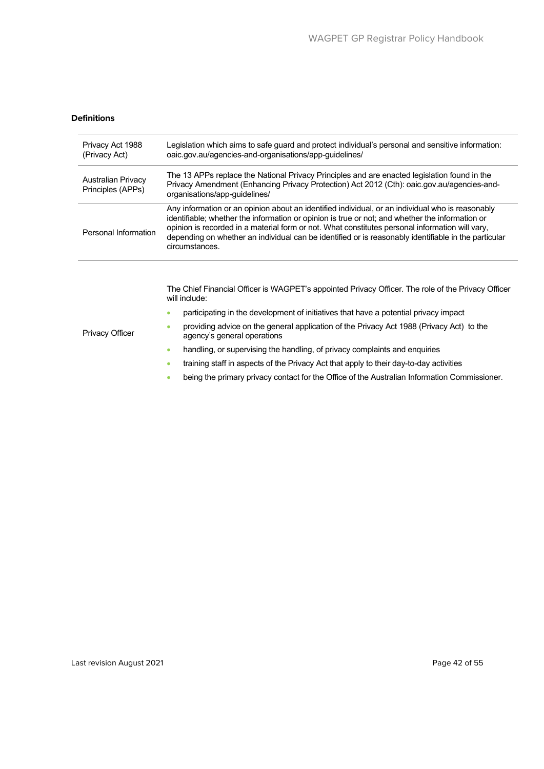**Definitions**

| | |
|---|---|
| Privacy Act 1988 (Privacy Act) | Legislation which aims to safe guard and protect individual's personal and sensitive information: oaic.gov.au/agencies-and-organisations/app-guidelines/ |
| Australian Privacy Principles (APPs) | The 13 APPs replace the National Privacy Principles and are enacted legislation found in the Privacy Amendment (Enhancing Privacy Protection) Act 2012 (Cth): oaic.gov.au/agencies-and-organisations/app-guidelines/ |
| Personal Information | Any information or an opinion about an identified individual, or an individual who is reasonably identifiable; whether the information or opinion is true or not; and whether the information or opinion is recorded in a material form or not. What constitutes personal information will vary, depending on whether an individual can be identified or is reasonably identifiable in the particular circumstances. |
| Privacy Officer | The Chief Financial Officer is WAGPET's appointed Privacy Officer. The role of the Privacy Officer will include:<br>• participating in the development of initiatives that have a potential privacy impact<br>• providing advice on the general application of the Privacy Act 1988 (Privacy Act) to the agency's general operations<br>• handling, or supervising the handling, of privacy complaints and enquiries<br>• training staff in aspects of the Privacy Act that apply to their day-to-day activities<br>• being the primary privacy contact for the Office of the Australian Information Commissioner. |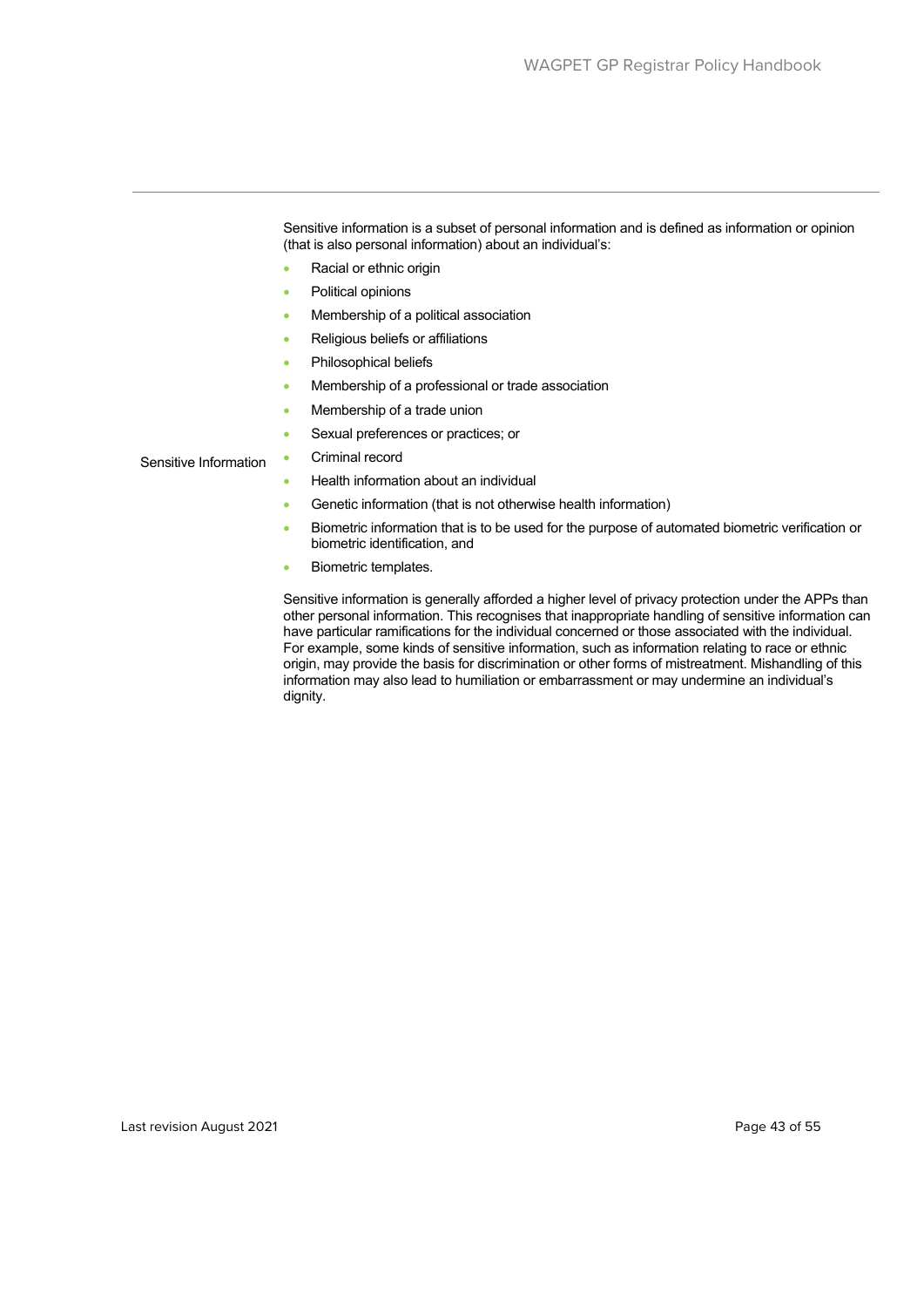**Sensitive Information**

Sensitive information is a subset of personal information and is defined as information or opinion (that is also personal information) about an individual's:

- Racial or ethnic origin
- Political opinions
- Membership of a political association
- Religious beliefs or affiliations
- Philosophical beliefs
- Membership of a professional or trade association
- Membership of a trade union
- Sexual preferences or practices; or
- Criminal record
- Health information about an individual
- Genetic information (that is not otherwise health information)
- Biometric information that is to be used for the purpose of automated biometric verification or biometric identification, and
- Biometric templates.

Sensitive information is generally afforded a higher level of privacy protection under the APPs than other personal information. This recognises that inappropriate handling of sensitive information can have particular ramifications for the individual concerned or those associated with the individual. For example, some kinds of sensitive information, such as information relating to race or ethnic origin, may provide the basis for discrimination or other forms of mistreatment. Mishandling of this information may also lead to humiliation or embarrassment or may undermine an individual's dignity.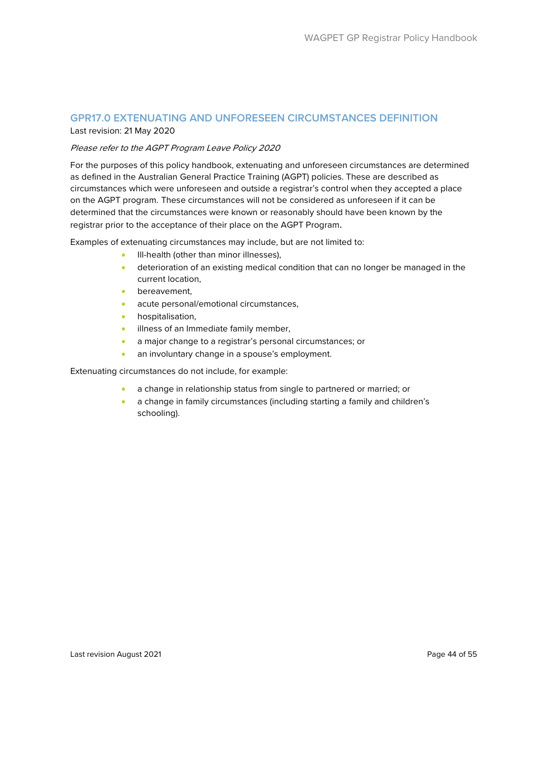## GPR17.0 EXTENUATING AND UNFORESEEN CIRCUMSTANCES DEFINITION

Last revision: 21 May 2020

*Please refer to the AGPT Program Leave Policy 2020*

For the purposes of this policy handbook, extenuating and unforeseen circumstances are determined as defined in the Australian General Practice Training (AGPT) policies. These are described as circumstances which were unforeseen and outside a registrar's control when they accepted a place on the AGPT program. These circumstances will not be considered as unforeseen if it can be determined that the circumstances were known or reasonably should have been known by the registrar prior to the acceptance of their place on the AGPT Program.

Examples of extenuating circumstances may include, but are not limited to:

- Ill-health (other than minor illnesses),
- deterioration of an existing medical condition that can no longer be managed in the current location,
- bereavement,
- acute personal/emotional circumstances,
- hospitalisation,
- illness of an Immediate family member,
- a major change to a registrar's personal circumstances; or
- an involuntary change in a spouse's employment.

Extenuating circumstances do not include, for example:

- a change in relationship status from single to partnered or married; or
- a change in family circumstances (including starting a family and children's schooling).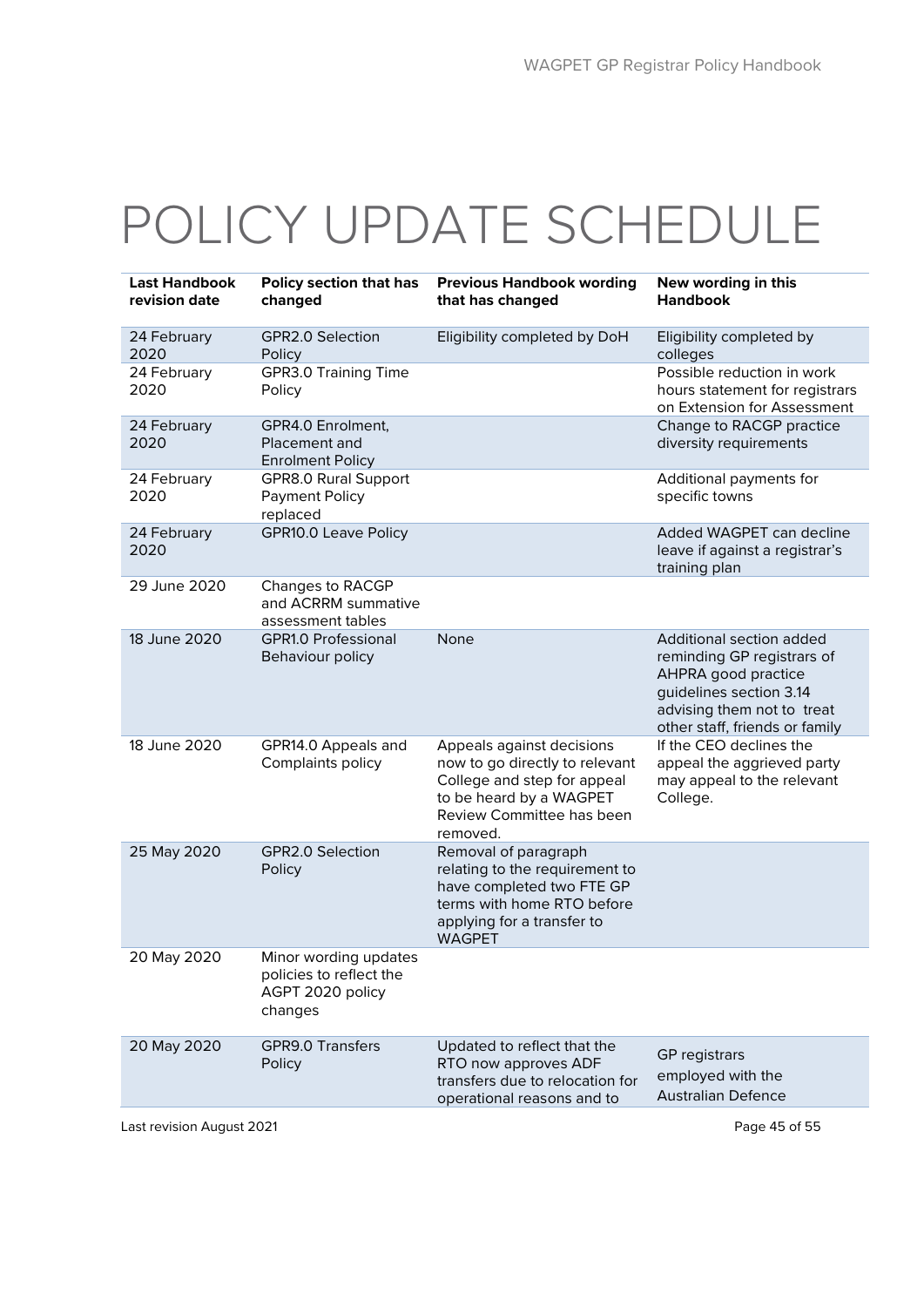# POLICY UPDATE SCHEDULE

| Last Handbook revision date | Policy section that has changed | Previous Handbook wording that has changed | New wording in this Handbook |
|---|---|---|---|
| 24 February 2020 | GPR2.0 Selection Policy | Eligibility completed by DoH | Eligibility completed by colleges |
| 24 February 2020 | GPR3.0 Training Time Policy | | Possible reduction in work hours statement for registrars on Extension for Assessment |
| 24 February 2020 | GPR4.0 Enrolment, Placement and Enrolment Policy | | Change to RACGP practice diversity requirements |
| 24 February 2020 | GPR8.0 Rural Support Payment Policy replaced | | Additional payments for specific towns |
| 24 February 2020 | GPR10.0 Leave Policy | | Added WAGPET can decline leave if against a registrar's training plan |
| 29 June 2020 | Changes to RACGP and ACRRM summative assessment tables | | |
| 18 June 2020 | GPR1.0 Professional Behaviour policy | None | Additional section added reminding GP registrars of AHPRA good practice guidelines section 3.14 advising them not to treat other staff, friends or family |
| 18 June 2020 | GPR14.0 Appeals and Complaints policy | Appeals against decisions now to go directly to relevant College and step for appeal to be heard by a WAGPET Review Committee has been removed. | If the CEO declines the appeal the aggrieved party may appeal to the relevant College. |
| 25 May 2020 | GPR2.0 Selection Policy | Removal of paragraph relating to the requirement to have completed two FTE GP terms with home RTO before applying for a transfer to WAGPET | |
| 20 May 2020 | Minor wording updates policies to reflect the AGPT 2020 policy changes | | |
| 20 May 2020 | GPR9.0 Transfers Policy | Updated to reflect that the RTO now approves ADF transfers due to relocation for operational reasons and to | GP registrars employed with the Australian Defence |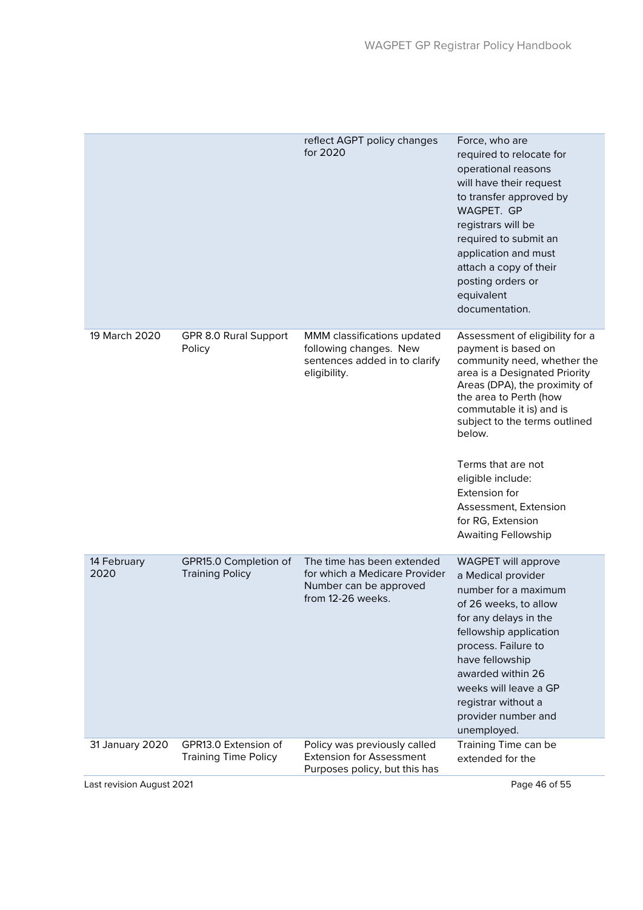|  |  | reflect AGPT policy changes for 2020 | Force, who are required to relocate for operational reasons will have their request to transfer approved by WAGPET. GP registrars will be required to submit an application and must attach a copy of their posting orders or equivalent documentation. |
| --- | --- | --- | --- |
| 19 March 2020 | GPR 8.0 Rural Support Policy | MMM classifications updated following changes. New sentences added in to clarify eligibility. | Assessment of eligibility for a payment is based on community need, whether the area is a Designated Priority Areas (DPA), the proximity of the area to Perth (how commutable it is) and is subject to the terms outlined below.<br><br>Terms that are not eligible include: Extension for Assessment, Extension for RG, Extension Awaiting Fellowship |
| 14 February 2020 | GPR15.0 Completion of Training Policy | The time has been extended for which a Medicare Provider Number can be approved from 12-26 weeks. | WAGPET will approve a Medical provider number for a maximum of 26 weeks, to allow for any delays in the fellowship application process. Failure to have fellowship awarded within 26 weeks will leave a GP registrar without a provider number and unemployed. |
| 31 January 2020 | GPR13.0 Extension of Training Time Policy | Policy was previously called Extension for Assessment Purposes policy, but this has | Training Time can be extended for the |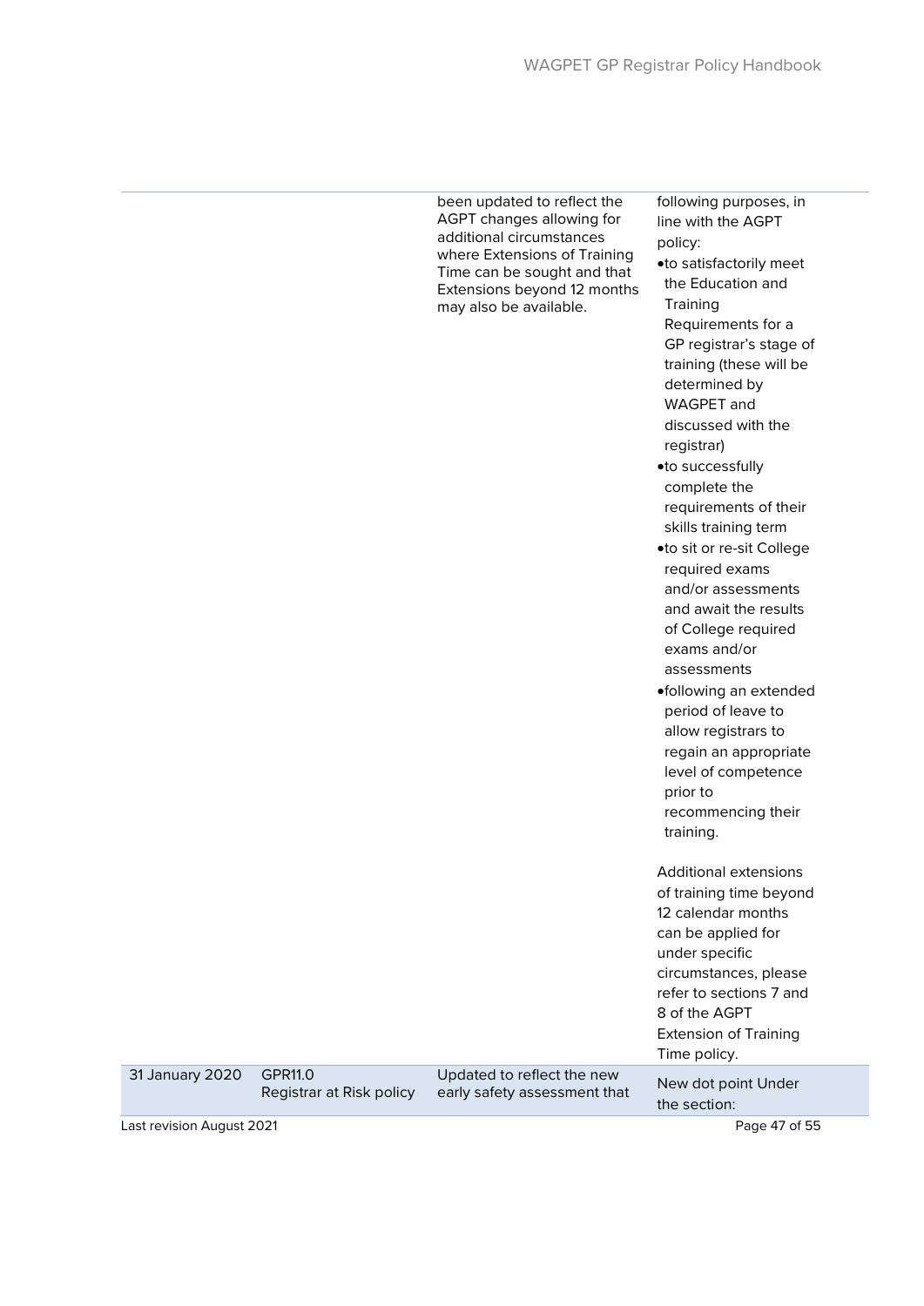| | | been updated to reflect the AGPT changes allowing for additional circumstances where Extensions of Training Time can be sought and that Extensions beyond 12 months may also be available. | following purposes, in line with the AGPT policy:<br>•to satisfactorily meet the Education and Training Requirements for a GP registrar's stage of training (these will be determined by WAGPET and discussed with the registrar)<br>•to successfully complete the requirements of their skills training term<br>•to sit or re-sit College required exams and/or assessments and await the results of College required exams and/or assessments<br>•following an extended period of leave to allow registrars to regain an appropriate level of competence prior to recommencing their training.<br><br>Additional extensions of training time beyond 12 calendar months can be applied for under specific circumstances, please refer to sections 7 and 8 of the AGPT Extension of Training Time policy. |
|---|---|---|---|
| 31 January 2020 | GPR11.0 Registrar at Risk policy | Updated to reflect the new early safety assessment that | New dot point Under the section: |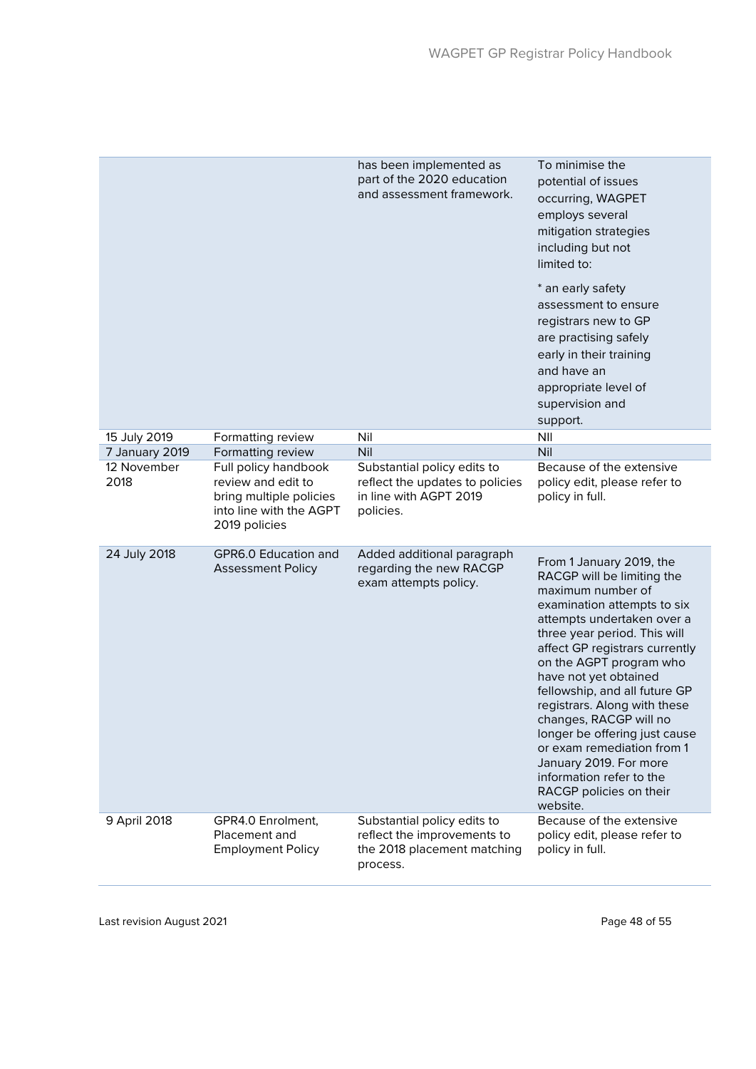| | | | |
|---|---|---|---|
| | | has been implemented as part of the 2020 education and assessment framework. | To minimise the potential of issues occurring, WAGPET employs several mitigation strategies including but not limited to:<br><br>* an early safety assessment to ensure registrars new to GP are practising safely early in their training and have an appropriate level of supervision and support. |
| 15 July 2019 | Formatting review | Nil | NIl |
| 7 January 2019 | Formatting review | Nil | Nil |
| 12 November 2018 | Full policy handbook review and edit to bring multiple policies into line with the AGPT 2019 policies | Substantial policy edits to reflect the updates to policies in line with AGPT 2019 policies. | Because of the extensive policy edit, please refer to policy in full. |
| 24 July 2018 | GPR6.0 Education and Assessment Policy | Added additional paragraph regarding the new RACGP exam attempts policy. | From 1 January 2019, the RACGP will be limiting the maximum number of examination attempts to six attempts undertaken over a three year period. This will affect GP registrars currently on the AGPT program who have not yet obtained fellowship, and all future GP registrars. Along with these changes, RACGP will no longer be offering just cause or exam remediation from 1 January 2019. For more information refer to the RACGP policies on their website. |
| 9 April 2018 | GPR4.0 Enrolment, Placement and Employment Policy | Substantial policy edits to reflect the improvements to the 2018 placement matching process. | Because of the extensive policy edit, please refer to policy in full. |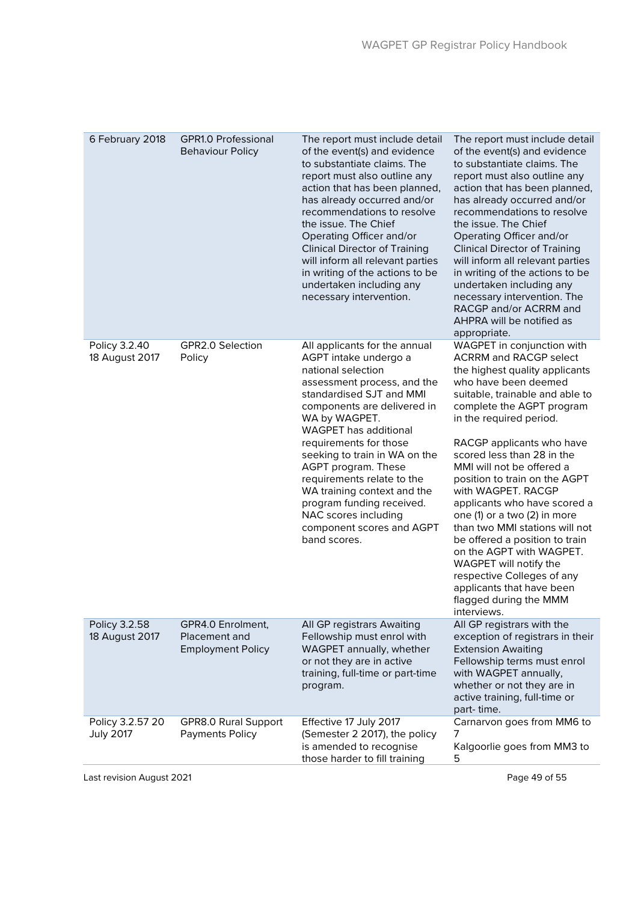| | | | |
|---|---|---|---|
| 6 February 2018 | GPR1.0 Professional Behaviour Policy | The report must include detail of the event(s) and evidence to substantiate claims. The report must also outline any action that has been planned, has already occurred and/or recommendations to resolve the issue. The Chief Operating Officer and/or Clinical Director of Training will inform all relevant parties in writing of the actions to be undertaken including any necessary intervention. | The report must include detail of the event(s) and evidence to substantiate claims. The report must also outline any action that has been planned, has already occurred and/or recommendations to resolve the issue. The Chief Operating Officer and/or Clinical Director of Training will inform all relevant parties in writing of the actions to be undertaken including any necessary intervention. The RACGP and/or ACRRM and AHPRA will be notified as appropriate. |
| Policy 3.2.40 18 August 2017 | GPR2.0 Selection Policy | All applicants for the annual AGPT intake undergo a national selection assessment process, and the standardised SJT and MMI components are delivered in WA by WAGPET. WAGPET has additional requirements for those seeking to train in WA on the AGPT program. These requirements relate to the WA training context and the program funding received. NAC scores including component scores and AGPT band scores. | WAGPET in conjunction with ACRRM and RACGP select the highest quality applicants who have been deemed suitable, trainable and able to complete the AGPT program in the required period.<br><br>RACGP applicants who have scored less than 28 in the MMI will not be offered a position to train on the AGPT with WAGPET. RACGP applicants who have scored a one (1) or a two (2) in more than two MMI stations will not be offered a position to train on the AGPT with WAGPET. WAGPET will notify the respective Colleges of any applicants that have been flagged during the MMM interviews. |
| Policy 3.2.58 18 August 2017 | GPR4.0 Enrolment, Placement and Employment Policy | All GP registrars Awaiting Fellowship must enrol with WAGPET annually, whether or not they are in active training, full-time or part-time program. | All GP registrars with the exception of registrars in their Extension Awaiting Fellowship terms must enrol with WAGPET annually, whether or not they are in active training, full-time or part- time. |
| Policy 3.2.57 20 July 2017 | GPR8.0 Rural Support Payments Policy | Effective 17 July 2017 (Semester 2 2017), the policy is amended to recognise those harder to fill training | Carnarvon goes from MM6 to 7<br>Kalgoorlie goes from MM3 to 5 |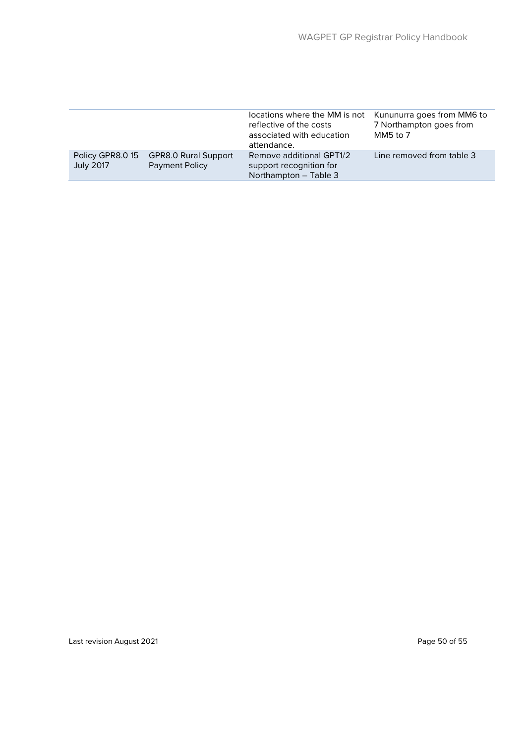| | | | |
|---|---|---|---|
| | | locations where the MM is not reflective of the costs associated with education attendance. | Kununurra goes from MM6 to 7 Northampton goes from MM5 to 7 |
| Policy GPR8.0 15 July 2017 | GPR8.0 Rural Support Payment Policy | Remove additional GPT1/2 support recognition for Northampton – Table 3 | Line removed from table 3 |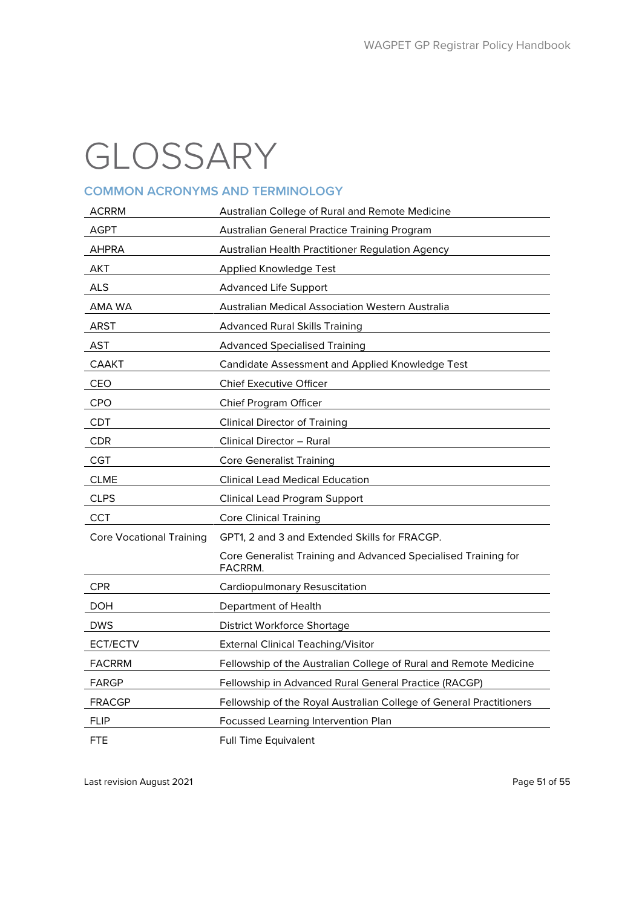# GLOSSARY

## COMMON ACRONYMS AND TERMINOLOGY

| | |
|---|---|
| ACRRM | Australian College of Rural and Remote Medicine |
| AGPT | Australian General Practice Training Program |
| AHPRA | Australian Health Practitioner Regulation Agency |
| AKT | Applied Knowledge Test |
| ALS | Advanced Life Support |
| AMA WA | Australian Medical Association Western Australia |
| ARST | Advanced Rural Skills Training |
| AST | Advanced Specialised Training |
| CAAKT | Candidate Assessment and Applied Knowledge Test |
| CEO | Chief Executive Officer |
| CPO | Chief Program Officer |
| CDT | Clinical Director of Training |
| CDR | Clinical Director – Rural |
| CGT | Core Generalist Training |
| CLME | Clinical Lead Medical Education |
| CLPS | Clinical Lead Program Support |
| CCT | Core Clinical Training |
| Core Vocational Training | GPT1, 2 and 3 and Extended Skills for FRACGP.<br>Core Generalist Training and Advanced Specialised Training for FACRRM. |
| CPR | Cardiopulmonary Resuscitation |
| DOH | Department of Health |
| DWS | District Workforce Shortage |
| ECT/ECTV | External Clinical Teaching/Visitor |
| FACRRM | Fellowship of the Australian College of Rural and Remote Medicine |
| FARGP | Fellowship in Advanced Rural General Practice (RACGP) |
| FRACGP | Fellowship of the Royal Australian College of General Practitioners |
| FLIP | Focussed Learning Intervention Plan |
| FTE | Full Time Equivalent |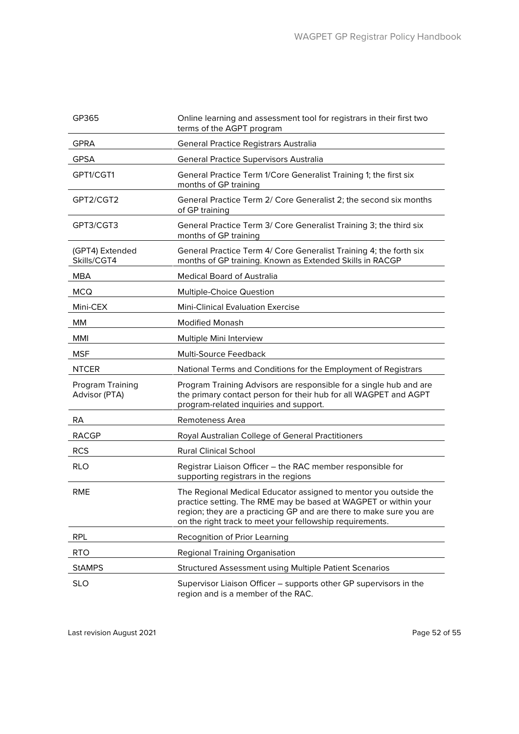| | |
|---|---|
| GP365 | Online learning and assessment tool for registrars in their first two terms of the AGPT program |
| GPRA | General Practice Registrars Australia |
| GPSA | General Practice Supervisors Australia |
| GPT1/CGT1 | General Practice Term 1/Core Generalist Training 1; the first six months of GP training |
| GPT2/CGT2 | General Practice Term 2/ Core Generalist 2; the second six months of GP training |
| GPT3/CGT3 | General Practice Term 3/ Core Generalist Training 3; the third six months of GP training |
| (GPT4) Extended Skills/CGT4 | General Practice Term 4/ Core Generalist Training 4; the forth six months of GP training. Known as Extended Skills in RACGP |
| MBA | Medical Board of Australia |
| MCQ | Multiple-Choice Question |
| Mini-CEX | Mini-Clinical Evaluation Exercise |
| MM | Modified Monash |
| MMI | Multiple Mini Interview |
| MSF | Multi-Source Feedback |
| NTCER | National Terms and Conditions for the Employment of Registrars |
| Program Training Advisor (PTA) | Program Training Advisors are responsible for a single hub and are the primary contact person for their hub for all WAGPET and AGPT program-related inquiries and support. |
| RA | Remoteness Area |
| RACGP | Royal Australian College of General Practitioners |
| RCS | Rural Clinical School |
| RLO | Registrar Liaison Officer – the RAC member responsible for supporting registrars in the regions |
| RME | The Regional Medical Educator assigned to mentor you outside the practice setting. The RME may be based at WAGPET or within your region; they are a practicing GP and are there to make sure you are on the right track to meet your fellowship requirements. |
| RPL | Recognition of Prior Learning |
| RTO | Regional Training Organisation |
| StAMPS | Structured Assessment using Multiple Patient Scenarios |
| SLO | Supervisor Liaison Officer – supports other GP supervisors in the region and is a member of the RAC. |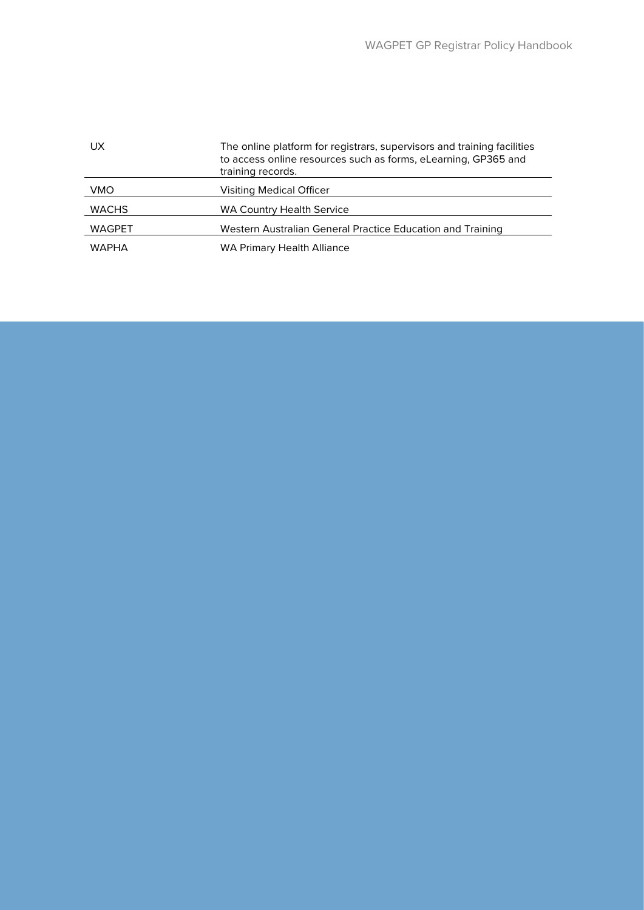| | |
|---|---|
| UX | The online platform for registrars, supervisors and training facilities to access online resources such as forms, eLearning, GP365 and training records. |
| VMO | Visiting Medical Officer |
| WACHS | WA Country Health Service |
| WAGPET | Western Australian General Practice Education and Training |
| WAPHA | WA Primary Health Alliance |